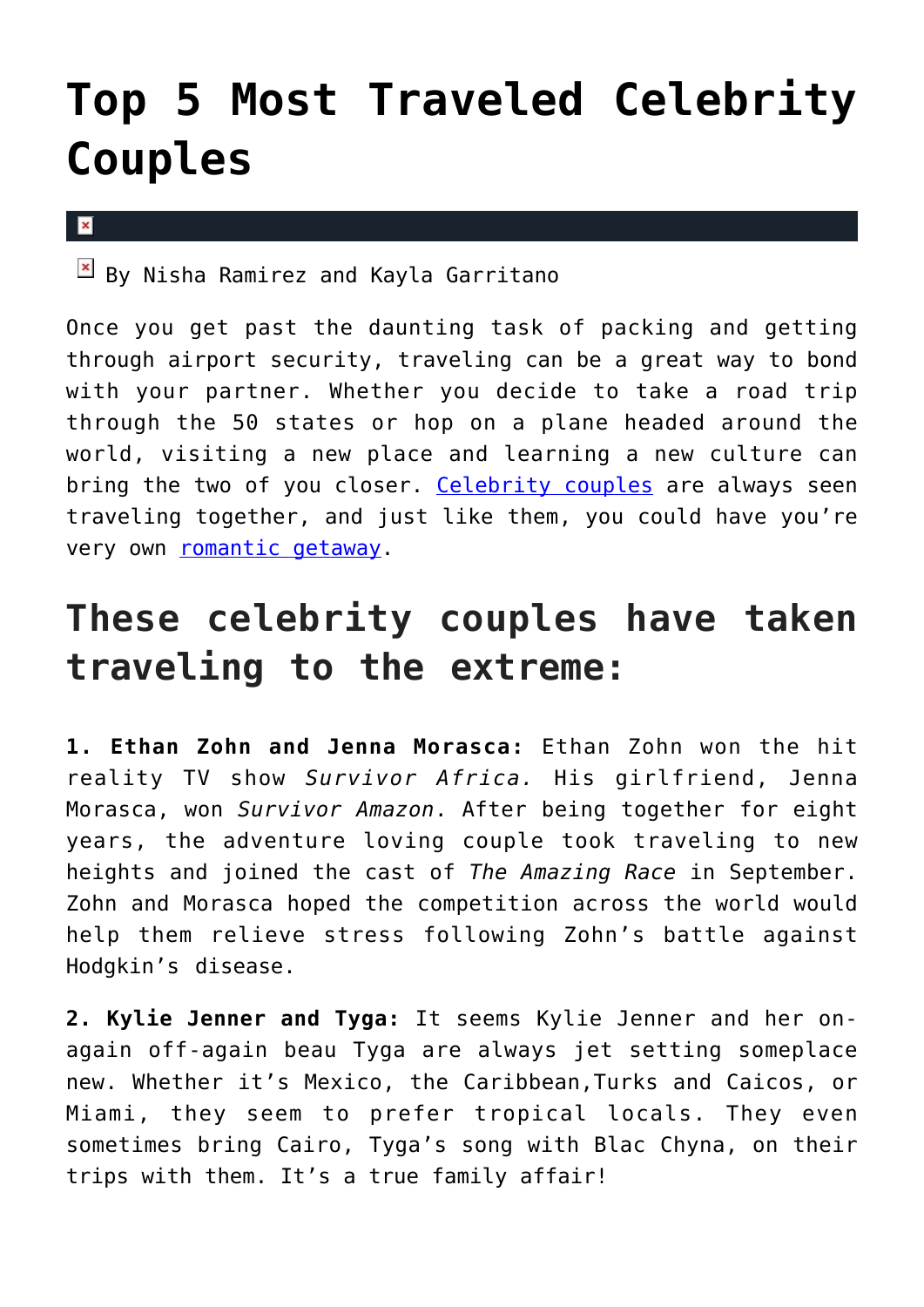# Top 5 Most Traveled Celebrity Couples

By Nisha Ramirez and Kayla Garritano

Once you get past the daunting task of packing and getting through airport security, traveling can be a great way to bond with your partner. Whether you decide to take a road trip through the 50 states or hop on a plane headed around the world, visiting a new place and learning a new culture can bring the two of you closer. [Celebrity couples](#) are always seen traveling together, and just like them, you could have you're very own [romantic getaway](#).

## These celebrity couples have taken traveling to the extreme:

**1. Ethan Zohn and Jenna Morasca:** Ethan Zohn won the hit reality TV show *Survivor Africa.* His girlfriend, Jenna Morasca, won *Survivor Amazon*. After being together for eight years, the adventure loving couple took traveling to new heights and joined the cast of *The Amazing Race* in September. Zohn and Morasca hoped the competition across the world would help them relieve stress following Zohn's battle against Hodgkin's disease.

**2. Kylie Jenner and Tyga:** It seems Kylie Jenner and her on-again off-again beau Tyga are always jet setting someplace new. Whether it's Mexico, the Caribbean,Turks and Caicos, or Miami, they seem to prefer tropical locals. They even sometimes bring Cairo, Tyga's song with Blac Chyna, on their trips with them. It's a true family affair!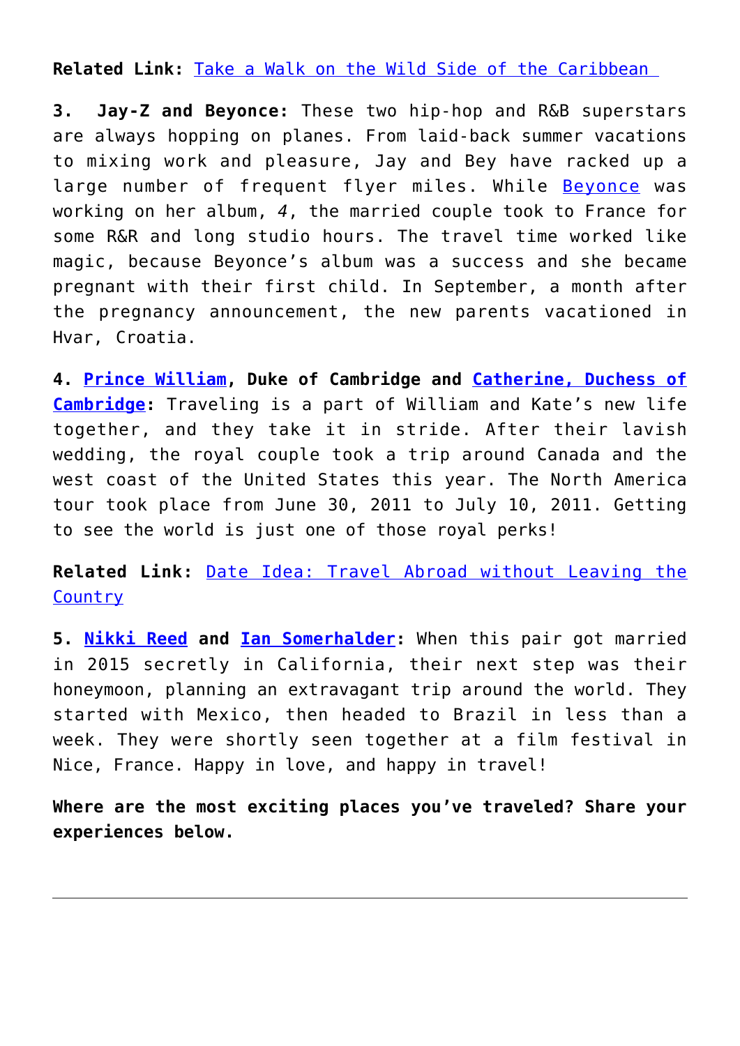**Related Link:** Take a Walk on the Wild Side of the Caribbean

**3. Jay-Z and Beyonce:** These two hip-hop and R&B superstars are always hopping on planes. From laid-back summer vacations to mixing work and pleasure, Jay and Bey have racked up a large number of frequent flyer miles. While Beyonce was working on her album, *4*, the married couple took to France for some R&R and long studio hours. The travel time worked like magic, because Beyonce's album was a success and she became pregnant with their first child. In September, a month after the pregnancy announcement, the new parents vacationed in Hvar, Croatia.

**4. Prince William, Duke of Cambridge and Catherine, Duchess of Cambridge:** Traveling is a part of William and Kate's new life together, and they take it in stride. After their lavish wedding, the royal couple took a trip around Canada and the west coast of the United States this year. The North America tour took place from June 30, 2011 to July 10, 2011. Getting to see the world is just one of those royal perks!

**Related Link:** Date Idea: Travel Abroad without Leaving the Country

**5. Nikki Reed and Ian Somerhalder:** When this pair got married in 2015 secretly in California, their next step was their honeymoon, planning an extravagant trip around the world. They started with Mexico, then headed to Brazil in less than a week. They were shortly seen together at a film festival in Nice, France. Happy in love, and happy in travel!

**Where are the most exciting places you've traveled? Share your experiences below.**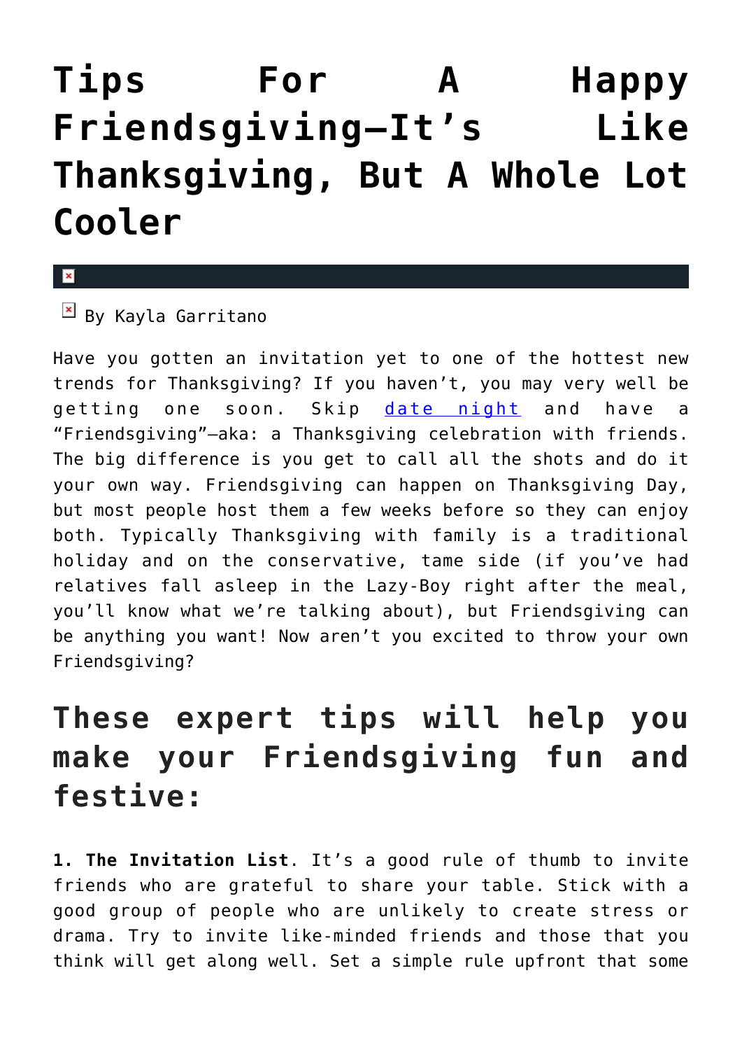# Tips For A Happy Friendsgiving—It's Like Thanksgiving, But A Whole Lot Cooler

By Kayla Garritano

Have you gotten an invitation yet to one of the hottest new trends for Thanksgiving? If you haven't, you may very well be getting one soon. Skip date night and have a "Friendsgiving"—aka: a Thanksgiving celebration with friends. The big difference is you get to call all the shots and do it your own way. Friendsgiving can happen on Thanksgiving Day, but most people host them a few weeks before so they can enjoy both. Typically Thanksgiving with family is a traditional holiday and on the conservative, tame side (if you've had relatives fall asleep in the Lazy-Boy right after the meal, you'll know what we're talking about), but Friendsgiving can be anything you want! Now aren't you excited to throw your own Friendsgiving?

## These expert tips will help you make your Friendsgiving fun and festive:

**1. The Invitation List**. It's a good rule of thumb to invite friends who are grateful to share your table. Stick with a good group of people who are unlikely to create stress or drama. Try to invite like-minded friends and those that you think will get along well. Set a simple rule upfront that some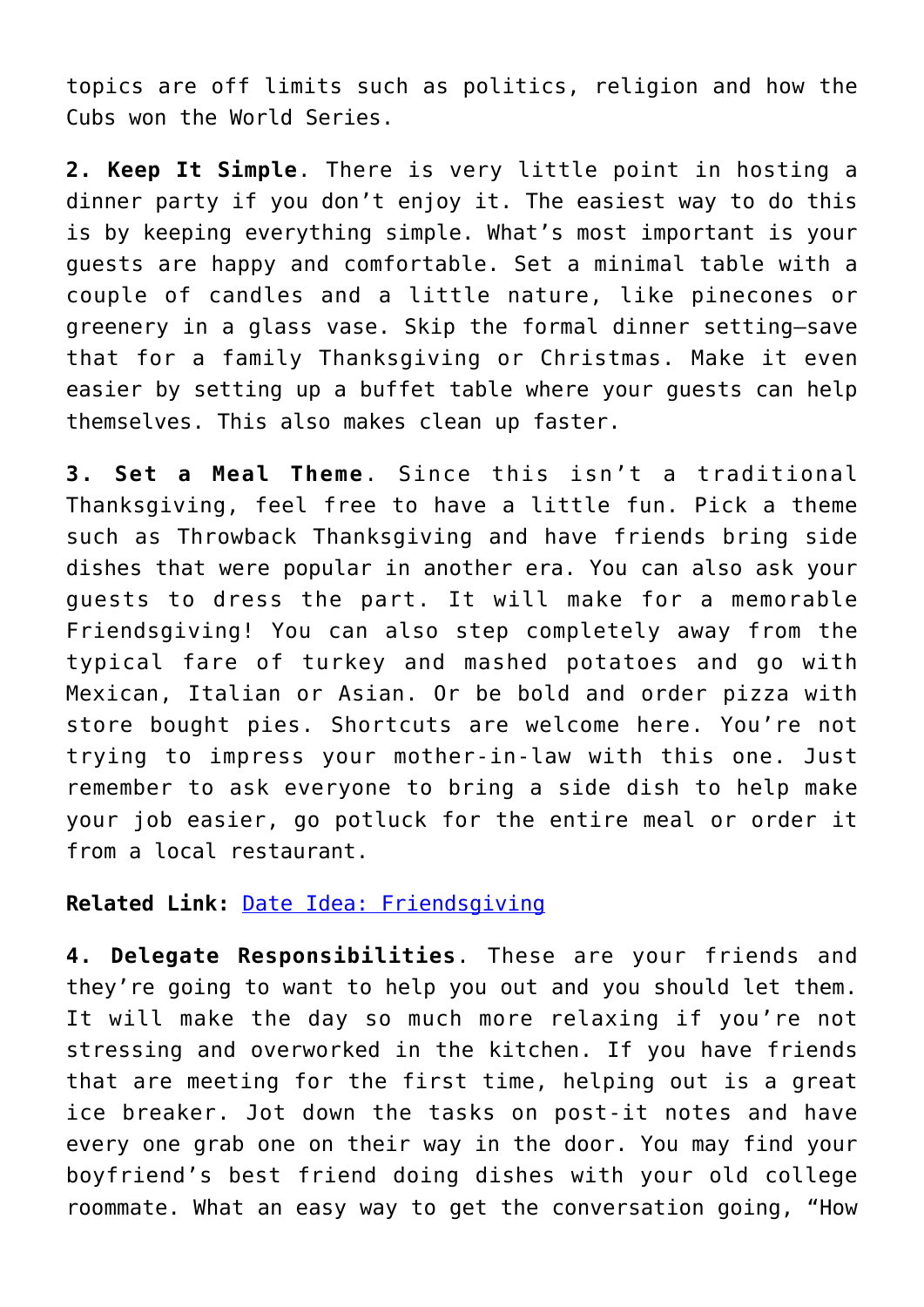topics are off limits such as politics, religion and how the Cubs won the World Series.

**2. Keep It Simple**. There is very little point in hosting a dinner party if you don’t enjoy it. The easiest way to do this is by keeping everything simple. What’s most important is your guests are happy and comfortable. Set a minimal table with a couple of candles and a little nature, like pinecones or greenery in a glass vase. Skip the formal dinner setting—save that for a family Thanksgiving or Christmas. Make it even easier by setting up a buffet table where your guests can help themselves. This also makes clean up faster.

**3. Set a Meal Theme**. Since this isn’t a traditional Thanksgiving, feel free to have a little fun. Pick a theme such as Throwback Thanksgiving and have friends bring side dishes that were popular in another era. You can also ask your guests to dress the part. It will make for a memorable Friendsgiving! You can also step completely away from the typical fare of turkey and mashed potatoes and go with Mexican, Italian or Asian. Or be bold and order pizza with store bought pies. Shortcuts are welcome here. You’re not trying to impress your mother-in-law with this one. Just remember to ask everyone to bring a side dish to help make your job easier, go potluck for the entire meal or order it from a local restaurant.

**Related Link:** Date Idea: Friendsgiving

**4. Delegate Responsibilities**. These are your friends and they’re going to want to help you out and you should let them. It will make the day so much more relaxing if you’re not stressing and overworked in the kitchen. If you have friends that are meeting for the first time, helping out is a great ice breaker. Jot down the tasks on post-it notes and have every one grab one on their way in the door. You may find your boyfriend’s best friend doing dishes with your old college roommate. What an easy way to get the conversation going, “How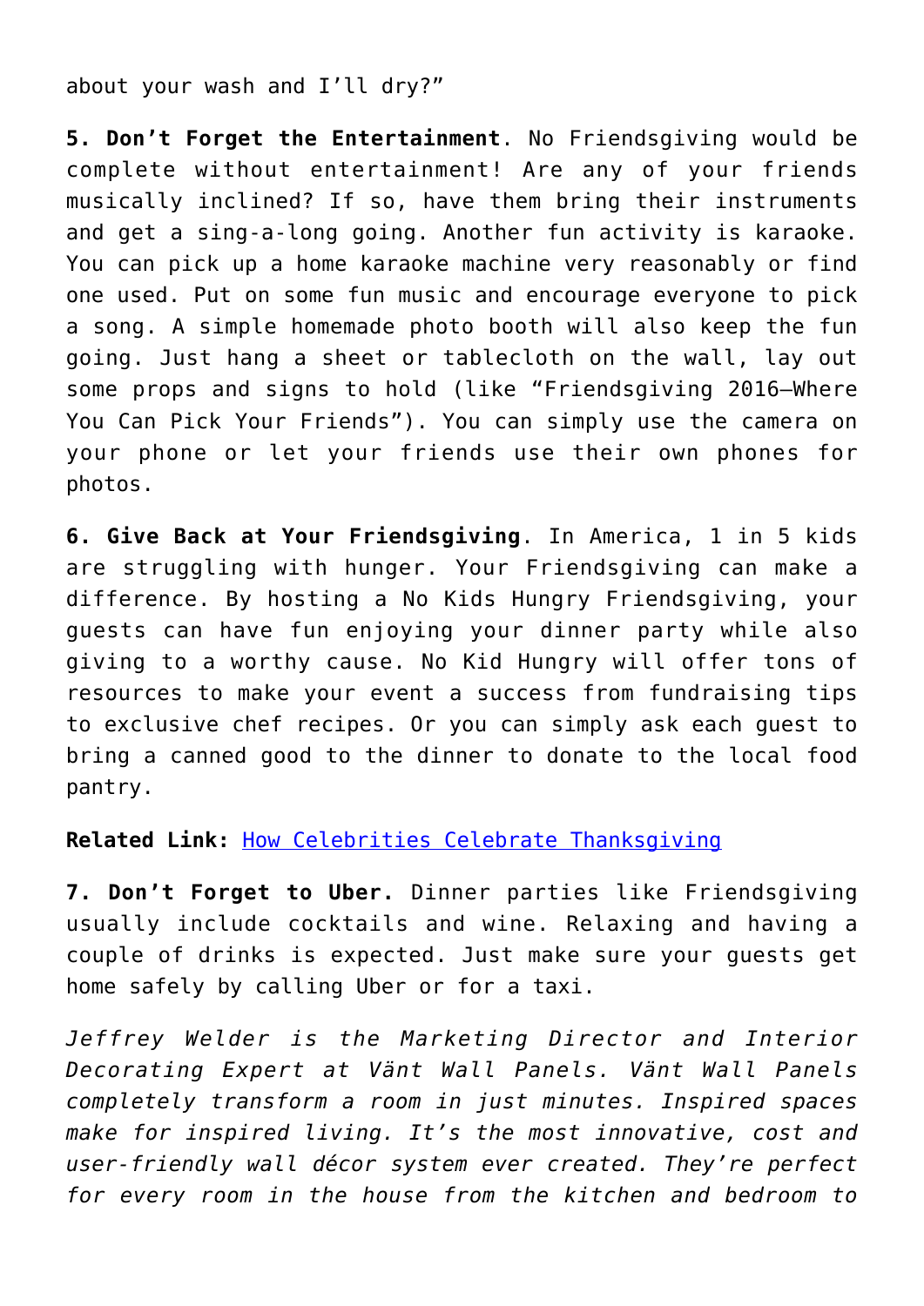about your wash and I'll dry?"

**5. Don't Forget the Entertainment**. No Friendsgiving would be complete without entertainment! Are any of your friends musically inclined? If so, have them bring their instruments and get a sing-a-long going. Another fun activity is karaoke. You can pick up a home karaoke machine very reasonably or find one used. Put on some fun music and encourage everyone to pick a song. A simple homemade photo booth will also keep the fun going. Just hang a sheet or tablecloth on the wall, lay out some props and signs to hold (like "Friendsgiving 2016–Where You Can Pick Your Friends"). You can simply use the camera on your phone or let your friends use their own phones for photos.

**6. Give Back at Your Friendsgiving**. In America, 1 in 5 kids are struggling with hunger. Your Friendsgiving can make a difference. By hosting a No Kids Hungry Friendsgiving, your guests can have fun enjoying your dinner party while also giving to a worthy cause. No Kid Hungry will offer tons of resources to make your event a success from fundraising tips to exclusive chef recipes. Or you can simply ask each guest to bring a canned good to the dinner to donate to the local food pantry.

**Related Link:** How Celebrities Celebrate Thanksgiving

**7. Don't Forget to Uber.** Dinner parties like Friendsgiving usually include cocktails and wine. Relaxing and having a couple of drinks is expected. Just make sure your guests get home safely by calling Uber or for a taxi.

*Jeffrey Welder is the Marketing Director and Interior Decorating Expert at Vänt Wall Panels. Vänt Wall Panels completely transform a room in just minutes. Inspired spaces make for inspired living. It's the most innovative, cost and user-friendly wall décor system ever created. They're perfect for every room in the house from the kitchen and bedroom to*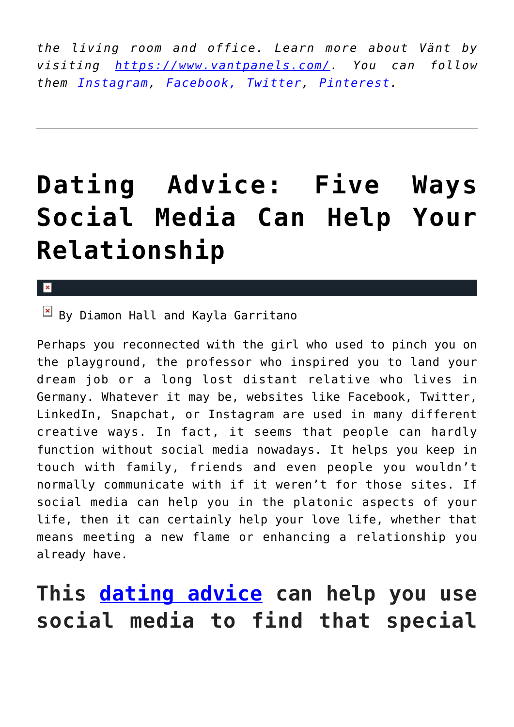*the living room and office. Learn more about Vänt by visiting [https://www.vantpanels.com/](https://www.vantpanels.com/). You can follow them [Instagram](), [Facebook,]() [Twitter](), [Pinterest.]()*

---

# Dating Advice: Five Ways Social Media Can Help Your Relationship

By Diamon Hall and Kayla Garritano

Perhaps you reconnected with the girl who used to pinch you on the playground, the professor who inspired you to land your dream job or a long lost distant relative who lives in Germany. Whatever it may be, websites like Facebook, Twitter, LinkedIn, Snapchat, or Instagram are used in many different creative ways. In fact, it seems that people can hardly function without social media nowadays. It helps you keep in touch with family, friends and even people you wouldn't normally communicate with if it weren't for those sites. If social media can help you in the platonic aspects of your life, then it can certainly help your love life, whether that means meeting a new flame or enhancing a relationship you already have.

## This [dating advice]() can help you use social media to find that special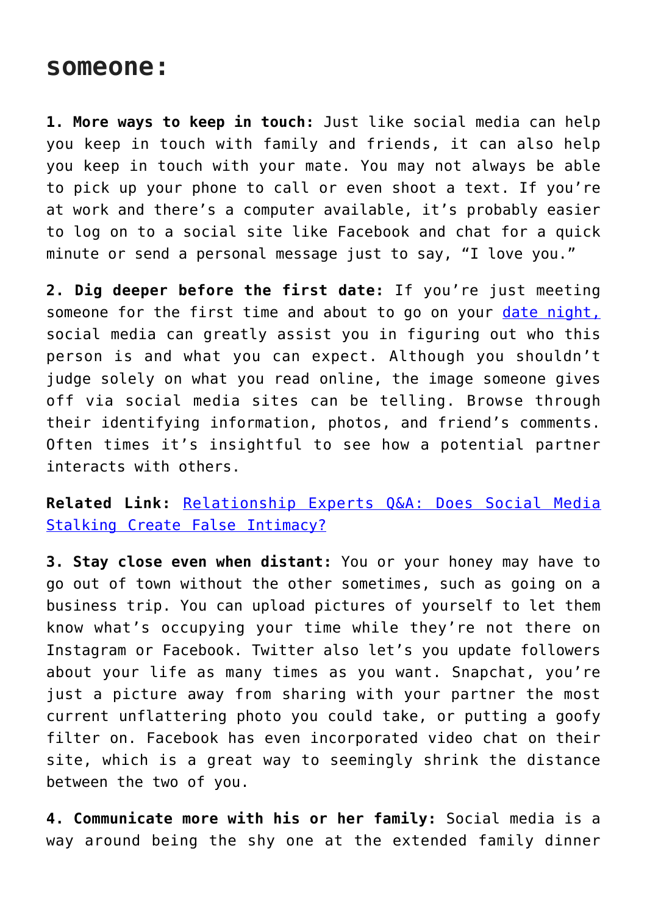## someone:

**1. More ways to keep in touch:** Just like social media can help you keep in touch with family and friends, it can also help you keep in touch with your mate. You may not always be able to pick up your phone to call or even shoot a text. If you're at work and there's a computer available, it's probably easier to log on to a social site like Facebook and chat for a quick minute or send a personal message just to say, "I love you."

**2. Dig deeper before the first date:** If you're just meeting someone for the first time and about to go on your date night, social media can greatly assist you in figuring out who this person is and what you can expect. Although you shouldn't judge solely on what you read online, the image someone gives off via social media sites can be telling. Browse through their identifying information, photos, and friend's comments. Often times it's insightful to see how a potential partner interacts with others.

**Related Link:** Relationship Experts Q&A: Does Social Media Stalking Create False Intimacy?

**3. Stay close even when distant:** You or your honey may have to go out of town without the other sometimes, such as going on a business trip. You can upload pictures of yourself to let them know what's occupying your time while they're not there on Instagram or Facebook. Twitter also let's you update followers about your life as many times as you want. Snapchat, you're just a picture away from sharing with your partner the most current unflattering photo you could take, or putting a goofy filter on. Facebook has even incorporated video chat on their site, which is a great way to seemingly shrink the distance between the two of you.

**4. Communicate more with his or her family:** Social media is a way around being the shy one at the extended family dinner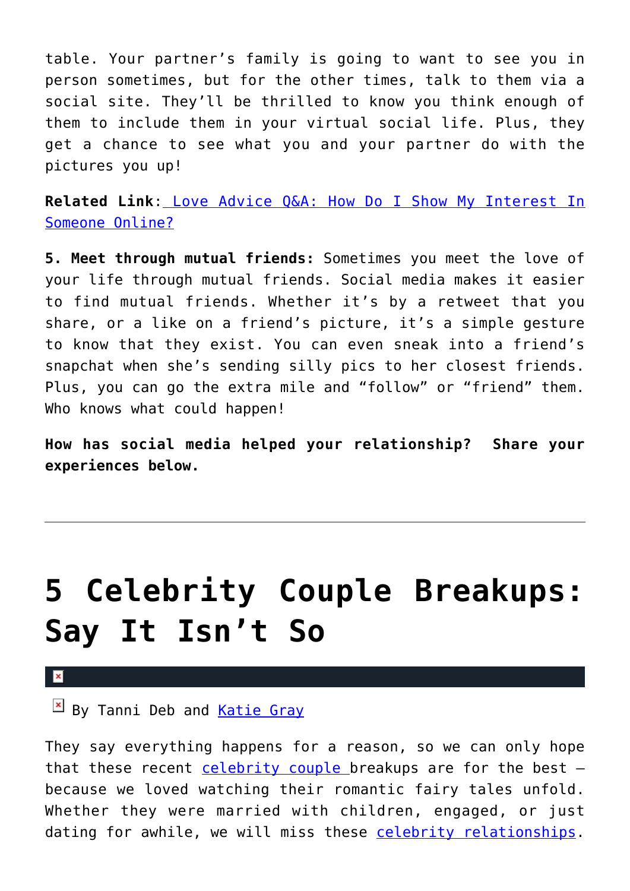table. Your partner's family is going to want to see you in person sometimes, but for the other times, talk to them via a social site. They'll be thrilled to know you think enough of them to include them in your virtual social life. Plus, they get a chance to see what you and your partner do with the pictures you up!

**Related Link**: Love Advice Q&A: How Do I Show My Interest In Someone Online?

**5. Meet through mutual friends:** Sometimes you meet the love of your life through mutual friends. Social media makes it easier to find mutual friends. Whether it's by a retweet that you share, or a like on a friend's picture, it's a simple gesture to know that they exist. You can even sneak into a friend's snapchat when she's sending silly pics to her closest friends. Plus, you can go the extra mile and "follow" or "friend" them. Who knows what could happen!

**How has social media helped your relationship? Share your experiences below.**

---

# 5 Celebrity Couple Breakups: Say It Isn't So

By Tanni Deb and Katie Gray

They say everything happens for a reason, so we can only hope that these recent celebrity couple breakups are for the best – because we loved watching their romantic fairy tales unfold. Whether they were married with children, engaged, or just dating for awhile, we will miss these celebrity relationships.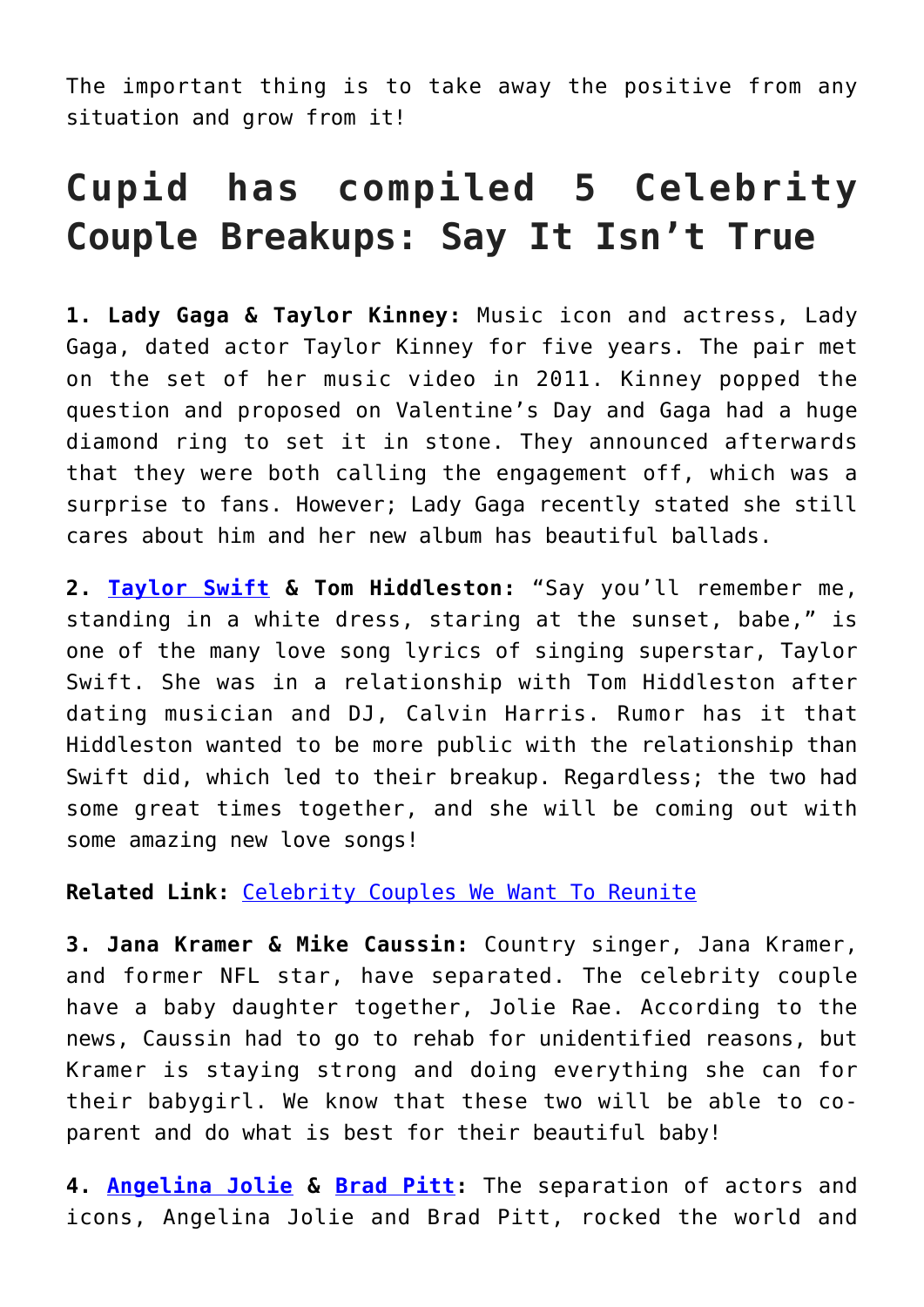The important thing is to take away the positive from any situation and grow from it!

## Cupid has compiled 5 Celebrity Couple Breakups: Say It Isn't True

**1. Lady Gaga & Taylor Kinney:** Music icon and actress, Lady Gaga, dated actor Taylor Kinney for five years. The pair met on the set of her music video in 2011. Kinney popped the question and proposed on Valentine's Day and Gaga had a huge diamond ring to set it in stone. They announced afterwards that they were both calling the engagement off, which was a surprise to fans. However; Lady Gaga recently stated she still cares about him and her new album has beautiful ballads.

**2. Taylor Swift & Tom Hiddleston:** "Say you'll remember me, standing in a white dress, staring at the sunset, babe," is one of the many love song lyrics of singing superstar, Taylor Swift. She was in a relationship with Tom Hiddleston after dating musician and DJ, Calvin Harris. Rumor has it that Hiddleston wanted to be more public with the relationship than Swift did, which led to their breakup. Regardless; the two had some great times together, and she will be coming out with some amazing new love songs!

**Related Link:** Celebrity Couples We Want To Reunite

**3. Jana Kramer & Mike Caussin:** Country singer, Jana Kramer, and former NFL star, have separated. The celebrity couple have a baby daughter together, Jolie Rae. According to the news, Caussin had to go to rehab for unidentified reasons, but Kramer is staying strong and doing everything she can for their babygirl. We know that these two will be able to co-parent and do what is best for their beautiful baby!

**4. Angelina Jolie & Brad Pitt:** The separation of actors and icons, Angelina Jolie and Brad Pitt, rocked the world and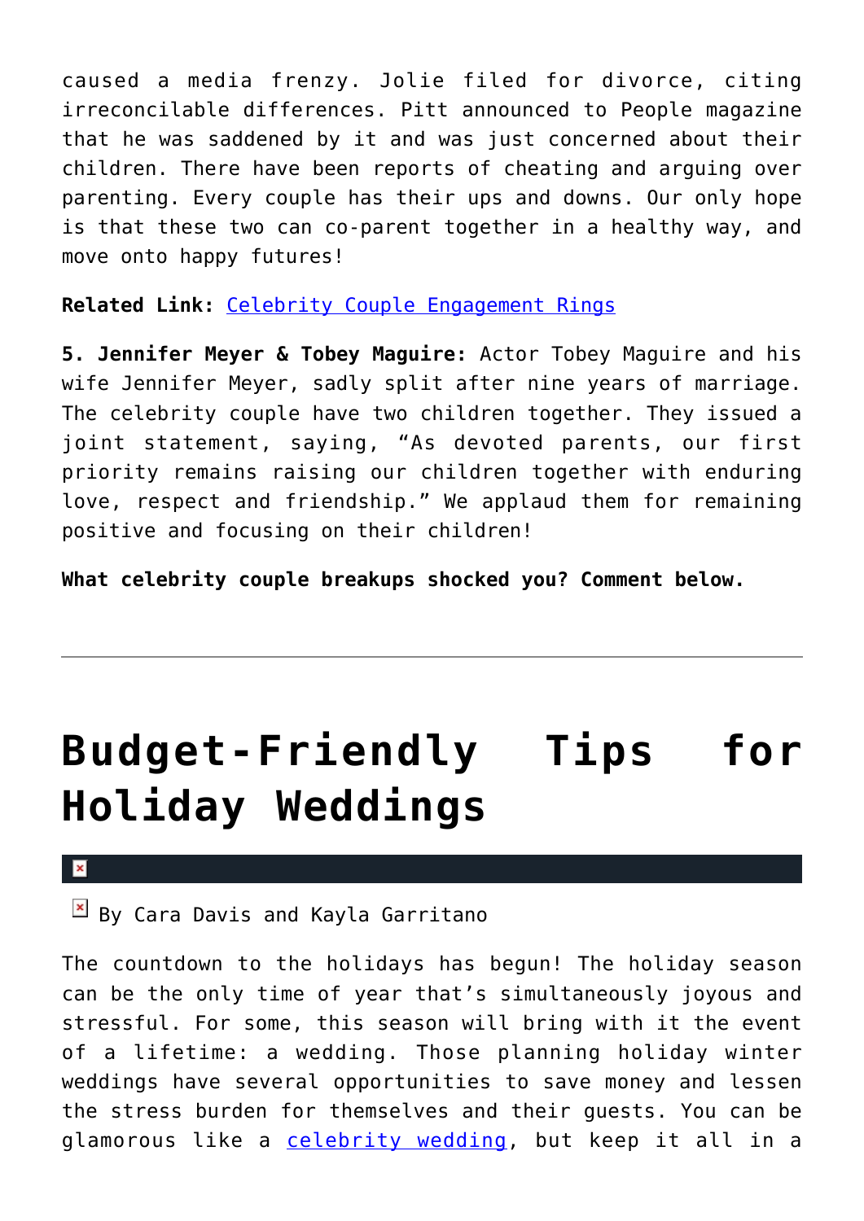caused a media frenzy. Jolie filed for divorce, citing irreconcilable differences. Pitt announced to People magazine that he was saddened by it and was just concerned about their children. There have been reports of cheating and arguing over parenting. Every couple has their ups and downs. Our only hope is that these two can co-parent together in a healthy way, and move onto happy futures!

**Related Link:** Celebrity Couple Engagement Rings

**5. Jennifer Meyer & Tobey Maguire:** Actor Tobey Maguire and his wife Jennifer Meyer, sadly split after nine years of marriage. The celebrity couple have two children together. They issued a joint statement, saying, "As devoted parents, our first priority remains raising our children together with enduring love, respect and friendship." We applaud them for remaining positive and focusing on their children!

**What celebrity couple breakups shocked you? Comment below.**

---

# Budget-Friendly Tips for Holiday Weddings

By Cara Davis and Kayla Garritano

The countdown to the holidays has begun! The holiday season can be the only time of year that's simultaneously joyous and stressful. For some, this season will bring with it the event of a lifetime: a wedding. Those planning holiday winter weddings have several opportunities to save money and lessen the stress burden for themselves and their guests. You can be glamorous like a celebrity wedding, but keep it all in a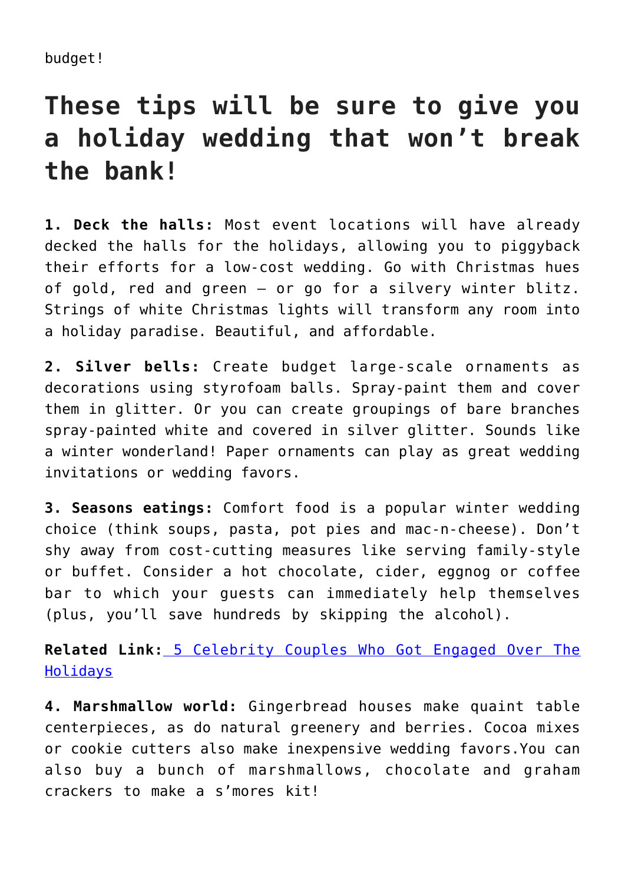budget!

## These tips will be sure to give you a holiday wedding that won't break the bank!

**1. Deck the halls:** Most event locations will have already decked the halls for the holidays, allowing you to piggyback their efforts for a low-cost wedding. Go with Christmas hues of gold, red and green – or go for a silvery winter blitz. Strings of white Christmas lights will transform any room into a holiday paradise. Beautiful, and affordable.

**2. Silver bells:** Create budget large-scale ornaments as decorations using styrofoam balls. Spray-paint them and cover them in glitter. Or you can create groupings of bare branches spray-painted white and covered in silver glitter. Sounds like a winter wonderland! Paper ornaments can play as great wedding invitations or wedding favors.

**3. Seasons eatings:** Comfort food is a popular winter wedding choice (think soups, pasta, pot pies and mac-n-cheese). Don't shy away from cost-cutting measures like serving family-style or buffet. Consider a hot chocolate, cider, eggnog or coffee bar to which your guests can immediately help themselves (plus, you'll save hundreds by skipping the alcohol).

**Related Link:** 5 Celebrity Couples Who Got Engaged Over The Holidays

**4. Marshmallow world:** Gingerbread houses make quaint table centerpieces, as do natural greenery and berries. Cocoa mixes or cookie cutters also make inexpensive wedding favors.You can also buy a bunch of marshmallows, chocolate and graham crackers to make a s'mores kit!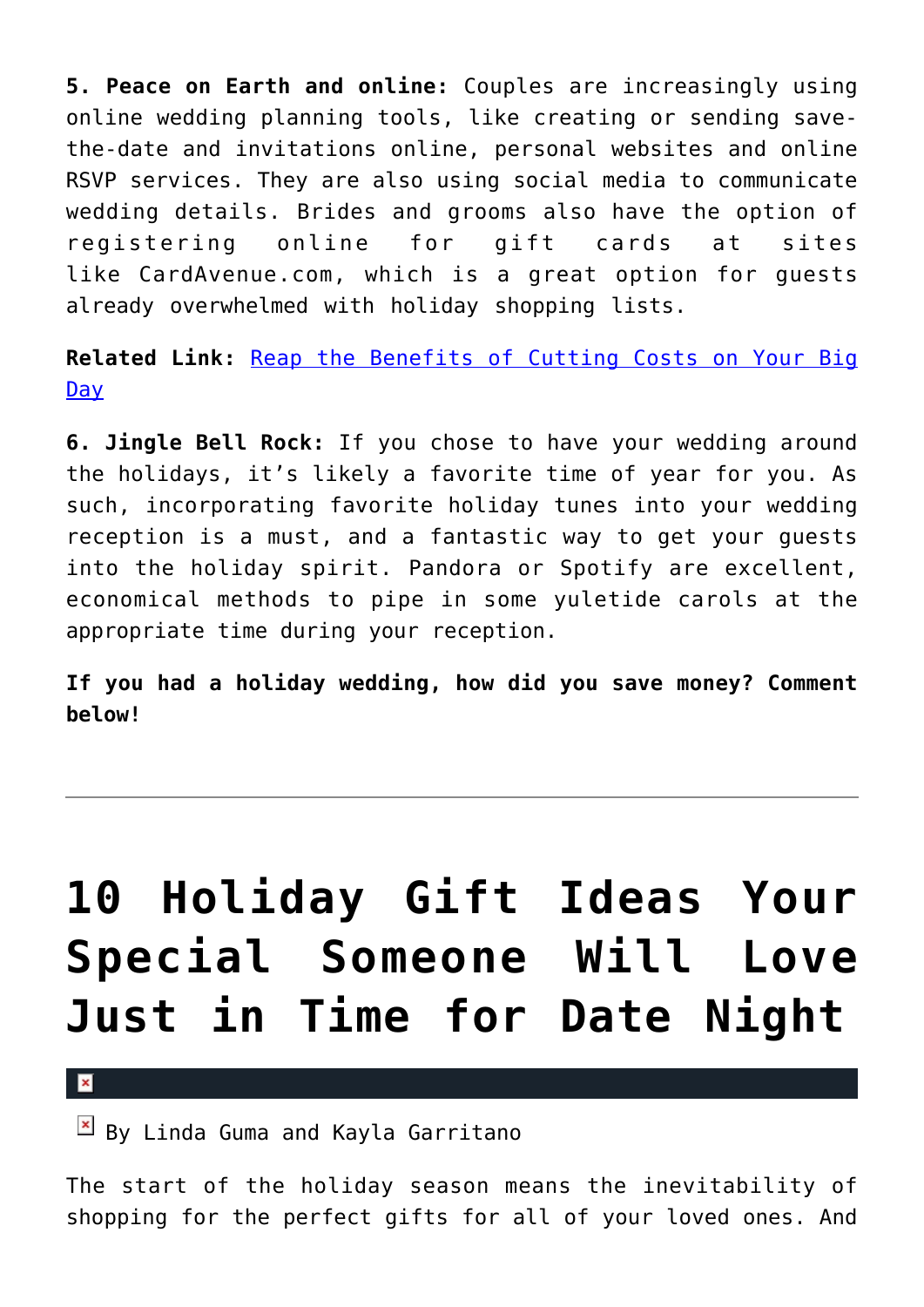**5. Peace on Earth and online:** Couples are increasingly using online wedding planning tools, like creating or sending save-the-date and invitations online, personal websites and online RSVP services. They are also using social media to communicate wedding details. Brides and grooms also have the option of registering online for gift cards at sites like CardAvenue.com, which is a great option for guests already overwhelmed with holiday shopping lists.

**Related Link:** Reap the Benefits of Cutting Costs on Your Big Day

**6. Jingle Bell Rock:** If you chose to have your wedding around the holidays, it's likely a favorite time of year for you. As such, incorporating favorite holiday tunes into your wedding reception is a must, and a fantastic way to get your guests into the holiday spirit. Pandora or Spotify are excellent, economical methods to pipe in some yuletide carols at the appropriate time during your reception.

**If you had a holiday wedding, how did you save money? Comment below!**

---

# 10 Holiday Gift Ideas Your Special Someone Will Love Just in Time for Date Night

By Linda Guma and Kayla Garritano

The start of the holiday season means the inevitability of shopping for the perfect gifts for all of your loved ones. And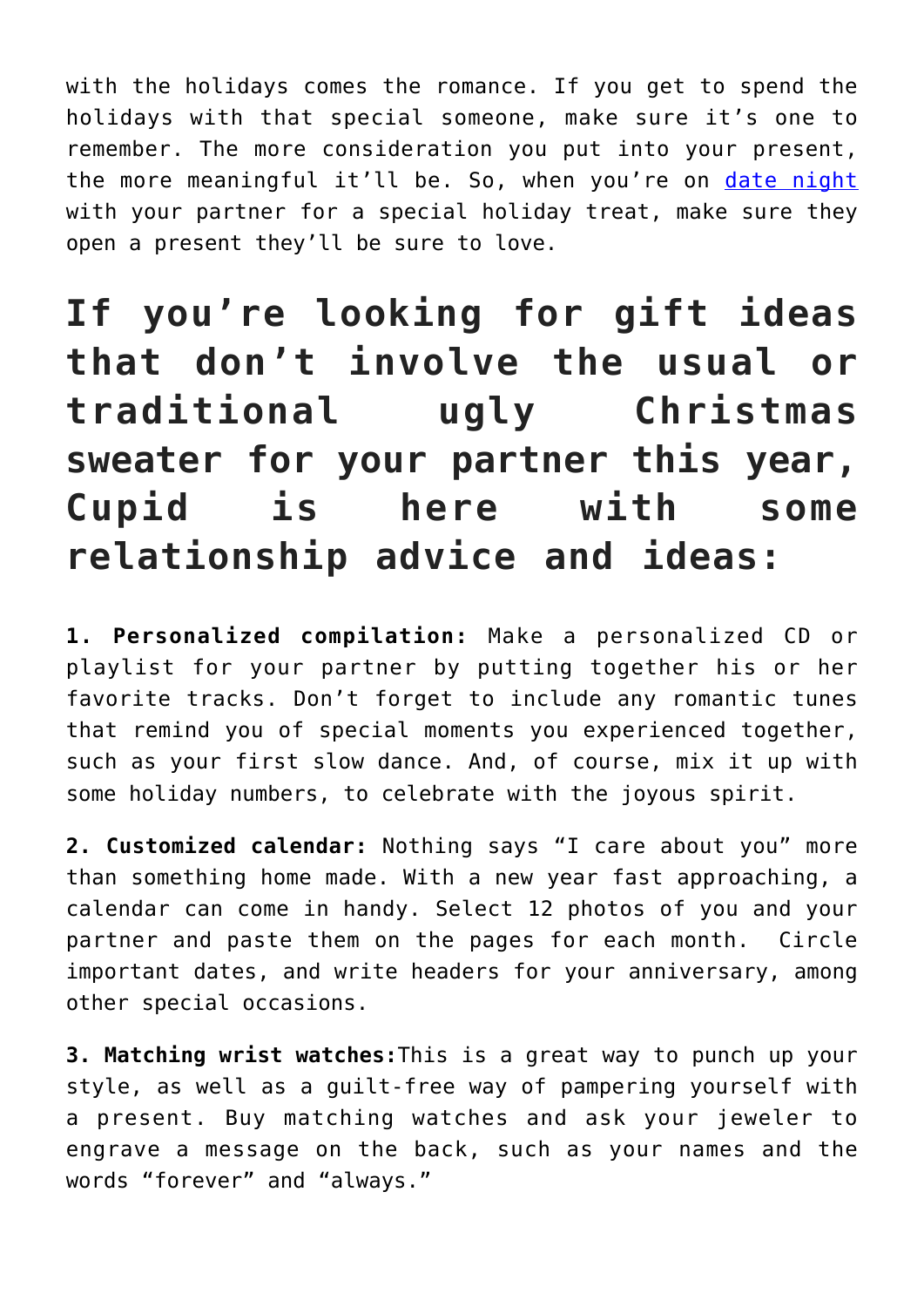with the holidays comes the romance. If you get to spend the holidays with that special someone, make sure it's one to remember. The more consideration you put into your present, the more meaningful it'll be. So, when you're on date night with your partner for a special holiday treat, make sure they open a present they'll be sure to love.

## If you're looking for gift ideas that don't involve the usual or traditional ugly Christmas sweater for your partner this year, Cupid is here with some relationship advice and ideas:

**1. Personalized compilation:** Make a personalized CD or playlist for your partner by putting together his or her favorite tracks. Don't forget to include any romantic tunes that remind you of special moments you experienced together, such as your first slow dance. And, of course, mix it up with some holiday numbers, to celebrate with the joyous spirit.

**2. Customized calendar:** Nothing says "I care about you" more than something home made. With a new year fast approaching, a calendar can come in handy. Select 12 photos of you and your partner and paste them on the pages for each month. Circle important dates, and write headers for your anniversary, among other special occasions.

**3. Matching wrist watches:**This is a great way to punch up your style, as well as a guilt-free way of pampering yourself with a present. Buy matching watches and ask your jeweler to engrave a message on the back, such as your names and the words "forever" and "always."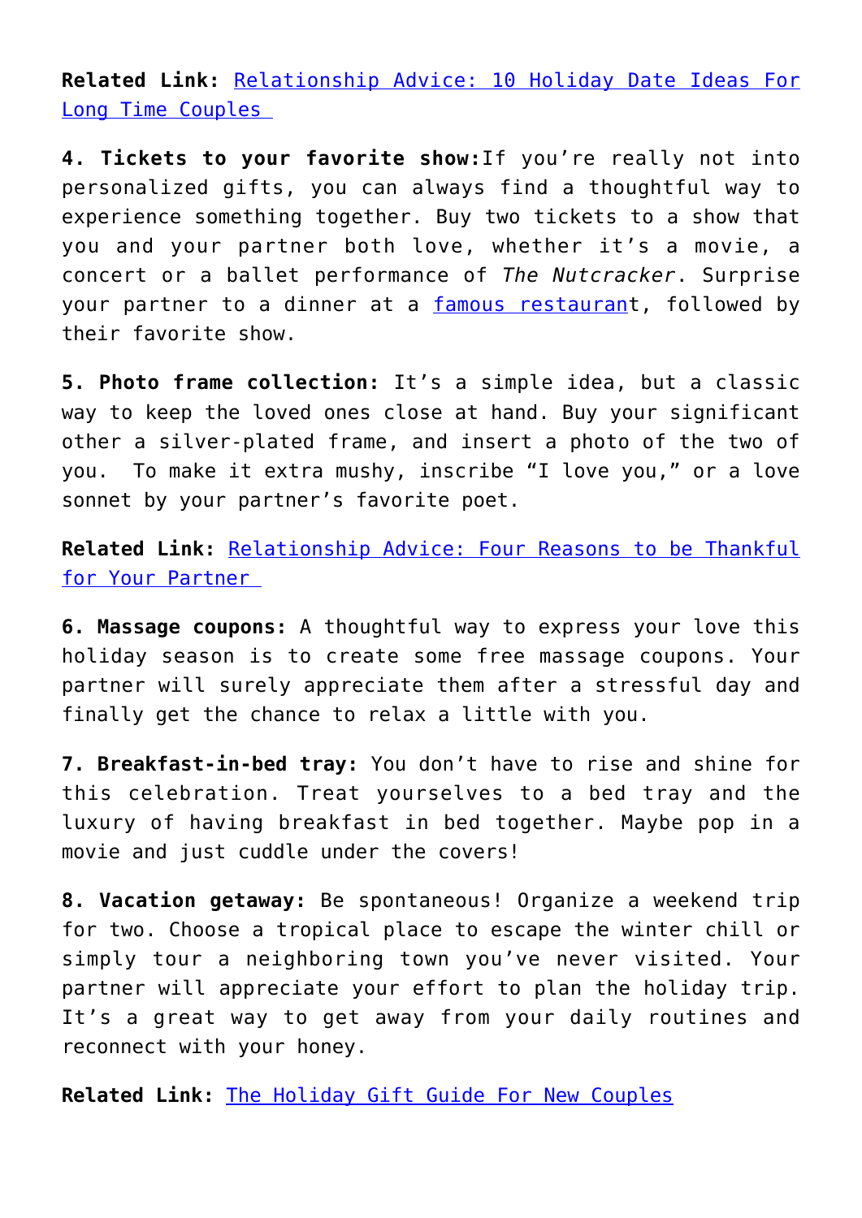**Related Link:** Relationship Advice: 10 Holiday Date Ideas For Long Time Couples

**4. Tickets to your favorite show:**If you're really not into personalized gifts, you can always find a thoughtful way to experience something together. Buy two tickets to a show that you and your partner both love, whether it's a movie, a concert or a ballet performance of *The Nutcracker*. Surprise your partner to a dinner at a famous restaurant, followed by their favorite show.

**5. Photo frame collection:** It's a simple idea, but a classic way to keep the loved ones close at hand. Buy your significant other a silver-plated frame, and insert a photo of the two of you. To make it extra mushy, inscribe "I love you," or a love sonnet by your partner's favorite poet.

**Related Link:** Relationship Advice: Four Reasons to be Thankful for Your Partner

**6. Massage coupons:** A thoughtful way to express your love this holiday season is to create some free massage coupons. Your partner will surely appreciate them after a stressful day and finally get the chance to relax a little with you.

**7. Breakfast-in-bed tray:** You don't have to rise and shine for this celebration. Treat yourselves to a bed tray and the luxury of having breakfast in bed together. Maybe pop in a movie and just cuddle under the covers!

**8. Vacation getaway:** Be spontaneous! Organize a weekend trip for two. Choose a tropical place to escape the winter chill or simply tour a neighboring town you've never visited. Your partner will appreciate your effort to plan the holiday trip. It's a great way to get away from your daily routines and reconnect with your honey.

**Related Link:** The Holiday Gift Guide For New Couples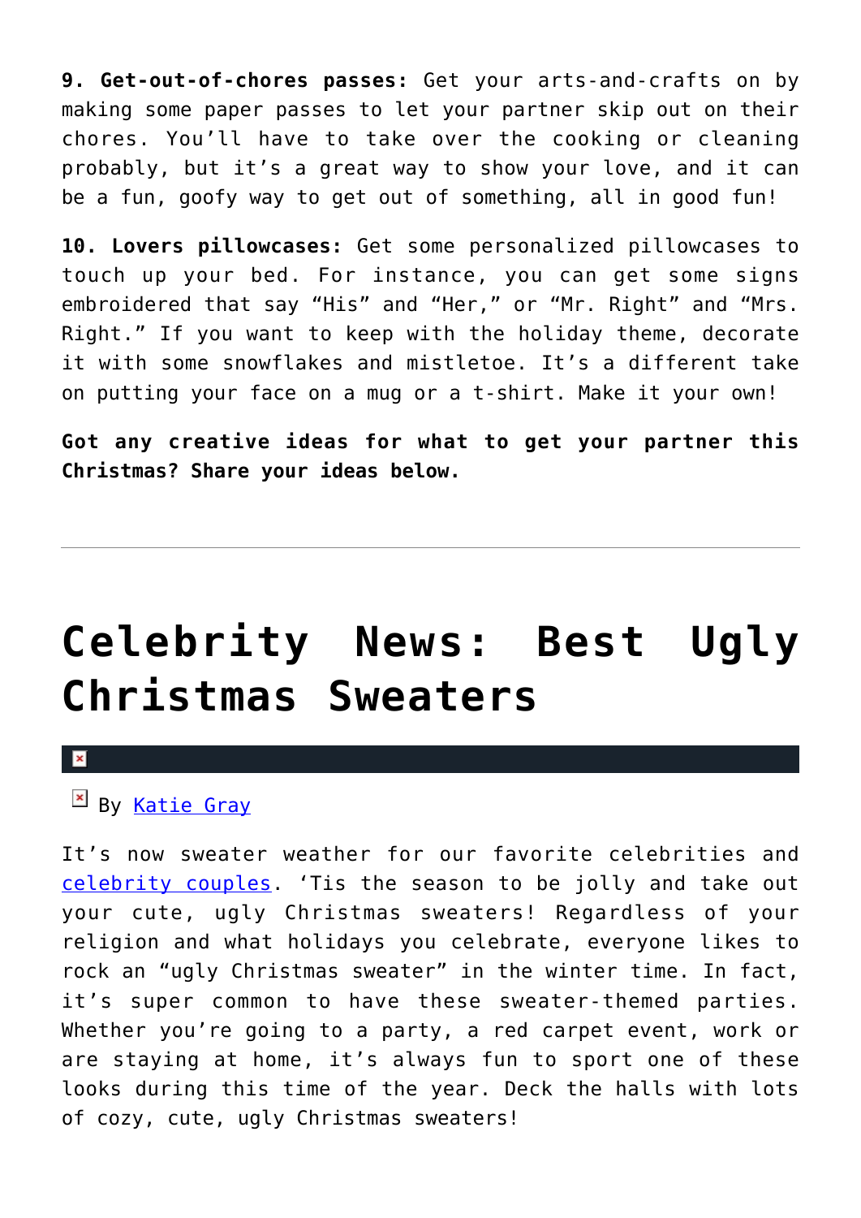**9. Get-out-of-chores passes:** Get your arts-and-crafts on by making some paper passes to let your partner skip out on their chores. You'll have to take over the cooking or cleaning probably, but it's a great way to show your love, and it can be a fun, goofy way to get out of something, all in good fun!

**10. Lovers pillowcases:** Get some personalized pillowcases to touch up your bed. For instance, you can get some signs embroidered that say "His" and "Her," or "Mr. Right" and "Mrs. Right." If you want to keep with the holiday theme, decorate it with some snowflakes and mistletoe. It's a different take on putting your face on a mug or a t-shirt. Make it your own!

**Got any creative ideas for what to get your partner this Christmas? Share your ideas below.**

---

# Celebrity News: Best Ugly Christmas Sweaters

By Katie Gray

It's now sweater weather for our favorite celebrities and celebrity couples. 'Tis the season to be jolly and take out your cute, ugly Christmas sweaters! Regardless of your religion and what holidays you celebrate, everyone likes to rock an "ugly Christmas sweater" in the winter time. In fact, it's super common to have these sweater-themed parties. Whether you're going to a party, a red carpet event, work or are staying at home, it's always fun to sport one of these looks during this time of the year. Deck the halls with lots of cozy, cute, ugly Christmas sweaters!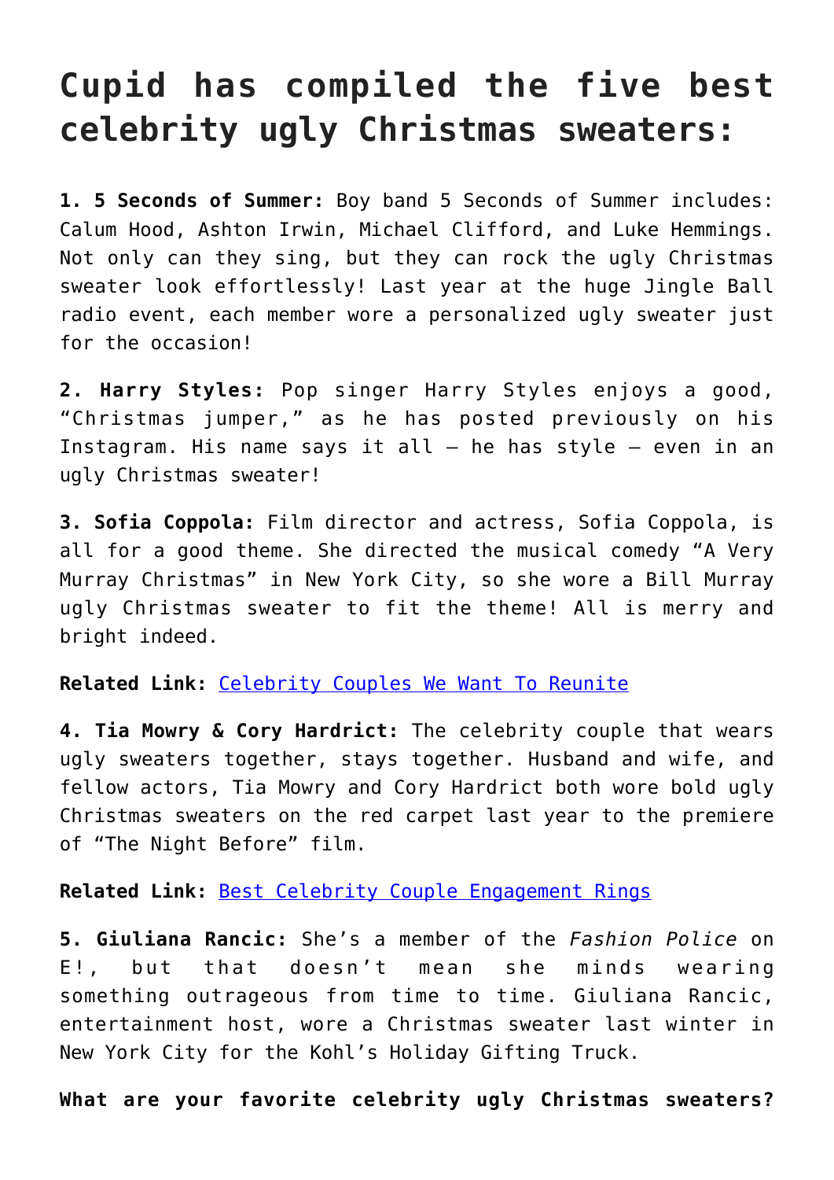# Cupid has compiled the five best celebrity ugly Christmas sweaters:

**1. 5 Seconds of Summer:** Boy band 5 Seconds of Summer includes: Calum Hood, Ashton Irwin, Michael Clifford, and Luke Hemmings. Not only can they sing, but they can rock the ugly Christmas sweater look effortlessly! Last year at the huge Jingle Ball radio event, each member wore a personalized ugly sweater just for the occasion!

**2. Harry Styles:** Pop singer Harry Styles enjoys a good, "Christmas jumper," as he has posted previously on his Instagram. His name says it all – he has style – even in an ugly Christmas sweater!

**3. Sofia Coppola:** Film director and actress, Sofia Coppola, is all for a good theme. She directed the musical comedy "A Very Murray Christmas" in New York City, so she wore a Bill Murray ugly Christmas sweater to fit the theme! All is merry and bright indeed.

**Related Link:** Celebrity Couples We Want To Reunite

**4. Tia Mowry & Cory Hardrict:** The celebrity couple that wears ugly sweaters together, stays together. Husband and wife, and fellow actors, Tia Mowry and Cory Hardrict both wore bold ugly Christmas sweaters on the red carpet last year to the premiere of "The Night Before" film.

**Related Link:** Best Celebrity Couple Engagement Rings

**5. Giuliana Rancic:** She's a member of the *Fashion Police* on E!, but that doesn't mean she minds wearing something outrageous from time to time. Giuliana Rancic, entertainment host, wore a Christmas sweater last winter in New York City for the Kohl's Holiday Gifting Truck.

**What are your favorite celebrity ugly Christmas sweaters?**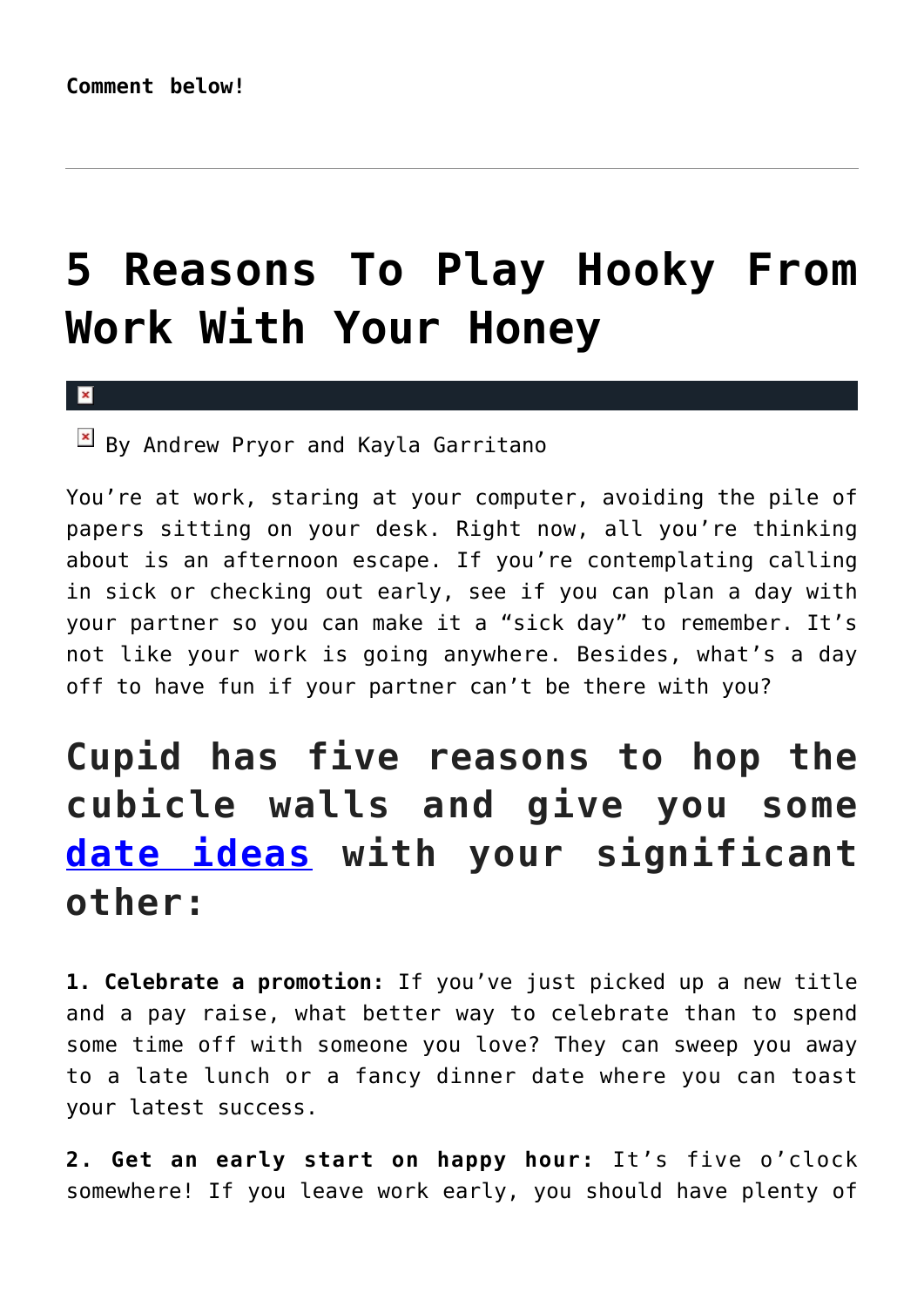**Comment below!**

---

# 5 Reasons To Play Hooky From Work With Your Honey

By Andrew Pryor and Kayla Garritano

You're at work, staring at your computer, avoiding the pile of papers sitting on your desk. Right now, all you're thinking about is an afternoon escape. If you're contemplating calling in sick or checking out early, see if you can plan a day with your partner so you can make it a "sick day" to remember. It's not like your work is going anywhere. Besides, what's a day off to have fun if your partner can't be there with you?

## Cupid has five reasons to hop the cubicle walls and give you some date ideas with your significant other:

**1. Celebrate a promotion:** If you've just picked up a new title and a pay raise, what better way to celebrate than to spend some time off with someone you love? They can sweep you away to a late lunch or a fancy dinner date where you can toast your latest success.

**2. Get an early start on happy hour:** It's five o'clock somewhere! If you leave work early, you should have plenty of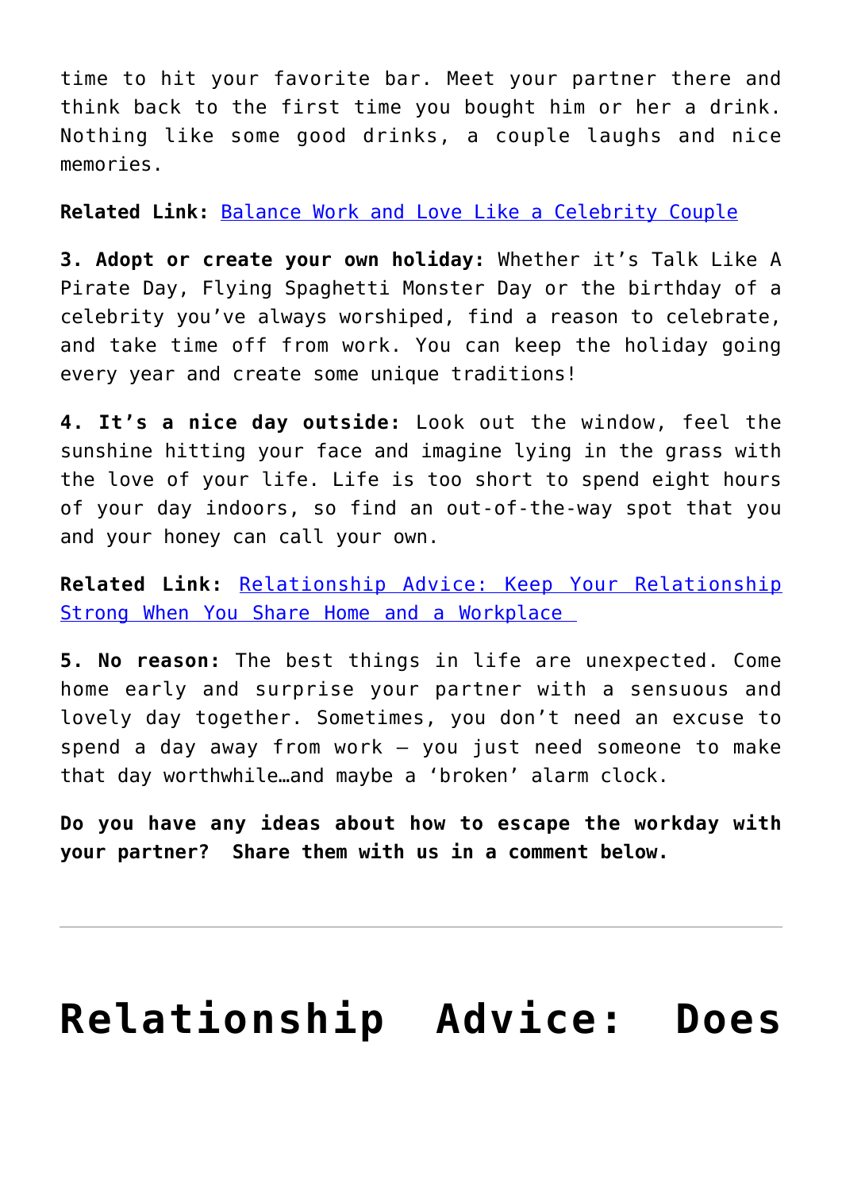time to hit your favorite bar. Meet your partner there and think back to the first time you bought him or her a drink. Nothing like some good drinks, a couple laughs and nice memories.

**Related Link:** [Balance Work and Love Like a Celebrity Couple]()

**3. Adopt or create your own holiday:** Whether it's Talk Like A Pirate Day, Flying Spaghetti Monster Day or the birthday of a celebrity you've always worshiped, find a reason to celebrate, and take time off from work. You can keep the holiday going every year and create some unique traditions!

**4. It's a nice day outside:** Look out the window, feel the sunshine hitting your face and imagine lying in the grass with the love of your life. Life is too short to spend eight hours of your day indoors, so find an out-of-the-way spot that you and your honey can call your own.

**Related Link:** [Relationship Advice: Keep Your Relationship Strong When You Share Home and a Workplace]()

**5. No reason:** The best things in life are unexpected. Come home early and surprise your partner with a sensuous and lovely day together. Sometimes, you don't need an excuse to spend a day away from work – you just need someone to make that day worthwhile…and maybe a 'broken' alarm clock.

**Do you have any ideas about how to escape the workday with your partner? Share them with us in a comment below.**

---

# Relationship Advice: Does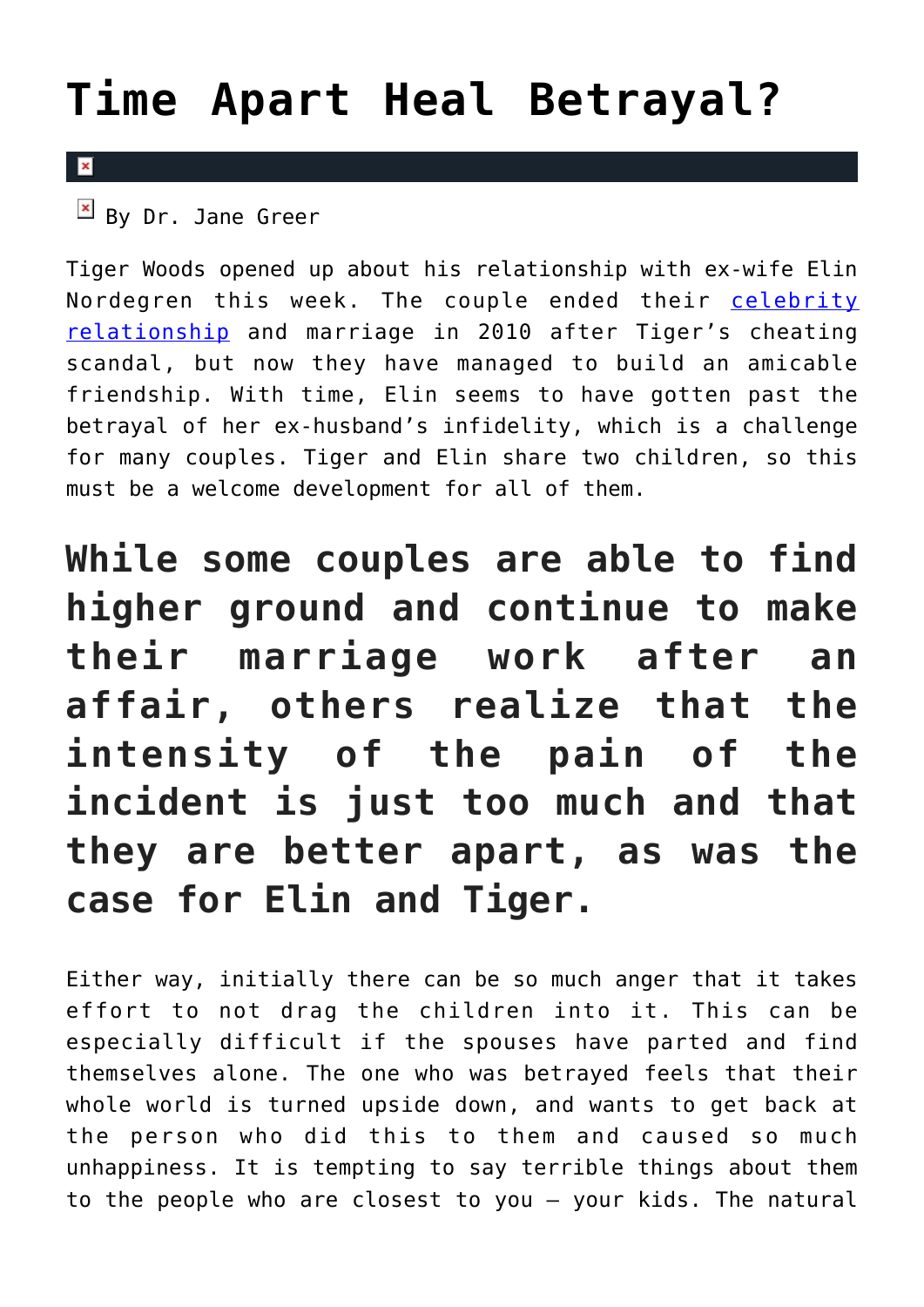# Time Apart Heal Betrayal?

By Dr. Jane Greer

Tiger Woods opened up about his relationship with ex-wife Elin Nordegren this week. The couple ended their celebrity relationship and marriage in 2010 after Tiger's cheating scandal, but now they have managed to build an amicable friendship. With time, Elin seems to have gotten past the betrayal of her ex-husband's infidelity, which is a challenge for many couples. Tiger and Elin share two children, so this must be a welcome development for all of them.

## While some couples are able to find higher ground and continue to make their marriage work after an affair, others realize that the intensity of the pain of the incident is just too much and that they are better apart, as was the case for Elin and Tiger.

Either way, initially there can be so much anger that it takes effort to not drag the children into it. This can be especially difficult if the spouses have parted and find themselves alone. The one who was betrayed feels that their whole world is turned upside down, and wants to get back at the person who did this to them and caused so much unhappiness. It is tempting to say terrible things about them to the people who are closest to you — your kids. The natural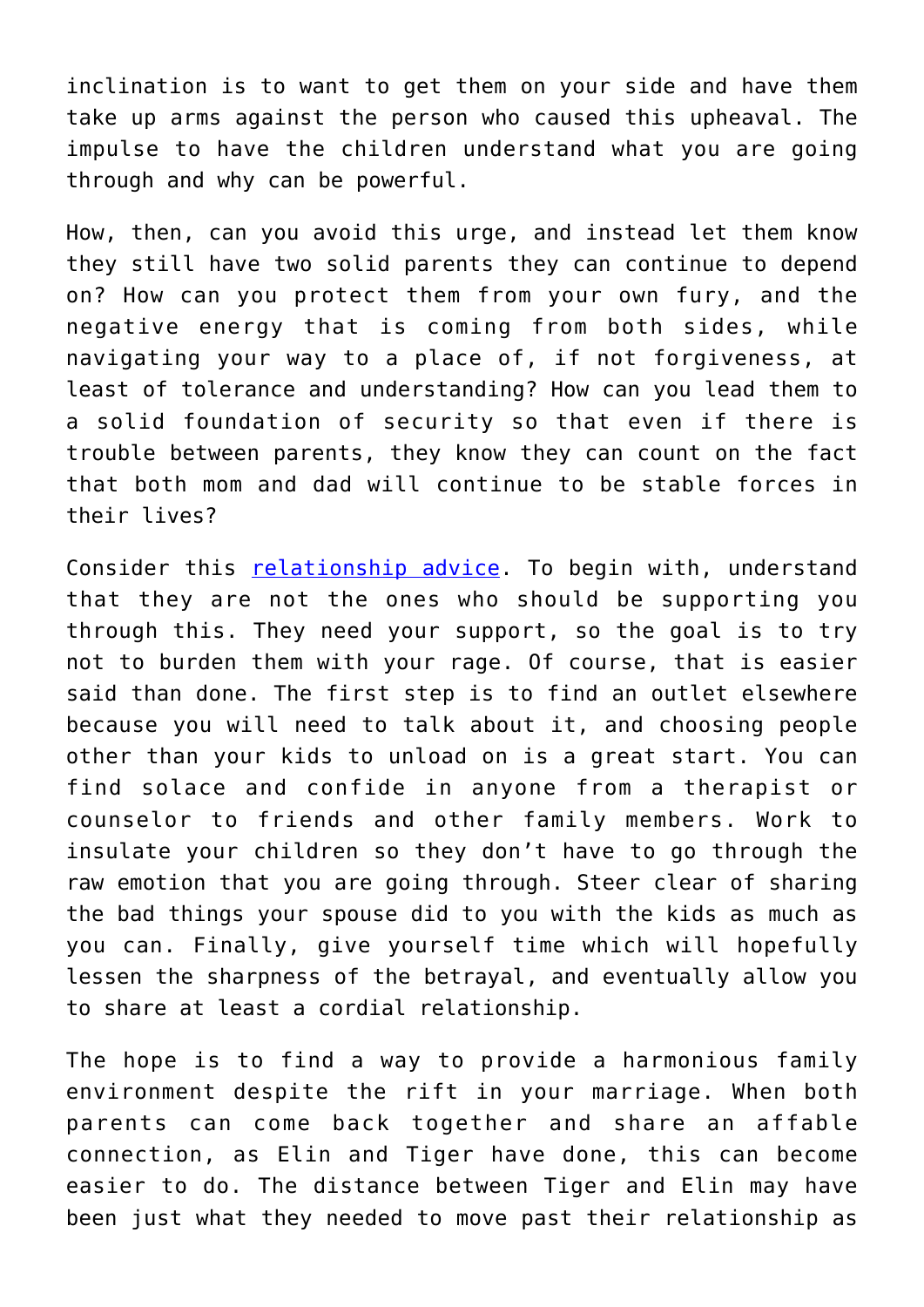inclination is to want to get them on your side and have them take up arms against the person who caused this upheaval. The impulse to have the children understand what you are going through and why can be powerful.

How, then, can you avoid this urge, and instead let them know they still have two solid parents they can continue to depend on? How can you protect them from your own fury, and the negative energy that is coming from both sides, while navigating your way to a place of, if not forgiveness, at least of tolerance and understanding? How can you lead them to a solid foundation of security so that even if there is trouble between parents, they know they can count on the fact that both mom and dad will continue to be stable forces in their lives?

Consider this relationship advice. To begin with, understand that they are not the ones who should be supporting you through this. They need your support, so the goal is to try not to burden them with your rage. Of course, that is easier said than done. The first step is to find an outlet elsewhere because you will need to talk about it, and choosing people other than your kids to unload on is a great start. You can find solace and confide in anyone from a therapist or counselor to friends and other family members. Work to insulate your children so they don't have to go through the raw emotion that you are going through. Steer clear of sharing the bad things your spouse did to you with the kids as much as you can. Finally, give yourself time which will hopefully lessen the sharpness of the betrayal, and eventually allow you to share at least a cordial relationship.

The hope is to find a way to provide a harmonious family environment despite the rift in your marriage. When both parents can come back together and share an affable connection, as Elin and Tiger have done, this can become easier to do. The distance between Tiger and Elin may have been just what they needed to move past their relationship as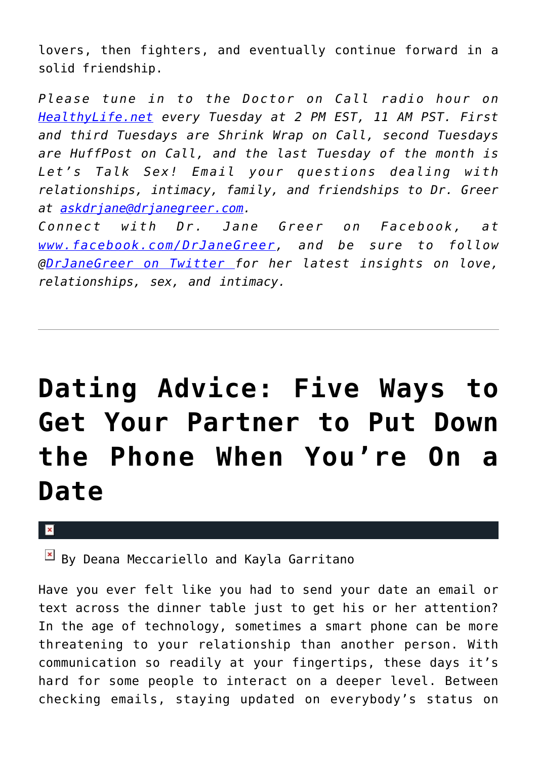lovers, then fighters, and eventually continue forward in a solid friendship.

*Please tune in to the Doctor on Call radio hour on [HealthyLife.net](http://HealthyLife.net) every Tuesday at 2 PM EST, 11 AM PST. First and third Tuesdays are Shrink Wrap on Call, second Tuesdays are HuffPost on Call, and the last Tuesday of the month is Let's Talk Sex! Email your questions dealing with relationships, intimacy, family, and friendships to Dr. Greer at askdrjane@drjanegreer.com.*
*Connect with Dr. Jane Greer on Facebook, at www.facebook.com/DrJaneGreer, and be sure to follow @DrJaneGreer on Twitter for her latest insights on love, relationships, sex, and intimacy.*

---

# Dating Advice: Five Ways to Get Your Partner to Put Down the Phone When You're On a Date

By Deana Meccariello and Kayla Garritano

Have you ever felt like you had to send your date an email or text across the dinner table just to get his or her attention? In the age of technology, sometimes a smart phone can be more threatening to your relationship than another person. With communication so readily at your fingertips, these days it's hard for some people to interact on a deeper level. Between checking emails, staying updated on everybody's status on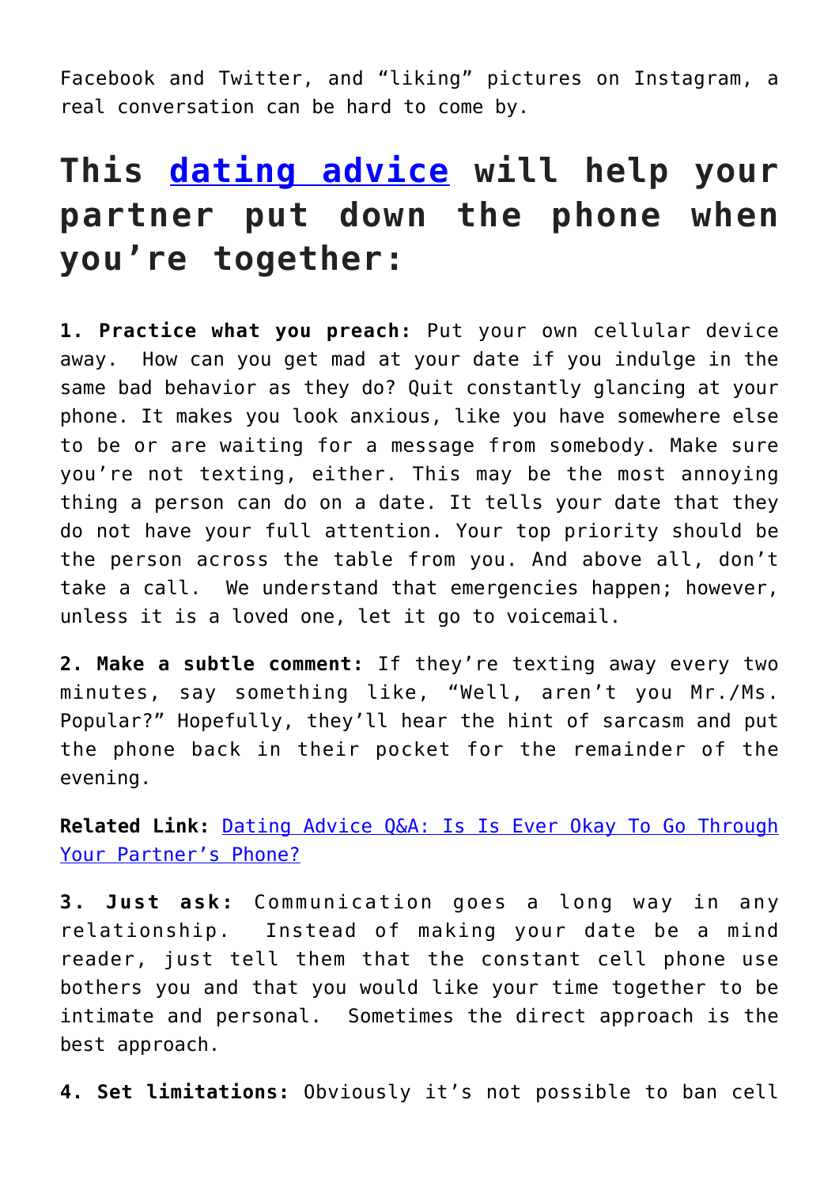Facebook and Twitter, and "liking" pictures on Instagram, a real conversation can be hard to come by.

## This dating advice will help your partner put down the phone when you're together:

**1. Practice what you preach:** Put your own cellular device away. How can you get mad at your date if you indulge in the same bad behavior as they do? Quit constantly glancing at your phone. It makes you look anxious, like you have somewhere else to be or are waiting for a message from somebody. Make sure you're not texting, either. This may be the most annoying thing a person can do on a date. It tells your date that they do not have your full attention. Your top priority should be the person across the table from you. And above all, don't take a call. We understand that emergencies happen; however, unless it is a loved one, let it go to voicemail.

**2. Make a subtle comment:** If they're texting away every two minutes, say something like, "Well, aren't you Mr./Ms. Popular?" Hopefully, they'll hear the hint of sarcasm and put the phone back in their pocket for the remainder of the evening.

**Related Link:** Dating Advice Q&A: Is Is Ever Okay To Go Through Your Partner's Phone?

**3. Just ask:** Communication goes a long way in any relationship. Instead of making your date be a mind reader, just tell them that the constant cell phone use bothers you and that you would like your time together to be intimate and personal. Sometimes the direct approach is the best approach.

**4. Set limitations:** Obviously it's not possible to ban cell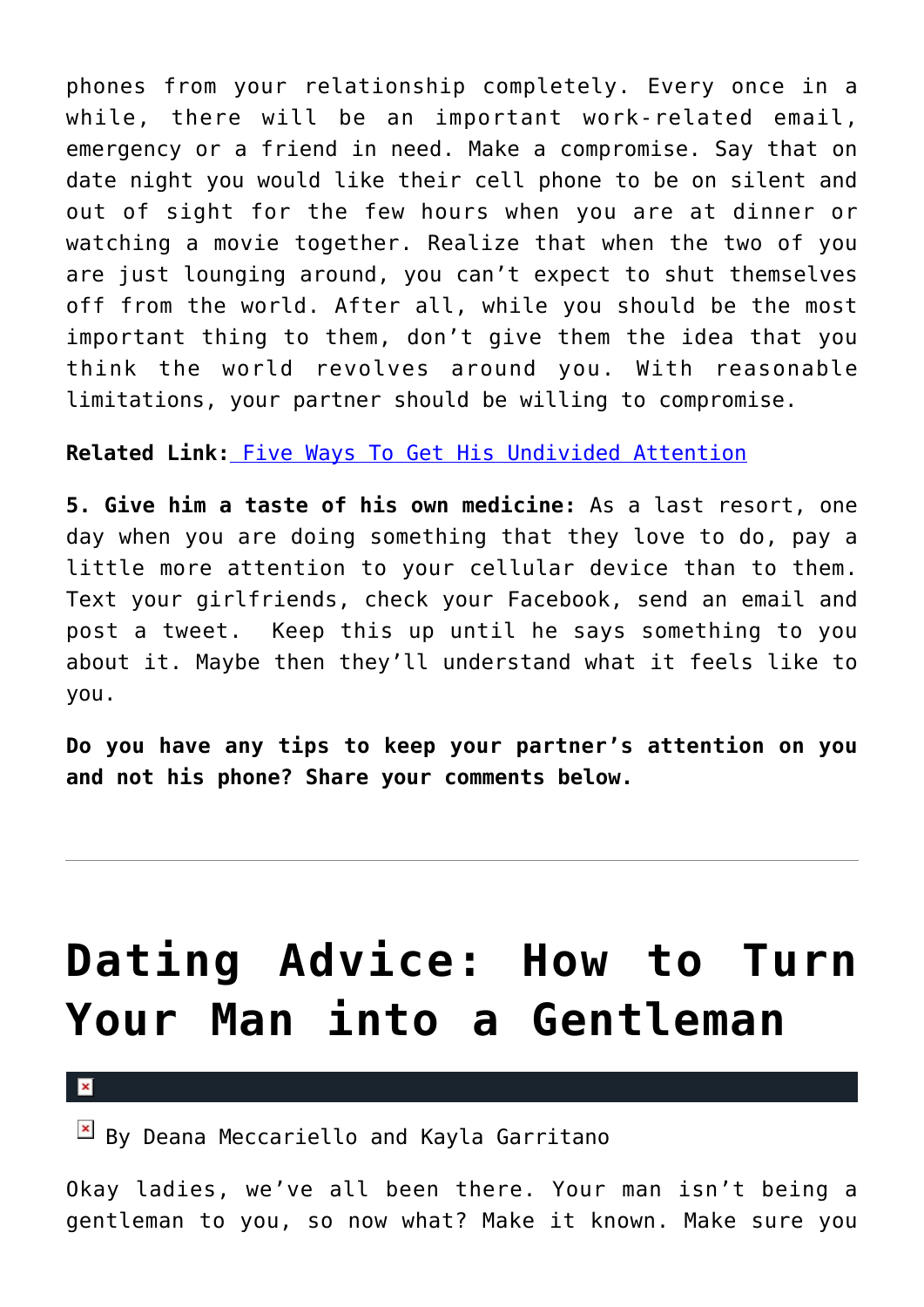phones from your relationship completely. Every once in a while, there will be an important work-related email, emergency or a friend in need. Make a compromise. Say that on date night you would like their cell phone to be on silent and out of sight for the few hours when you are at dinner or watching a movie together. Realize that when the two of you are just lounging around, you can't expect to shut themselves off from the world. After all, while you should be the most important thing to them, don't give them the idea that you think the world revolves around you. With reasonable limitations, your partner should be willing to compromise.

**Related Link:** Five Ways To Get His Undivided Attention

**5. Give him a taste of his own medicine:** As a last resort, one day when you are doing something that they love to do, pay a little more attention to your cellular device than to them. Text your girlfriends, check your Facebook, send an email and post a tweet. Keep this up until he says something to you about it. Maybe then they'll understand what it feels like to you.

**Do you have any tips to keep your partner's attention on you and not his phone? Share your comments below.**

---

# Dating Advice: How to Turn Your Man into a Gentleman

By Deana Meccariello and Kayla Garritano

Okay ladies, we've all been there. Your man isn't being a gentleman to you, so now what? Make it known. Make sure you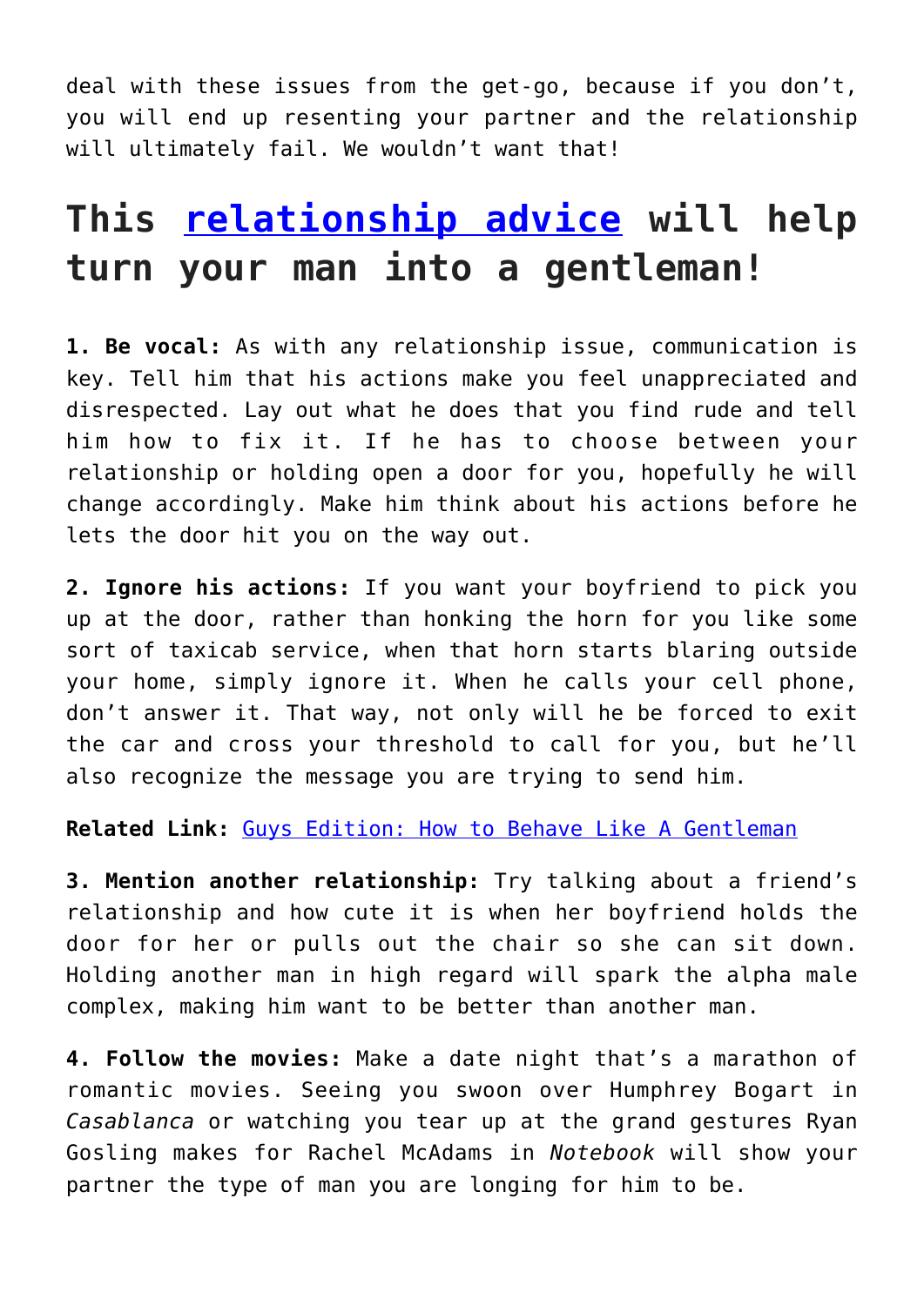deal with these issues from the get-go, because if you don't, you will end up resenting your partner and the relationship will ultimately fail. We wouldn't want that!

## This relationship advice will help turn your man into a gentleman!

**1. Be vocal:** As with any relationship issue, communication is key. Tell him that his actions make you feel unappreciated and disrespected. Lay out what he does that you find rude and tell him how to fix it. If he has to choose between your relationship or holding open a door for you, hopefully he will change accordingly. Make him think about his actions before he lets the door hit you on the way out.

**2. Ignore his actions:** If you want your boyfriend to pick you up at the door, rather than honking the horn for you like some sort of taxicab service, when that horn starts blaring outside your home, simply ignore it. When he calls your cell phone, don't answer it. That way, not only will he be forced to exit the car and cross your threshold to call for you, but he'll also recognize the message you are trying to send him.

**Related Link:** Guys Edition: How to Behave Like A Gentleman

**3. Mention another relationship:** Try talking about a friend's relationship and how cute it is when her boyfriend holds the door for her or pulls out the chair so she can sit down. Holding another man in high regard will spark the alpha male complex, making him want to be better than another man.

**4. Follow the movies:** Make a date night that's a marathon of romantic movies. Seeing you swoon over Humphrey Bogart in *Casablanca* or watching you tear up at the grand gestures Ryan Gosling makes for Rachel McAdams in *Notebook* will show your partner the type of man you are longing for him to be.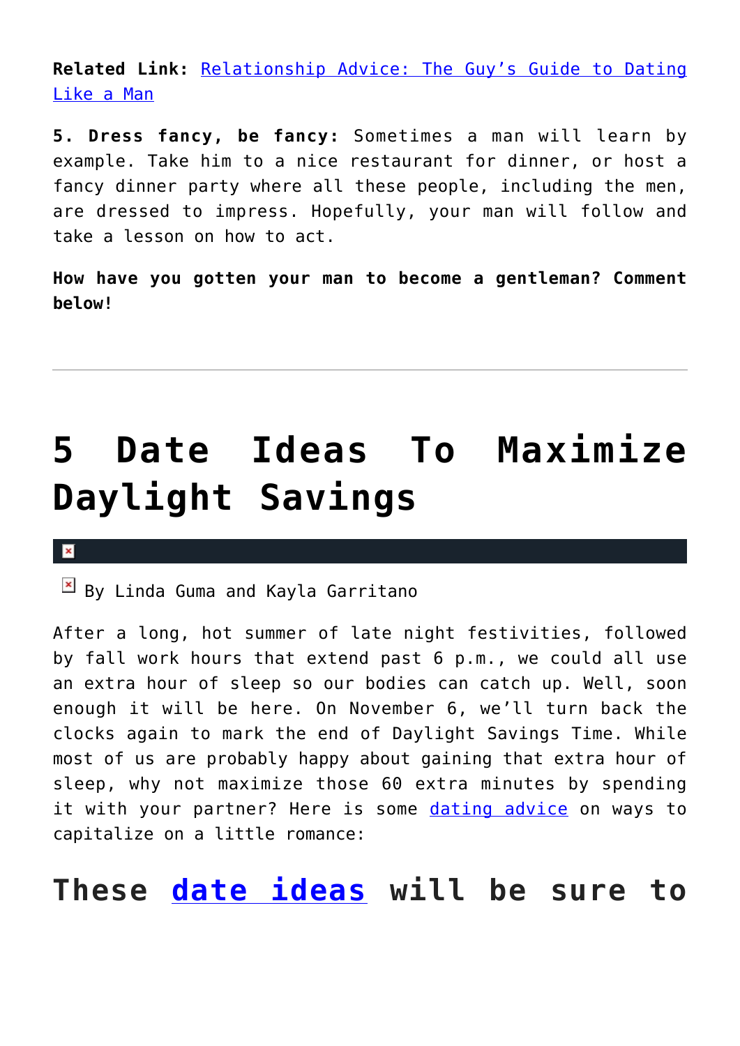**Related Link:** Relationship Advice: The Guy's Guide to Dating Like a Man

**5. Dress fancy, be fancy:** Sometimes a man will learn by example. Take him to a nice restaurant for dinner, or host a fancy dinner party where all these people, including the men, are dressed to impress. Hopefully, your man will follow and take a lesson on how to act.

**How have you gotten your man to become a gentleman? Comment below!**

---

# 5 Date Ideas To Maximize Daylight Savings

By Linda Guma and Kayla Garritano

After a long, hot summer of late night festivities, followed by fall work hours that extend past 6 p.m., we could all use an extra hour of sleep so our bodies can catch up. Well, soon enough it will be here. On November 6, we'll turn back the clocks again to mark the end of Daylight Savings Time. While most of us are probably happy about gaining that extra hour of sleep, why not maximize those 60 extra minutes by spending it with your partner? Here is some dating advice on ways to capitalize on a little romance:

## These date ideas will be sure to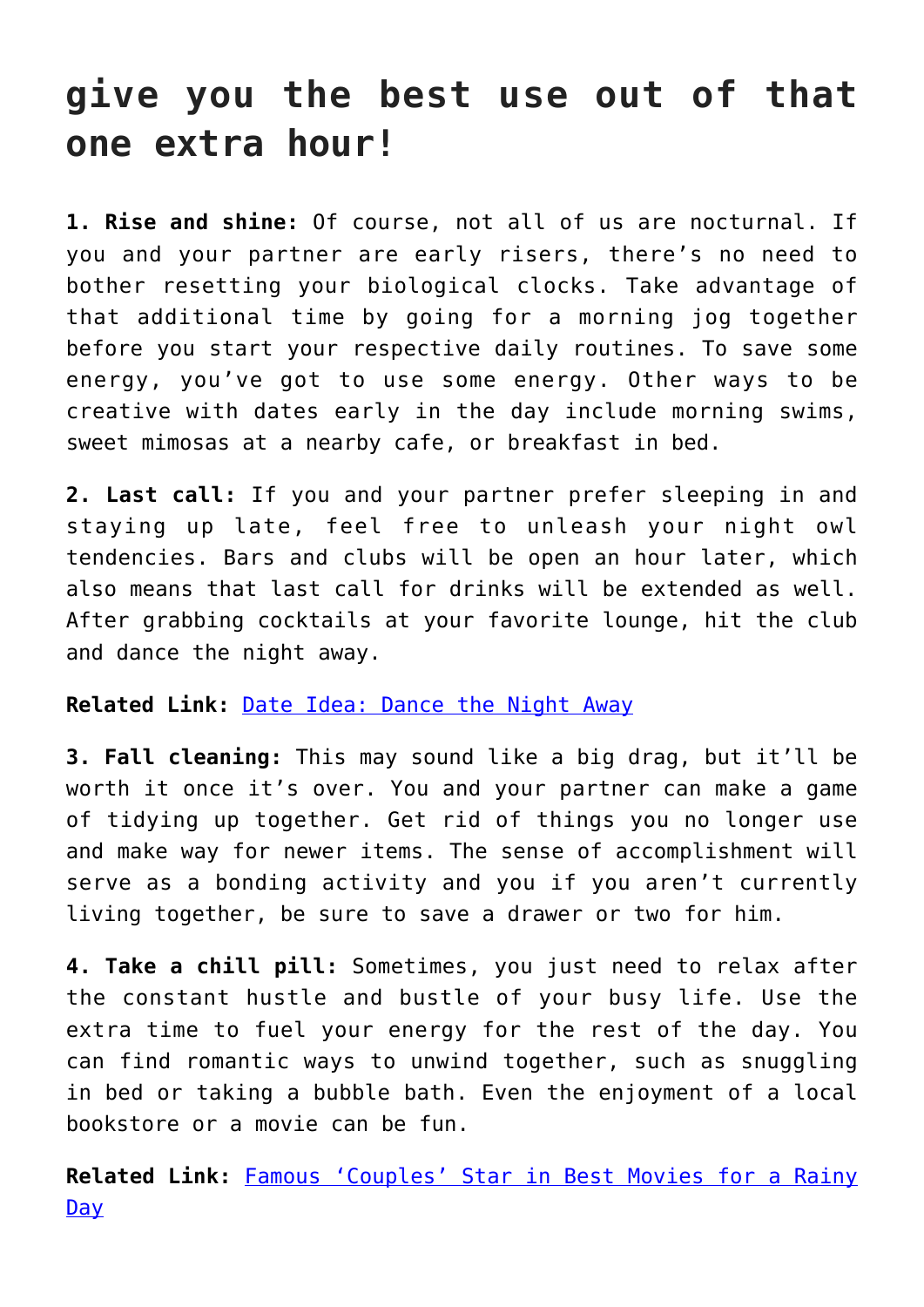## give you the best use out of that one extra hour!

**1. Rise and shine:** Of course, not all of us are nocturnal. If you and your partner are early risers, there's no need to bother resetting your biological clocks. Take advantage of that additional time by going for a morning jog together before you start your respective daily routines. To save some energy, you've got to use some energy. Other ways to be creative with dates early in the day include morning swims, sweet mimosas at a nearby cafe, or breakfast in bed.

**2. Last call:** If you and your partner prefer sleeping in and staying up late, feel free to unleash your night owl tendencies. Bars and clubs will be open an hour later, which also means that last call for drinks will be extended as well. After grabbing cocktails at your favorite lounge, hit the club and dance the night away.

**Related Link:** Date Idea: Dance the Night Away

**3. Fall cleaning:** This may sound like a big drag, but it'll be worth it once it's over. You and your partner can make a game of tidying up together. Get rid of things you no longer use and make way for newer items. The sense of accomplishment will serve as a bonding activity and you if you aren't currently living together, be sure to save a drawer or two for him.

**4. Take a chill pill:** Sometimes, you just need to relax after the constant hustle and bustle of your busy life. Use the extra time to fuel your energy for the rest of the day. You can find romantic ways to unwind together, such as snuggling in bed or taking a bubble bath. Even the enjoyment of a local bookstore or a movie can be fun.

**Related Link:** Famous 'Couples' Star in Best Movies for a Rainy Day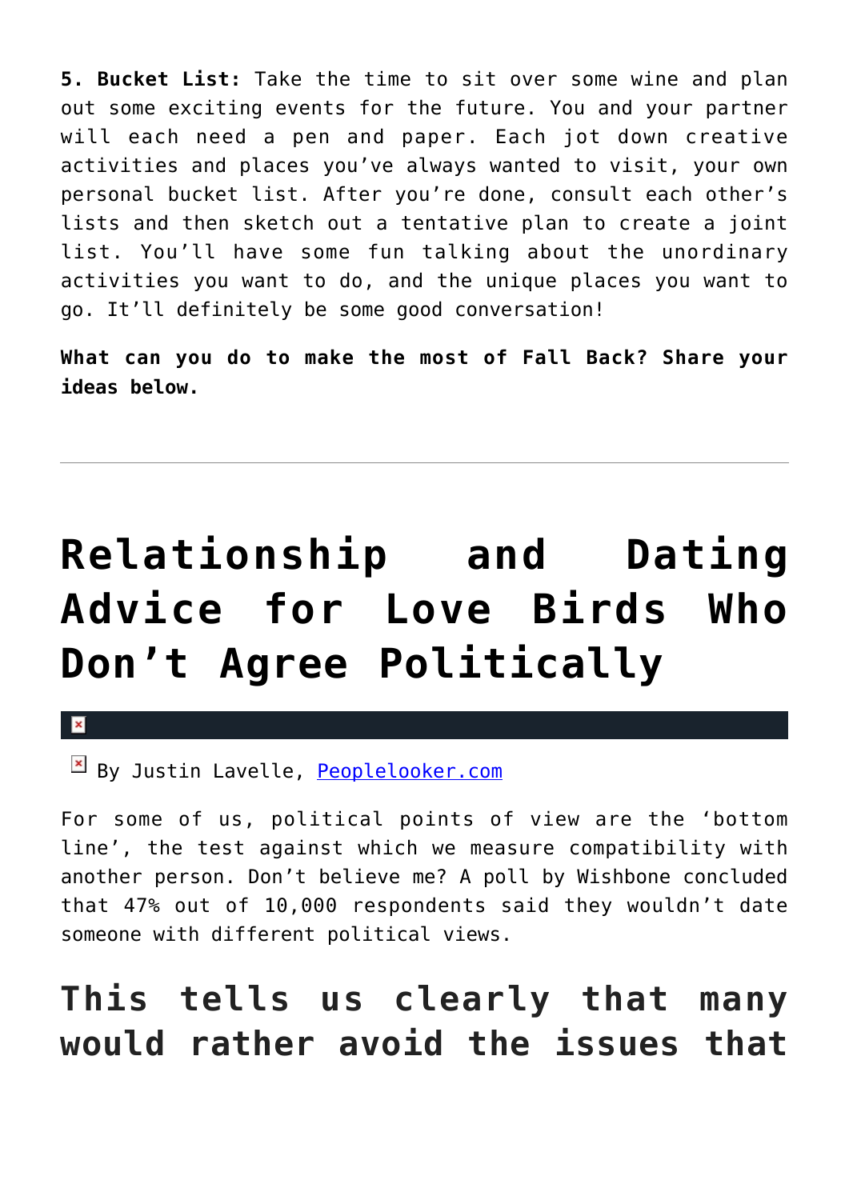**5. Bucket List:** Take the time to sit over some wine and plan out some exciting events for the future. You and your partner will each need a pen and paper. Each jot down creative activities and places you've always wanted to visit, your own personal bucket list. After you're done, consult each other's lists and then sketch out a tentative plan to create a joint list. You'll have some fun talking about the unordinary activities you want to do, and the unique places you want to go. It'll definitely be some good conversation!

**What can you do to make the most of Fall Back? Share your ideas below.**

---

# Relationship and Dating Advice for Love Birds Who Don't Agree Politically

By Justin Lavelle, Peoplelooker.com

For some of us, political points of view are the 'bottom line', the test against which we measure compatibility with another person. Don't believe me? A poll by Wishbone concluded that 47% out of 10,000 respondents said they wouldn't date someone with different political views.

## This tells us clearly that many would rather avoid the issues that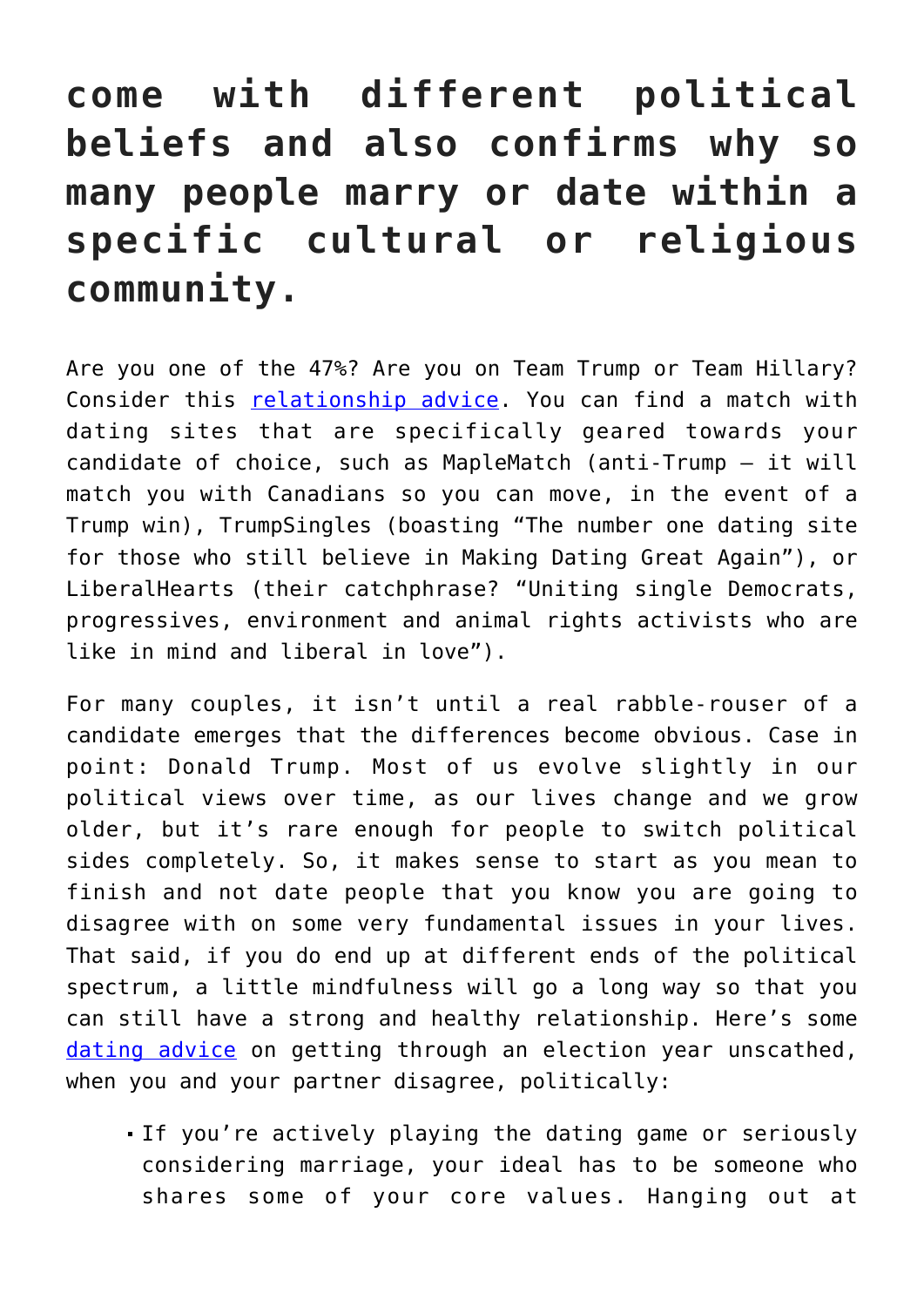# come with different political beliefs and also confirms why so many people marry or date within a specific cultural or religious community.

Are you one of the 47%? Are you on Team Trump or Team Hillary? Consider this relationship advice. You can find a match with dating sites that are specifically geared towards your candidate of choice, such as MapleMatch (anti-Trump – it will match you with Canadians so you can move, in the event of a Trump win), TrumpSingles (boasting "The number one dating site for those who still believe in Making Dating Great Again"), or LiberalHearts (their catchphrase? "Uniting single Democrats, progressives, environment and animal rights activists who are like in mind and liberal in love").

For many couples, it isn't until a real rabble-rouser of a candidate emerges that the differences become obvious. Case in point: Donald Trump. Most of us evolve slightly in our political views over time, as our lives change and we grow older, but it's rare enough for people to switch political sides completely. So, it makes sense to start as you mean to finish and not date people that you know you are going to disagree with on some very fundamental issues in your lives. That said, if you do end up at different ends of the political spectrum, a little mindfulness will go a long way so that you can still have a strong and healthy relationship. Here's some dating advice on getting through an election year unscathed, when you and your partner disagree, politically:

- If you're actively playing the dating game or seriously considering marriage, your ideal has to be someone who shares some of your core values. Hanging out at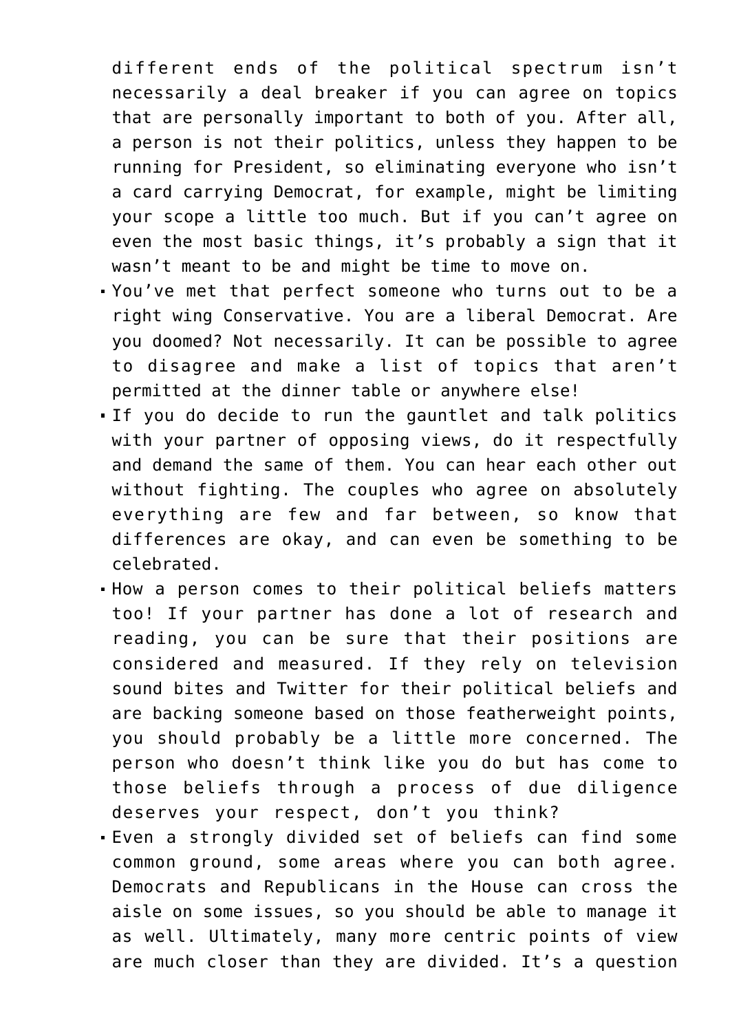different ends of the political spectrum isn't necessarily a deal breaker if you can agree on topics that are personally important to both of you. After all, a person is not their politics, unless they happen to be running for President, so eliminating everyone who isn't a card carrying Democrat, for example, might be limiting your scope a little too much. But if you can't agree on even the most basic things, it's probably a sign that it wasn't meant to be and might be time to move on.

- You've met that perfect someone who turns out to be a right wing Conservative. You are a liberal Democrat. Are you doomed? Not necessarily. It can be possible to agree to disagree and make a list of topics that aren't permitted at the dinner table or anywhere else!
- If you do decide to run the gauntlet and talk politics with your partner of opposing views, do it respectfully and demand the same of them. You can hear each other out without fighting. The couples who agree on absolutely everything are few and far between, so know that differences are okay, and can even be something to be celebrated.
- How a person comes to their political beliefs matters too! If your partner has done a lot of research and reading, you can be sure that their positions are considered and measured. If they rely on television sound bites and Twitter for their political beliefs and are backing someone based on those featherweight points, you should probably be a little more concerned. The person who doesn't think like you do but has come to those beliefs through a process of due diligence deserves your respect, don't you think?
- Even a strongly divided set of beliefs can find some common ground, some areas where you can both agree. Democrats and Republicans in the House can cross the aisle on some issues, so you should be able to manage it as well. Ultimately, many more centric points of view are much closer than they are divided. It's a question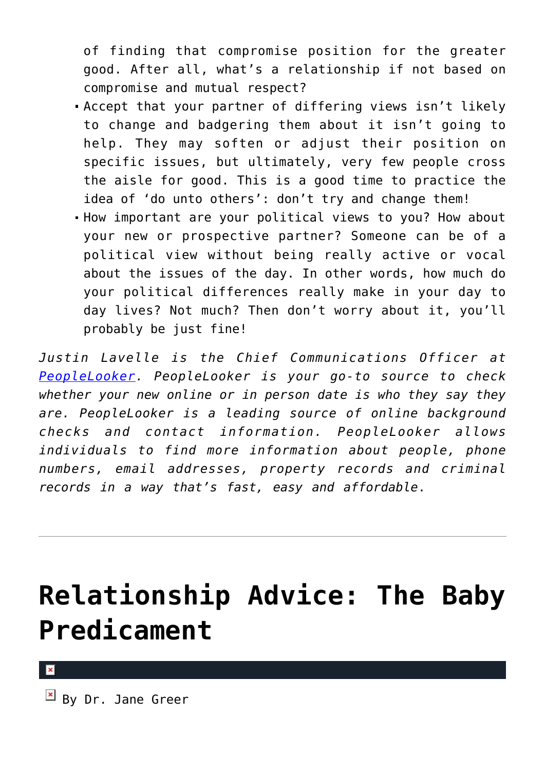of finding that compromise position for the greater good. After all, what's a relationship if not based on compromise and mutual respect?

- Accept that your partner of differing views isn't likely to change and badgering them about it isn't going to help. They may soften or adjust their position on specific issues, but ultimately, very few people cross the aisle for good. This is a good time to practice the idea of 'do unto others': don't try and change them!
- How important are your political views to you? How about your new or prospective partner? Someone can be of a political view without being really active or vocal about the issues of the day. In other words, how much do your political differences really make in your day to day lives? Not much? Then don't worry about it, you'll probably be just fine!

*Justin Lavelle is the Chief Communications Officer at [PeopleLooker](). PeopleLooker is your go-to source to check whether your new online or in person date is who they say they are. PeopleLooker is a leading source of online background checks and contact information. PeopleLooker allows individuals to find more information about people, phone numbers, email addresses, property records and criminal records in a way that's fast, easy and affordable*.

---

# Relationship Advice: The Baby Predicament

By Dr. Jane Greer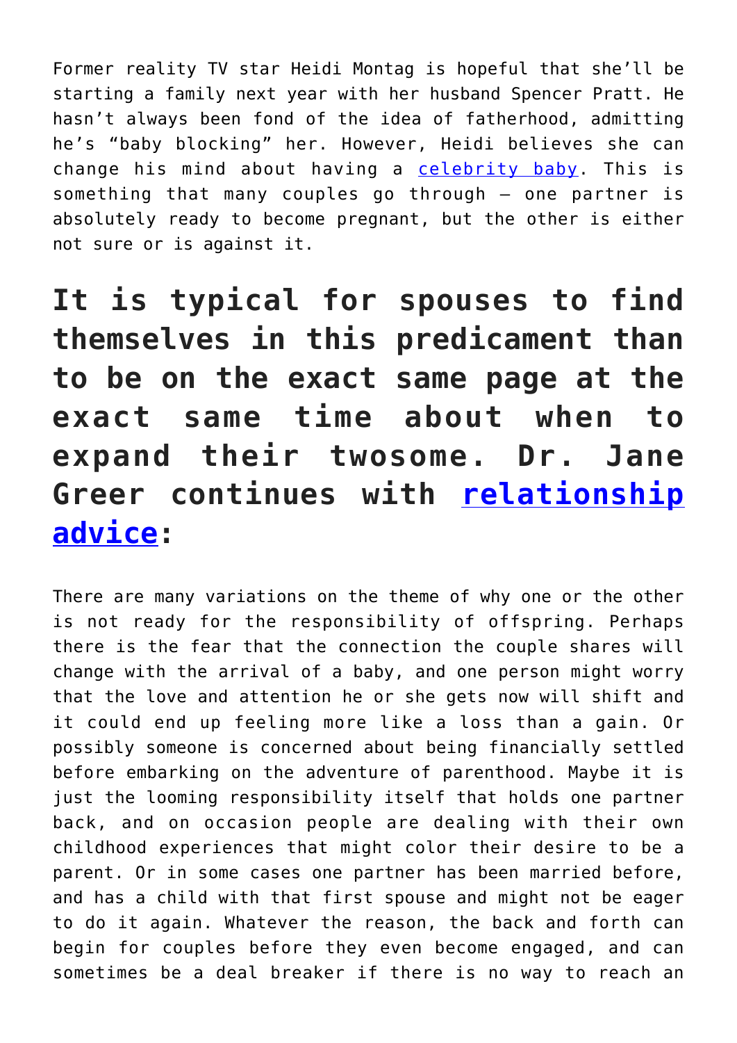Former reality TV star Heidi Montag is hopeful that she'll be starting a family next year with her husband Spencer Pratt. He hasn't always been fond of the idea of fatherhood, admitting he's "baby blocking" her. However, Heidi believes she can change his mind about having a celebrity baby. This is something that many couples go through – one partner is absolutely ready to become pregnant, but the other is either not sure or is against it.

## It is typical for spouses to find themselves in this predicament than to be on the exact same page at the exact same time about when to expand their twosome. Dr. Jane Greer continues with relationship advice:

There are many variations on the theme of why one or the other is not ready for the responsibility of offspring. Perhaps there is the fear that the connection the couple shares will change with the arrival of a baby, and one person might worry that the love and attention he or she gets now will shift and it could end up feeling more like a loss than a gain. Or possibly someone is concerned about being financially settled before embarking on the adventure of parenthood. Maybe it is just the looming responsibility itself that holds one partner back, and on occasion people are dealing with their own childhood experiences that might color their desire to be a parent. Or in some cases one partner has been married before, and has a child with that first spouse and might not be eager to do it again. Whatever the reason, the back and forth can begin for couples before they even become engaged, and can sometimes be a deal breaker if there is no way to reach an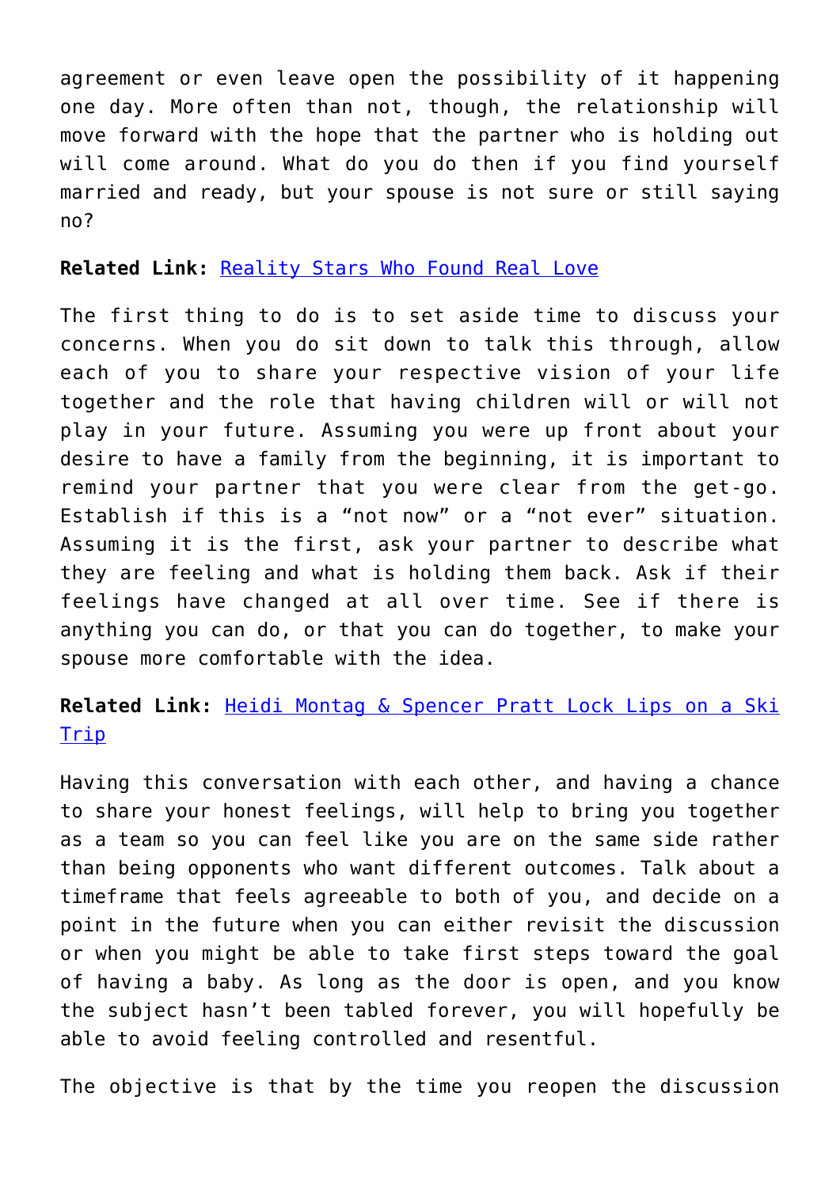agreement or even leave open the possibility of it happening one day. More often than not, though, the relationship will move forward with the hope that the partner who is holding out will come around. What do you do then if you find yourself married and ready, but your spouse is not sure or still saying no?

**Related Link:** Reality Stars Who Found Real Love

The first thing to do is to set aside time to discuss your concerns. When you do sit down to talk this through, allow each of you to share your respective vision of your life together and the role that having children will or will not play in your future. Assuming you were up front about your desire to have a family from the beginning, it is important to remind your partner that you were clear from the get-go. Establish if this is a "not now" or a "not ever" situation. Assuming it is the first, ask your partner to describe what they are feeling and what is holding them back. Ask if their feelings have changed at all over time. See if there is anything you can do, or that you can do together, to make your spouse more comfortable with the idea.

**Related Link:** Heidi Montag & Spencer Pratt Lock Lips on a Ski Trip

Having this conversation with each other, and having a chance to share your honest feelings, will help to bring you together as a team so you can feel like you are on the same side rather than being opponents who want different outcomes. Talk about a timeframe that feels agreeable to both of you, and decide on a point in the future when you can either revisit the discussion or when you might be able to take first steps toward the goal of having a baby. As long as the door is open, and you know the subject hasn't been tabled forever, you will hopefully be able to avoid feeling controlled and resentful.

The objective is that by the time you reopen the discussion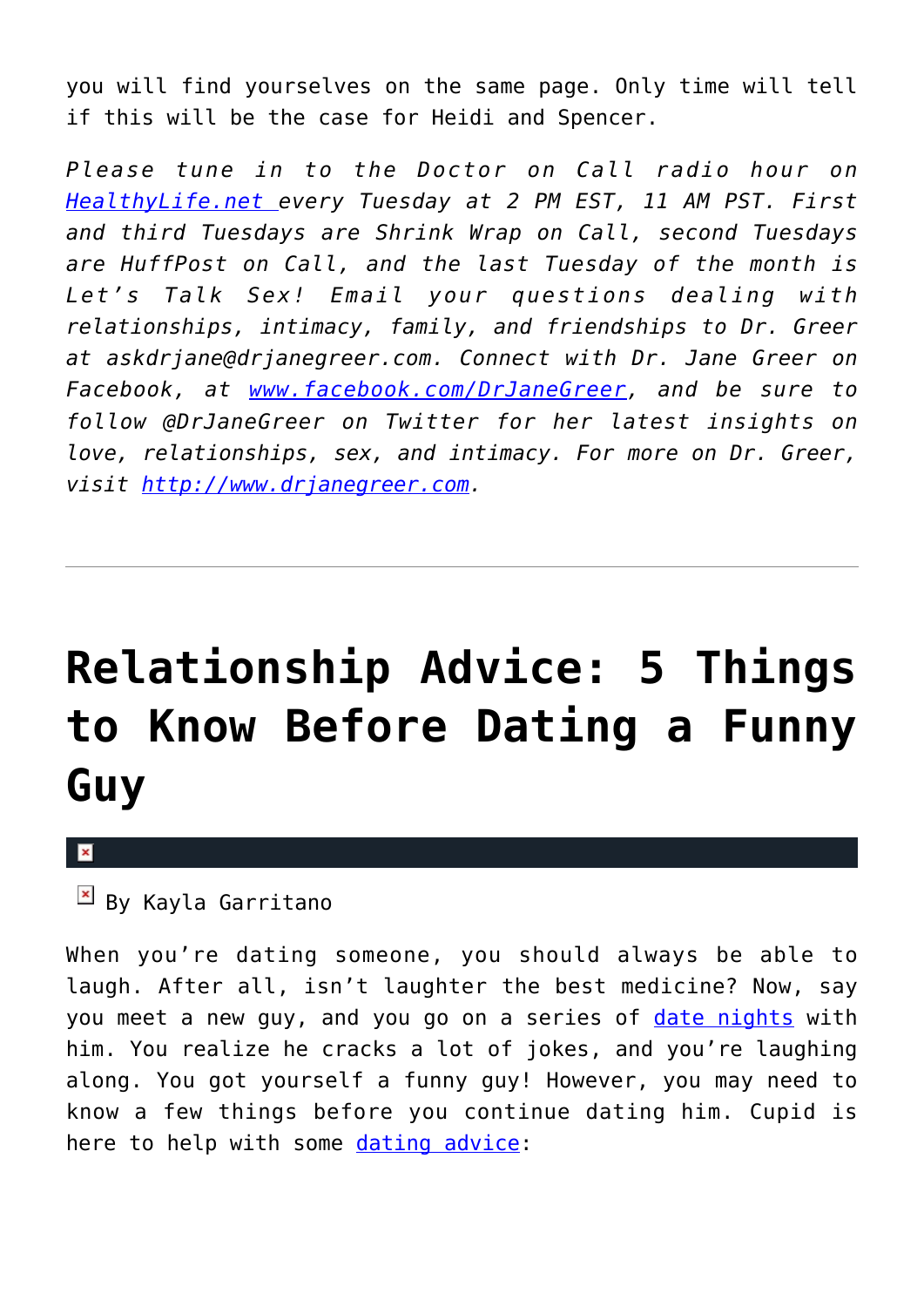you will find yourselves on the same page. Only time will tell if this will be the case for Heidi and Spencer.

*Please tune in to the Doctor on Call radio hour on [HealthyLife.net](HealthyLife.net) every Tuesday at 2 PM EST, 11 AM PST. First and third Tuesdays are Shrink Wrap on Call, second Tuesdays are HuffPost on Call, and the last Tuesday of the month is Let’s Talk Sex! Email your questions dealing with relationships, intimacy, family, and friendships to Dr. Greer at askdrjane@drjanegreer.com. Connect with Dr. Jane Greer on Facebook, at [www.facebook.com/DrJaneGreer](www.facebook.com/DrJaneGreer), and be sure to follow @DrJaneGreer on Twitter for her latest insights on love, relationships, sex, and intimacy. For more on Dr. Greer, visit [http://www.drjanegreer.com](http://www.drjanegreer.com).*

---

# Relationship Advice: 5 Things to Know Before Dating a Funny Guy

By Kayla Garritano

When you’re dating someone, you should always be able to laugh. After all, isn’t laughter the best medicine? Now, say you meet a new guy, and you go on a series of date nights with him. You realize he cracks a lot of jokes, and you’re laughing along. You got yourself a funny guy! However, you may need to know a few things before you continue dating him. Cupid is here to help with some dating advice: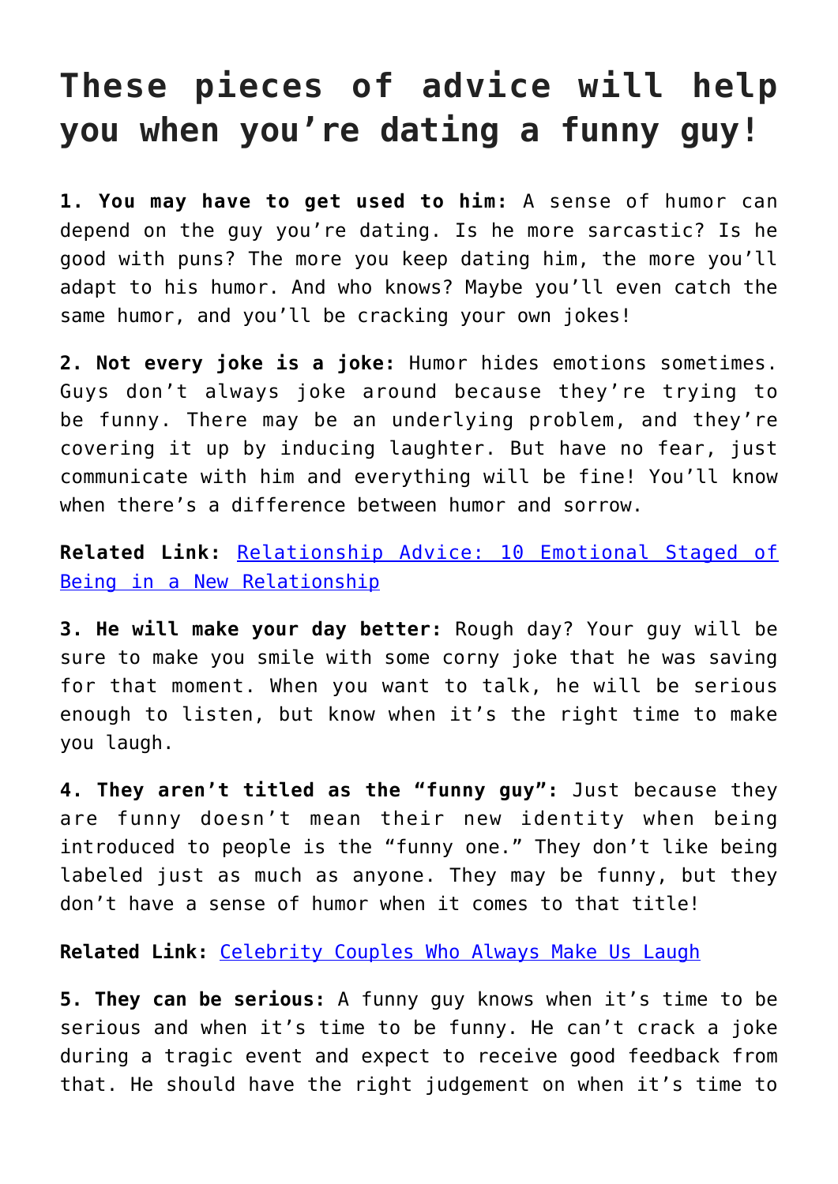# These pieces of advice will help you when you're dating a funny guy!

**1. You may have to get used to him:** A sense of humor can depend on the guy you're dating. Is he more sarcastic? Is he good with puns? The more you keep dating him, the more you'll adapt to his humor. And who knows? Maybe you'll even catch the same humor, and you'll be cracking your own jokes!

**2. Not every joke is a joke:** Humor hides emotions sometimes. Guys don't always joke around because they're trying to be funny. There may be an underlying problem, and they're covering it up by inducing laughter. But have no fear, just communicate with him and everything will be fine! You'll know when there's a difference between humor and sorrow.

**Related Link:** Relationship Advice: 10 Emotional Staged of Being in a New Relationship

**3. He will make your day better:** Rough day? Your guy will be sure to make you smile with some corny joke that he was saving for that moment. When you want to talk, he will be serious enough to listen, but know when it's the right time to make you laugh.

**4. They aren't titled as the "funny guy":** Just because they are funny doesn't mean their new identity when being introduced to people is the "funny one." They don't like being labeled just as much as anyone. They may be funny, but they don't have a sense of humor when it comes to that title!

**Related Link:** Celebrity Couples Who Always Make Us Laugh

**5. They can be serious:** A funny guy knows when it's time to be serious and when it's time to be funny. He can't crack a joke during a tragic event and expect to receive good feedback from that. He should have the right judgement on when it's time to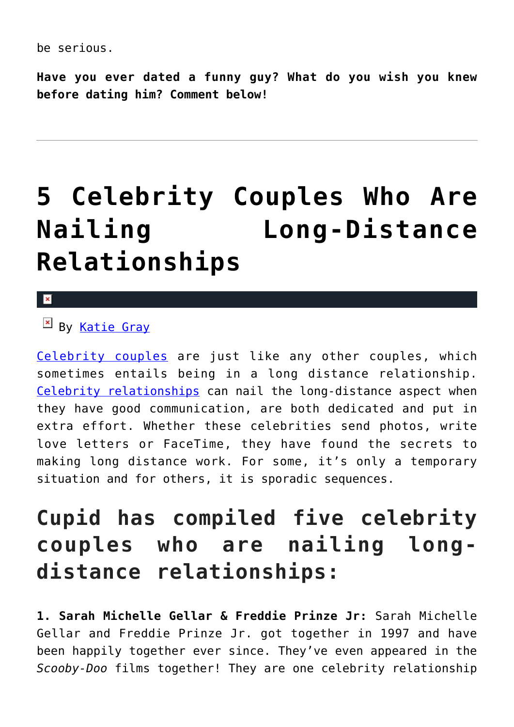be serious.

**Have you ever dated a funny guy? What do you wish you knew before dating him? Comment below!**

---

# 5 Celebrity Couples Who Are Nailing Long-Distance Relationships

By Katie Gray

Celebrity couples are just like any other couples, which sometimes entails being in a long distance relationship. Celebrity relationships can nail the long-distance aspect when they have good communication, are both dedicated and put in extra effort. Whether these celebrities send photos, write love letters or FaceTime, they have found the secrets to making long distance work. For some, it's only a temporary situation and for others, it is sporadic sequences.

## Cupid has compiled five celebrity couples who are nailing long-distance relationships:

**1. Sarah Michelle Gellar & Freddie Prinze Jr:** Sarah Michelle Gellar and Freddie Prinze Jr. got together in 1997 and have been happily together ever since. They've even appeared in the *Scooby-Doo* films together! They are one celebrity relationship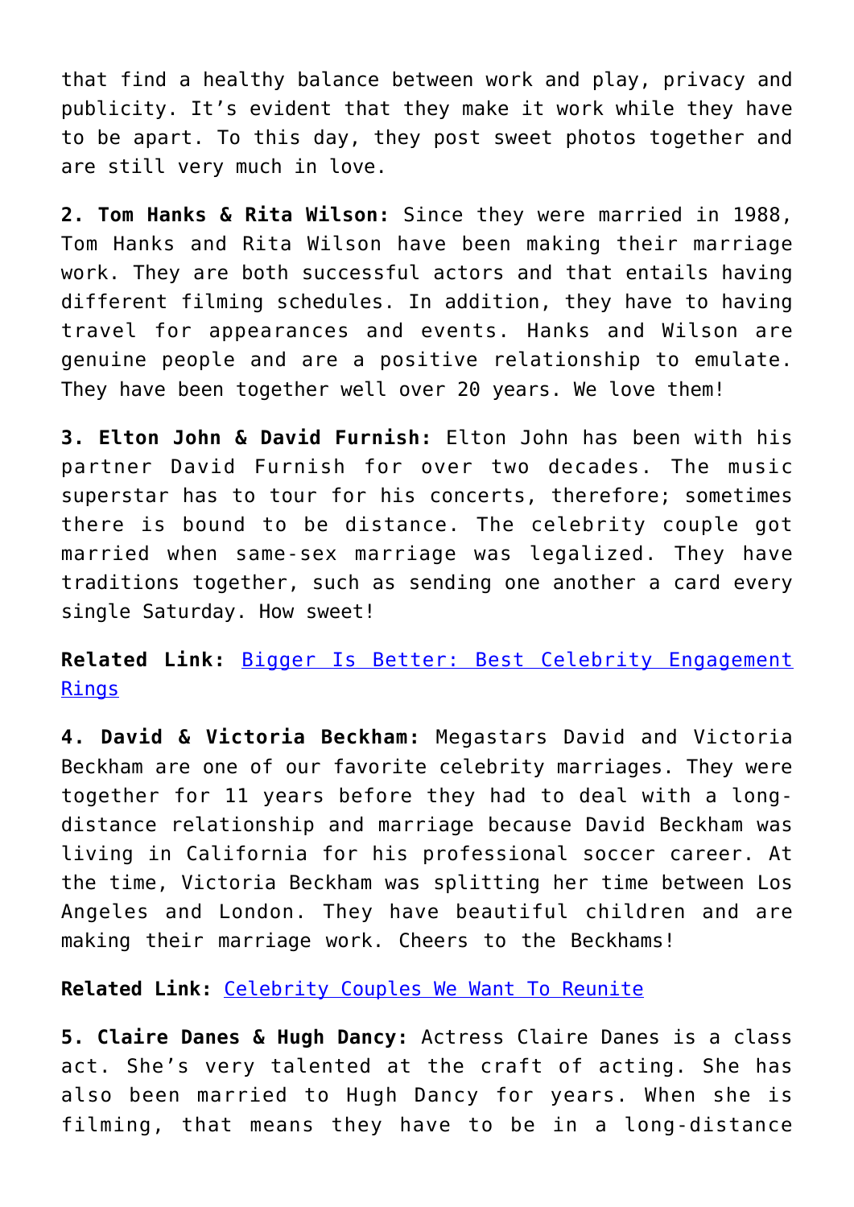that find a healthy balance between work and play, privacy and publicity. It's evident that they make it work while they have to be apart. To this day, they post sweet photos together and are still very much in love.

**2. Tom Hanks & Rita Wilson:** Since they were married in 1988, Tom Hanks and Rita Wilson have been making their marriage work. They are both successful actors and that entails having different filming schedules. In addition, they have to having travel for appearances and events. Hanks and Wilson are genuine people and are a positive relationship to emulate. They have been together well over 20 years. We love them!

**3. Elton John & David Furnish:** Elton John has been with his partner David Furnish for over two decades. The music superstar has to tour for his concerts, therefore; sometimes there is bound to be distance. The celebrity couple got married when same-sex marriage was legalized. They have traditions together, such as sending one another a card every single Saturday. How sweet!

**Related Link:** [Bigger Is Better: Best Celebrity Engagement Rings]()

**4. David & Victoria Beckham:** Megastars David and Victoria Beckham are one of our favorite celebrity marriages. They were together for 11 years before they had to deal with a long-distance relationship and marriage because David Beckham was living in California for his professional soccer career. At the time, Victoria Beckham was splitting her time between Los Angeles and London. They have beautiful children and are making their marriage work. Cheers to the Beckhams!

**Related Link:** [Celebrity Couples We Want To Reunite]()

**5. Claire Danes & Hugh Dancy:** Actress Claire Danes is a class act. She's very talented at the craft of acting. She has also been married to Hugh Dancy for years. When she is filming, that means they have to be in a long-distance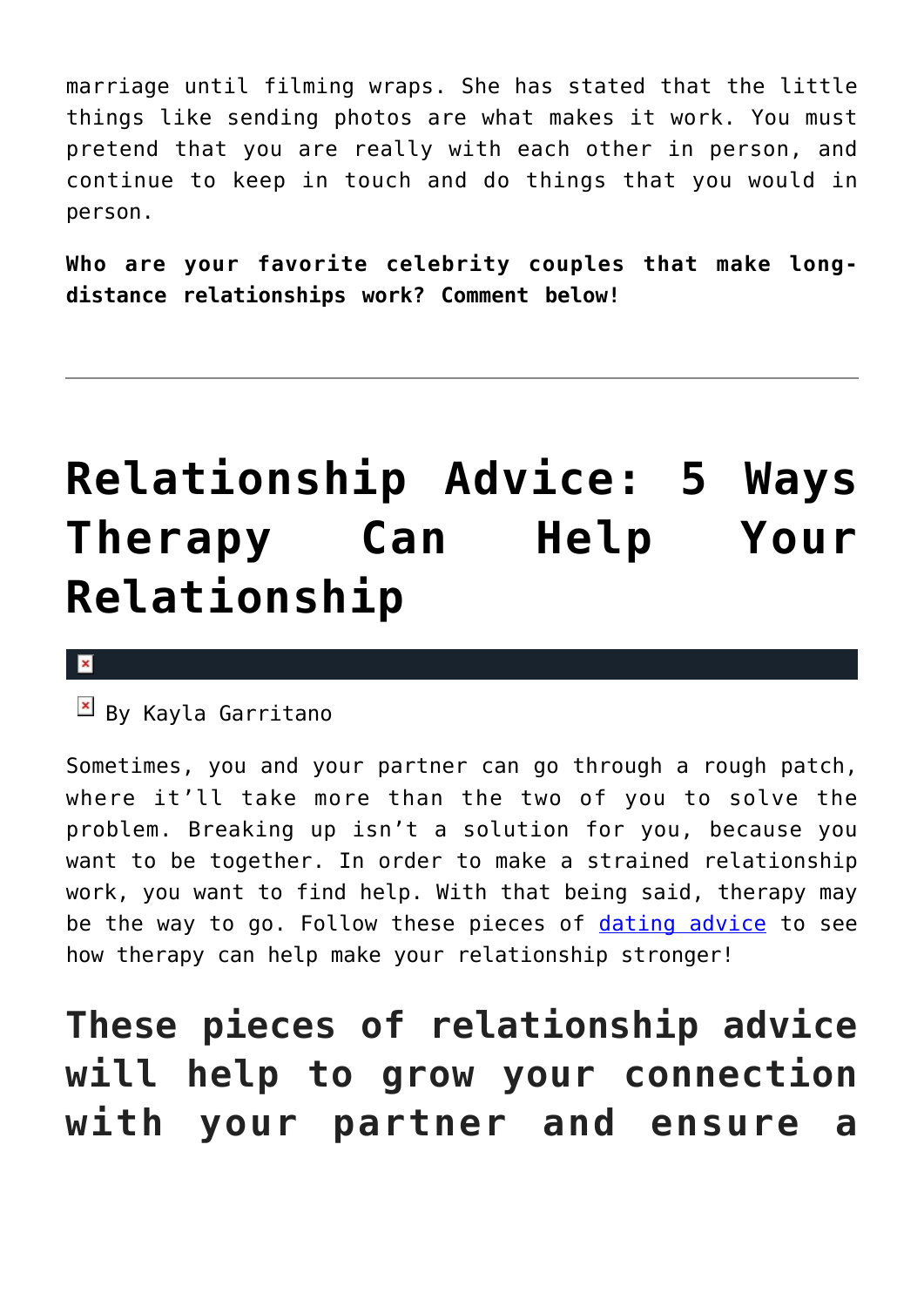marriage until filming wraps. She has stated that the little things like sending photos are what makes it work. You must pretend that you are really with each other in person, and continue to keep in touch and do things that you would in person.

**Who are your favorite celebrity couples that make long-distance relationships work? Comment below!**

---

# Relationship Advice: 5 Ways Therapy Can Help Your Relationship

By Kayla Garritano

Sometimes, you and your partner can go through a rough patch, where it'll take more than the two of you to solve the problem. Breaking up isn't a solution for you, because you want to be together. In order to make a strained relationship work, you want to find help. With that being said, therapy may be the way to go. Follow these pieces of dating advice to see how therapy can help make your relationship stronger!

## These pieces of relationship advice will help to grow your connection with your partner and ensure a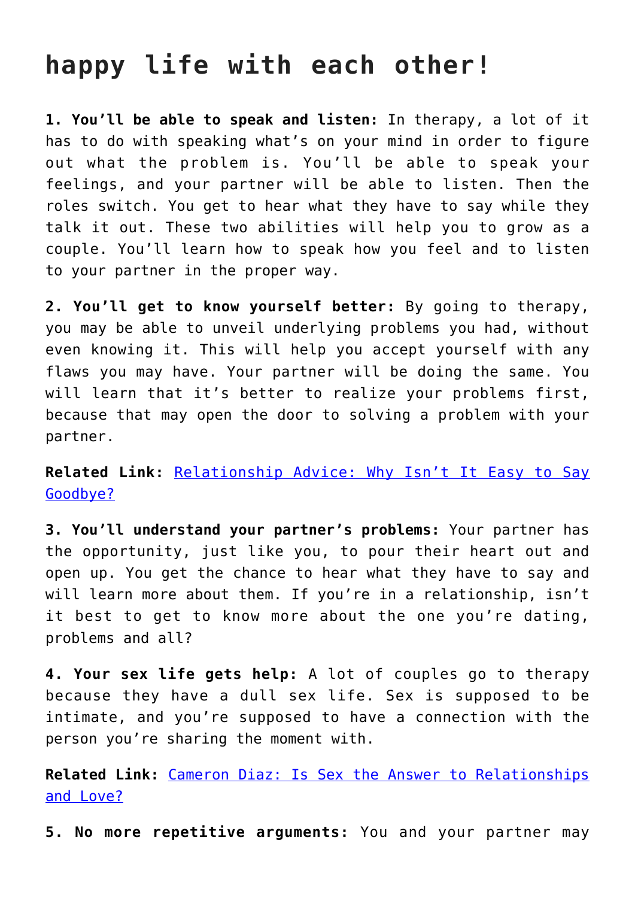## happy life with each other!

**1. You'll be able to speak and listen:** In therapy, a lot of it has to do with speaking what's on your mind in order to figure out what the problem is. You'll be able to speak your feelings, and your partner will be able to listen. Then the roles switch. You get to hear what they have to say while they talk it out. These two abilities will help you to grow as a couple. You'll learn how to speak how you feel and to listen to your partner in the proper way.

**2. You'll get to know yourself better:** By going to therapy, you may be able to unveil underlying problems you had, without even knowing it. This will help you accept yourself with any flaws you may have. Your partner will be doing the same. You will learn that it's better to realize your problems first, because that may open the door to solving a problem with your partner.

**Related Link:** Relationship Advice: Why Isn't It Easy to Say Goodbye?

**3. You'll understand your partner's problems:** Your partner has the opportunity, just like you, to pour their heart out and open up. You get the chance to hear what they have to say and will learn more about them. If you're in a relationship, isn't it best to get to know more about the one you're dating, problems and all?

**4. Your sex life gets help:** A lot of couples go to therapy because they have a dull sex life. Sex is supposed to be intimate, and you're supposed to have a connection with the person you're sharing the moment with.

**Related Link:** Cameron Diaz: Is Sex the Answer to Relationships and Love?

**5. No more repetitive arguments:** You and your partner may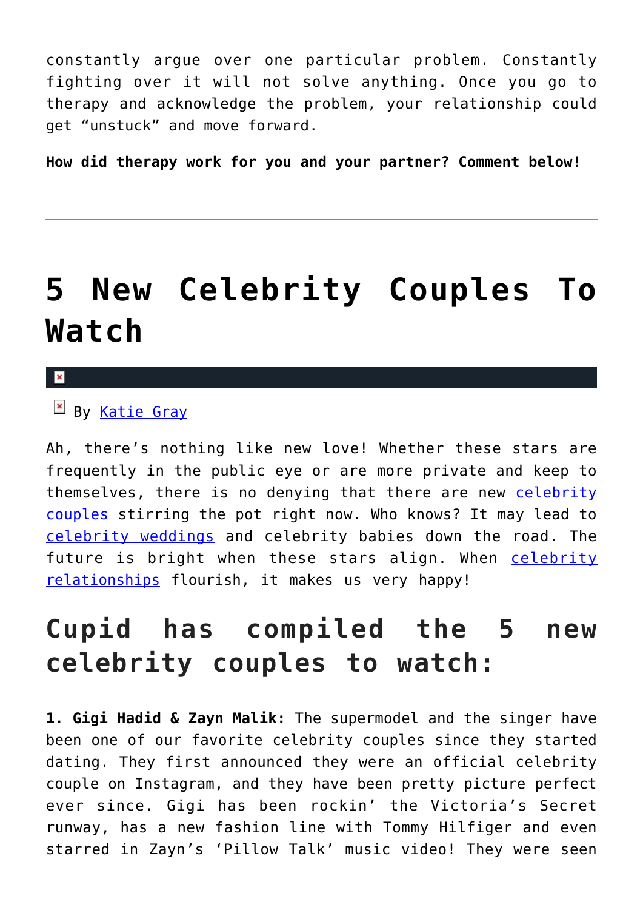constantly argue over one particular problem. Constantly fighting over it will not solve anything. Once you go to therapy and acknowledge the problem, your relationship could get "unstuck" and move forward.

**How did therapy work for you and your partner? Comment below!**

---

# 5 New Celebrity Couples To Watch

By Katie Gray

Ah, there's nothing like new love! Whether these stars are frequently in the public eye or are more private and keep to themselves, there is no denying that there are new celebrity couples stirring the pot right now. Who knows? It may lead to celebrity weddings and celebrity babies down the road. The future is bright when these stars align. When celebrity relationships flourish, it makes us very happy!

## Cupid has compiled the 5 new celebrity couples to watch:

**1. Gigi Hadid & Zayn Malik:** The supermodel and the singer have been one of our favorite celebrity couples since they started dating. They first announced they were an official celebrity couple on Instagram, and they have been pretty picture perfect ever since. Gigi has been rockin' the Victoria's Secret runway, has a new fashion line with Tommy Hilfiger and even starred in Zayn's 'Pillow Talk' music video! They were seen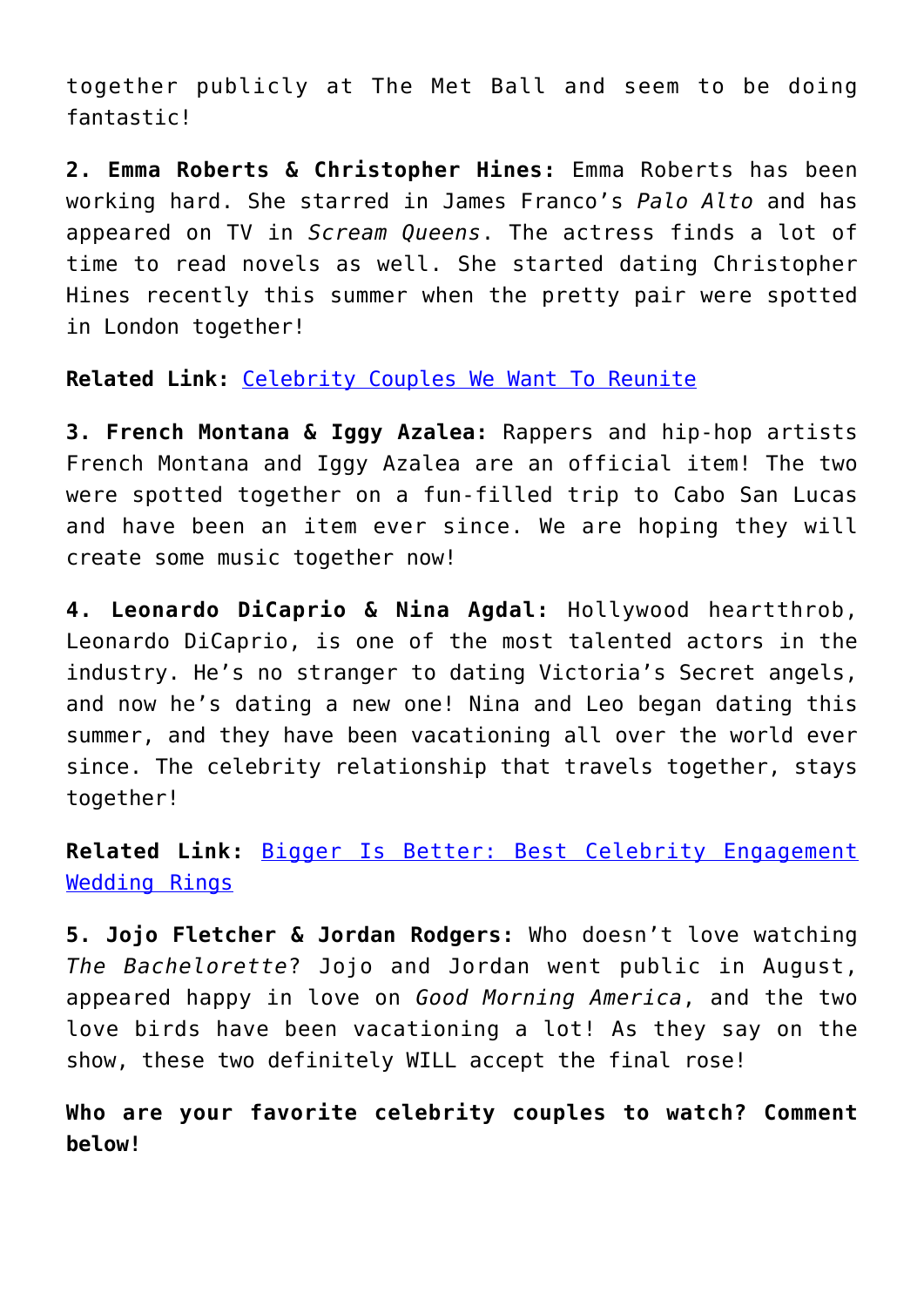together publicly at The Met Ball and seem to be doing fantastic!

**2. Emma Roberts & Christopher Hines:** Emma Roberts has been working hard. She starred in James Franco's *Palo Alto* and has appeared on TV in *Scream Queens*. The actress finds a lot of time to read novels as well. She started dating Christopher Hines recently this summer when the pretty pair were spotted in London together!

**Related Link:** [Celebrity Couples We Want To Reunite]

**3. French Montana & Iggy Azalea:** Rappers and hip-hop artists French Montana and Iggy Azalea are an official item! The two were spotted together on a fun-filled trip to Cabo San Lucas and have been an item ever since. We are hoping they will create some music together now!

**4. Leonardo DiCaprio & Nina Agdal:** Hollywood heartthrob, Leonardo DiCaprio, is one of the most talented actors in the industry. He's no stranger to dating Victoria's Secret angels, and now he's dating a new one! Nina and Leo began dating this summer, and they have been vacationing all over the world ever since. The celebrity relationship that travels together, stays together!

**Related Link:** [Bigger Is Better: Best Celebrity Engagement Wedding Rings]

**5. Jojo Fletcher & Jordan Rodgers:** Who doesn't love watching *The Bachelorette*? Jojo and Jordan went public in August, appeared happy in love on *Good Morning America*, and the two love birds have been vacationing a lot! As they say on the show, these two definitely WILL accept the final rose!

**Who are your favorite celebrity couples to watch? Comment below!**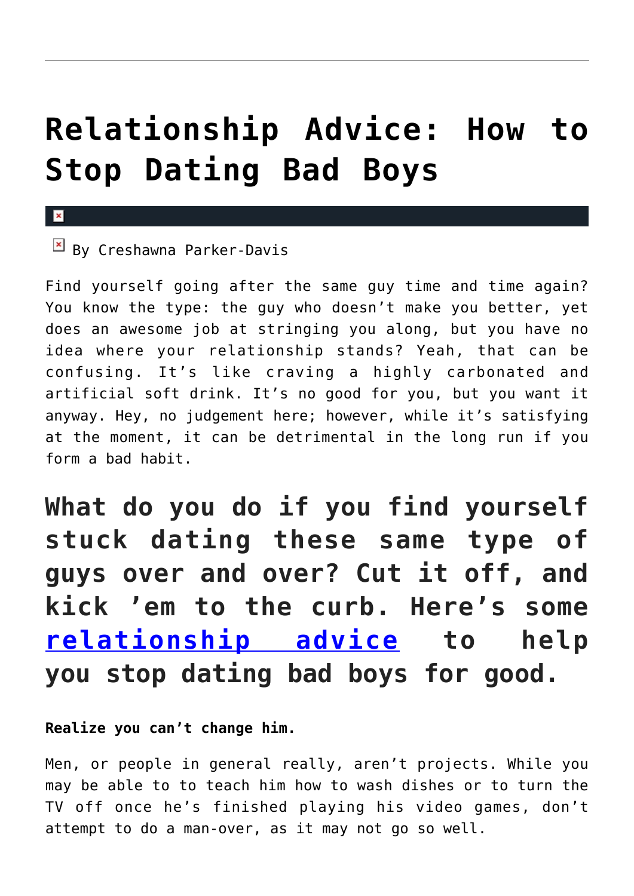# Relationship Advice: How to Stop Dating Bad Boys

By Creshawna Parker-Davis

Find yourself going after the same guy time and time again? You know the type: the guy who doesn't make you better, yet does an awesome job at stringing you along, but you have no idea where your relationship stands? Yeah, that can be confusing. It's like craving a highly carbonated and artificial soft drink. It's no good for you, but you want it anyway. Hey, no judgement here; however, while it's satisfying at the moment, it can be detrimental in the long run if you form a bad habit.

## What do you do if you find yourself stuck dating these same type of guys over and over? Cut it off, and kick 'em to the curb. Here's some relationship advice to help you stop dating bad boys for good.

**Realize you can't change him.**

Men, or people in general really, aren't projects. While you may be able to to teach him how to wash dishes or to turn the TV off once he's finished playing his video games, don't attempt to do a man-over, as it may not go so well.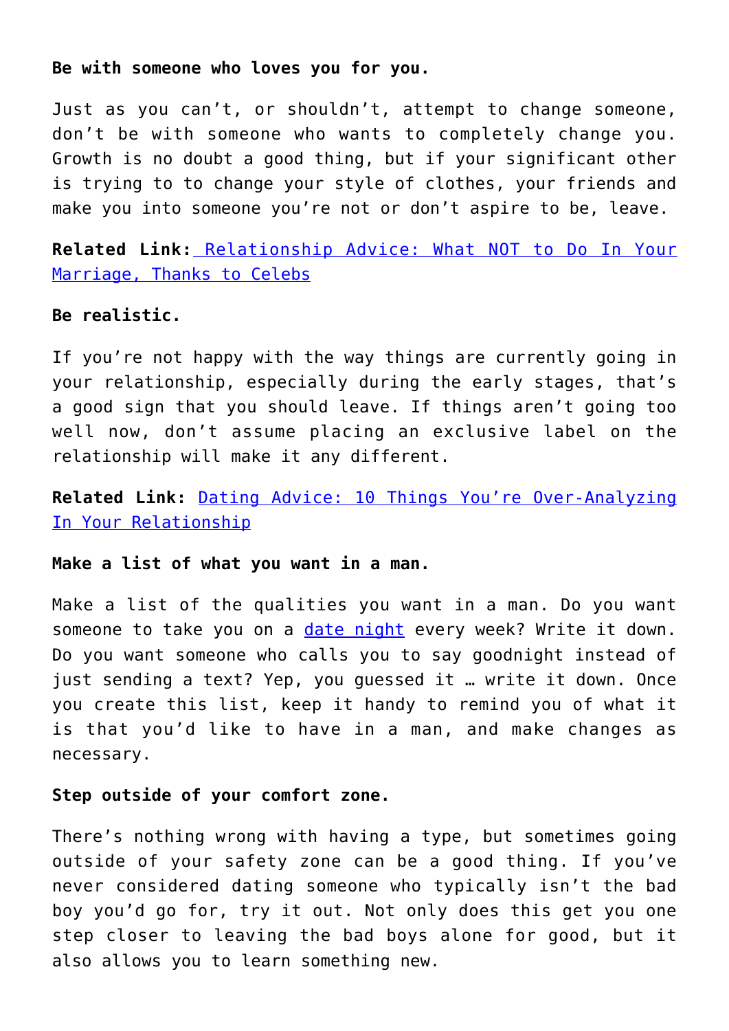**Be with someone who loves you for you.**

Just as you can't, or shouldn't, attempt to change someone, don't be with someone who wants to completely change you. Growth is no doubt a good thing, but if your significant other is trying to to change your style of clothes, your friends and make you into someone you're not or don't aspire to be, leave.

**Related Link:** Relationship Advice: What NOT to Do In Your Marriage, Thanks to Celebs

**Be realistic.**

If you're not happy with the way things are currently going in your relationship, especially during the early stages, that's a good sign that you should leave. If things aren't going too well now, don't assume placing an exclusive label on the relationship will make it any different.

**Related Link:** Dating Advice: 10 Things You're Over-Analyzing In Your Relationship

**Make a list of what you want in a man.**

Make a list of the qualities you want in a man. Do you want someone to take you on a date night every week? Write it down. Do you want someone who calls you to say goodnight instead of just sending a text? Yep, you guessed it … write it down. Once you create this list, keep it handy to remind you of what it is that you'd like to have in a man, and make changes as necessary.

**Step outside of your comfort zone.**

There's nothing wrong with having a type, but sometimes going outside of your safety zone can be a good thing. If you've never considered dating someone who typically isn't the bad boy you'd go for, try it out. Not only does this get you one step closer to leaving the bad boys alone for good, but it also allows you to learn something new.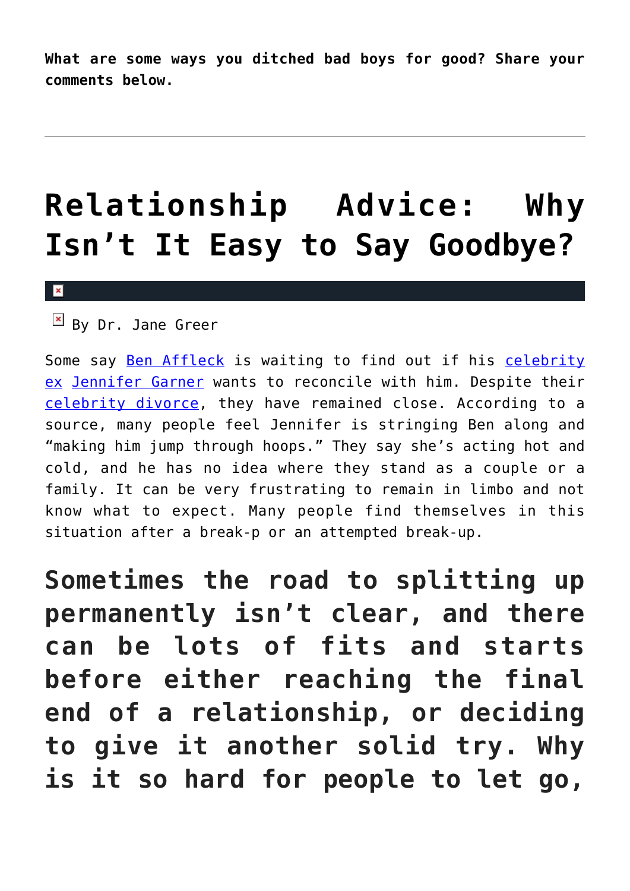**What are some ways you ditched bad boys for good? Share your comments below.**

---

# Relationship Advice: Why Isn't It Easy to Say Goodbye?

By Dr. Jane Greer

Some say Ben Affleck is waiting to find out if his celebrity ex Jennifer Garner wants to reconcile with him. Despite their celebrity divorce, they have remained close. According to a source, many people feel Jennifer is stringing Ben along and "making him jump through hoops." They say she's acting hot and cold, and he has no idea where they stand as a couple or a family. It can be very frustrating to remain in limbo and not know what to expect. Many people find themselves in this situation after a break-p or an attempted break-up.

## Sometimes the road to splitting up permanently isn't clear, and there can be lots of fits and starts before either reaching the final end of a relationship, or deciding to give it another solid try. Why is it so hard for people to let go,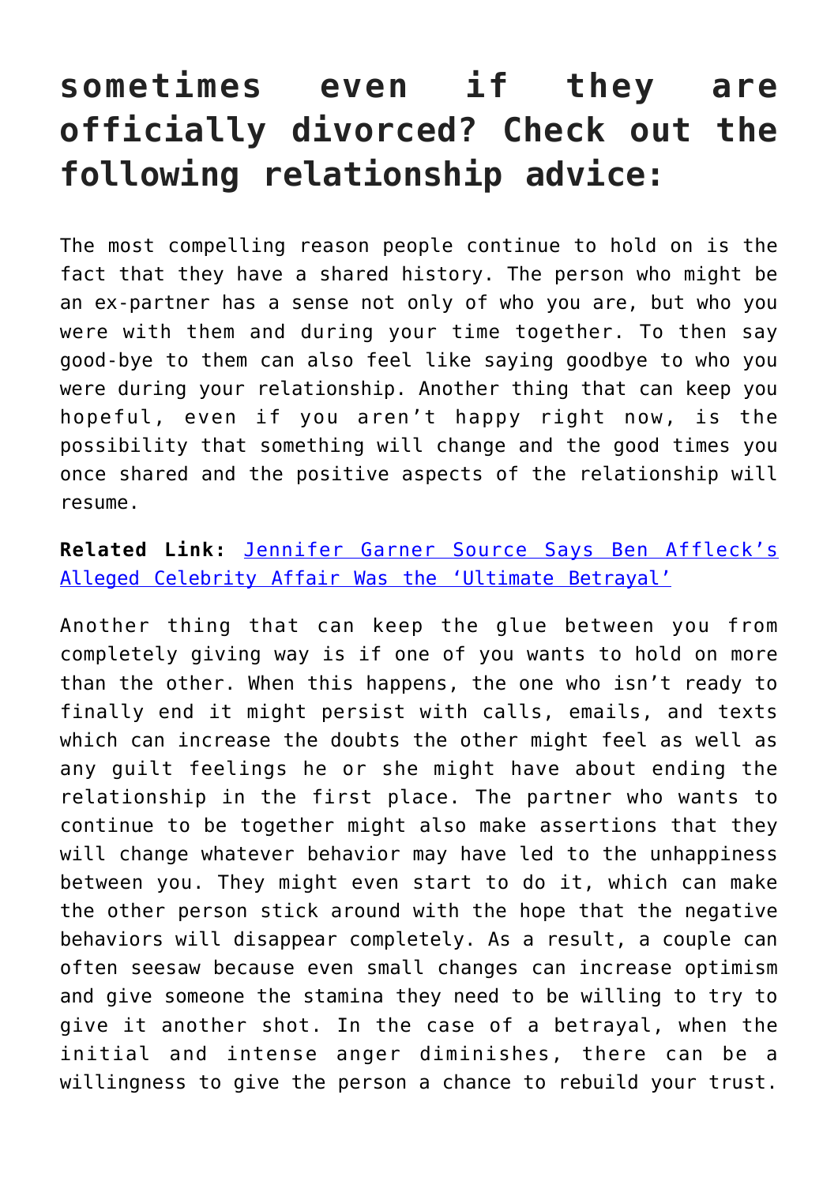## sometimes even if they are officially divorced? Check out the following relationship advice:

The most compelling reason people continue to hold on is the fact that they have a shared history. The person who might be an ex-partner has a sense not only of who you are, but who you were with them and during your time together. To then say good-bye to them can also feel like saying goodbye to who you were during your relationship. Another thing that can keep you hopeful, even if you aren't happy right now, is the possibility that something will change and the good times you once shared and the positive aspects of the relationship will resume.

**Related Link:** [Jennifer Garner Source Says Ben Affleck's Alleged Celebrity Affair Was the 'Ultimate Betrayal']

Another thing that can keep the glue between you from completely giving way is if one of you wants to hold on more than the other. When this happens, the one who isn't ready to finally end it might persist with calls, emails, and texts which can increase the doubts the other might feel as well as any guilt feelings he or she might have about ending the relationship in the first place. The partner who wants to continue to be together might also make assertions that they will change whatever behavior may have led to the unhappiness between you. They might even start to do it, which can make the other person stick around with the hope that the negative behaviors will disappear completely. As a result, a couple can often seesaw because even small changes can increase optimism and give someone the stamina they need to be willing to try to give it another shot. In the case of a betrayal, when the initial and intense anger diminishes, there can be a willingness to give the person a chance to rebuild your trust.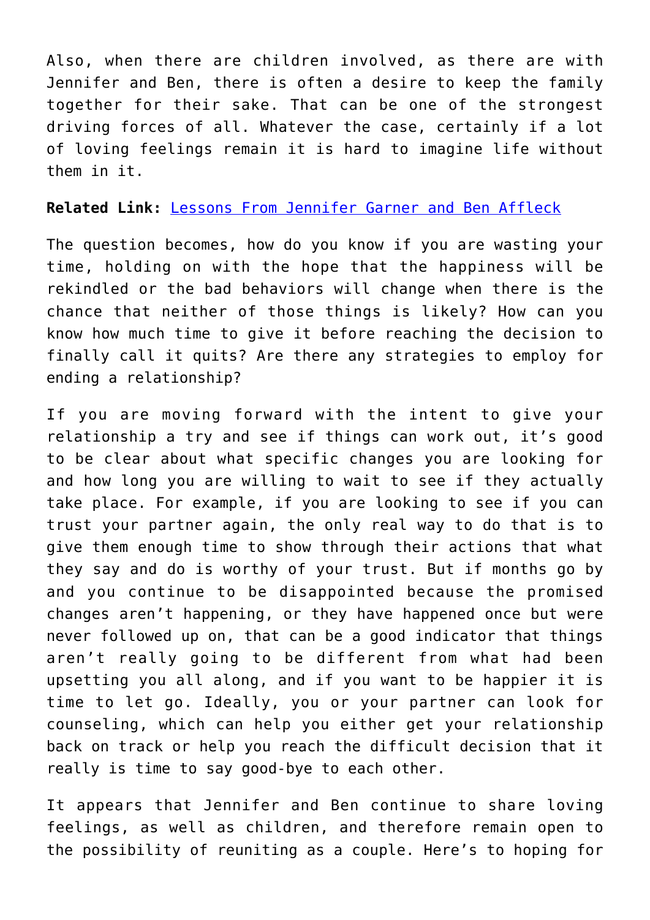Also, when there are children involved, as there are with Jennifer and Ben, there is often a desire to keep the family together for their sake. That can be one of the strongest driving forces of all. Whatever the case, certainly if a lot of loving feelings remain it is hard to imagine life without them in it.

**Related Link:** Lessons From Jennifer Garner and Ben Affleck

The question becomes, how do you know if you are wasting your time, holding on with the hope that the happiness will be rekindled or the bad behaviors will change when there is the chance that neither of those things is likely? How can you know how much time to give it before reaching the decision to finally call it quits? Are there any strategies to employ for ending a relationship?

If you are moving forward with the intent to give your relationship a try and see if things can work out, it's good to be clear about what specific changes you are looking for and how long you are willing to wait to see if they actually take place. For example, if you are looking to see if you can trust your partner again, the only real way to do that is to give them enough time to show through their actions that what they say and do is worthy of your trust. But if months go by and you continue to be disappointed because the promised changes aren't happening, or they have happened once but were never followed up on, that can be a good indicator that things aren't really going to be different from what had been upsetting you all along, and if you want to be happier it is time to let go. Ideally, you or your partner can look for counseling, which can help you either get your relationship back on track or help you reach the difficult decision that it really is time to say good-bye to each other.

It appears that Jennifer and Ben continue to share loving feelings, as well as children, and therefore remain open to the possibility of reuniting as a couple. Here's to hoping for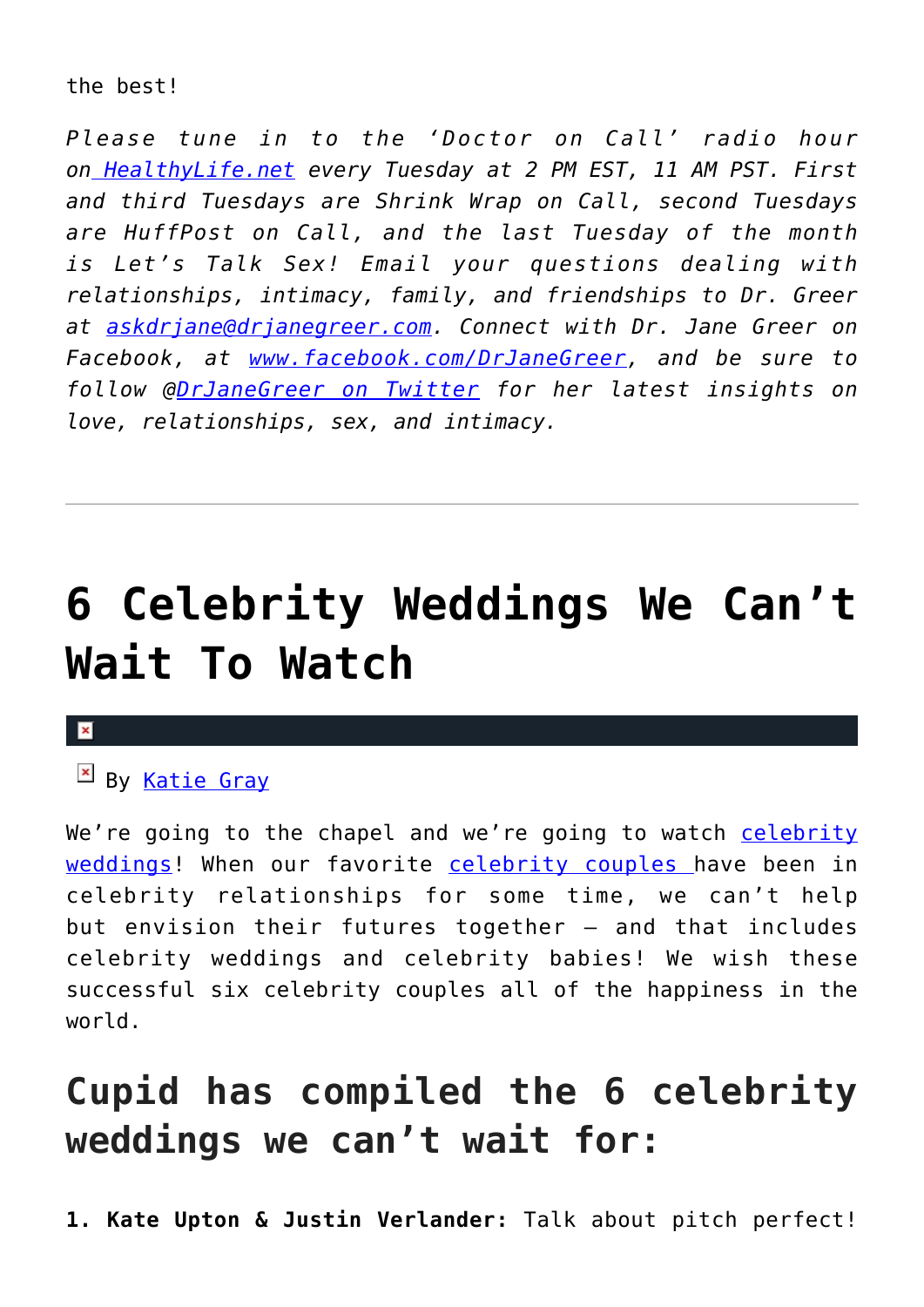the best!

*Please tune in to the 'Doctor on Call' radio hour on HealthyLife.net every Tuesday at 2 PM EST, 11 AM PST. First and third Tuesdays are Shrink Wrap on Call, second Tuesdays are HuffPost on Call, and the last Tuesday of the month is Let's Talk Sex! Email your questions dealing with relationships, intimacy, family, and friendships to Dr. Greer at askdrjane@drjanegreer.com. Connect with Dr. Jane Greer on Facebook, at www.facebook.com/DrJaneGreer, and be sure to follow @DrJaneGreer on Twitter for her latest insights on love, relationships, sex, and intimacy.*

---

# 6 Celebrity Weddings We Can't Wait To Watch

By Katie Gray

We're going to the chapel and we're going to watch celebrity weddings! When our favorite celebrity couples have been in celebrity relationships for some time, we can't help but envision their futures together — and that includes celebrity weddings and celebrity babies! We wish these successful six celebrity couples all of the happiness in the world.

## Cupid has compiled the 6 celebrity weddings we can't wait for:

**1. Kate Upton & Justin Verlander:** Talk about pitch perfect!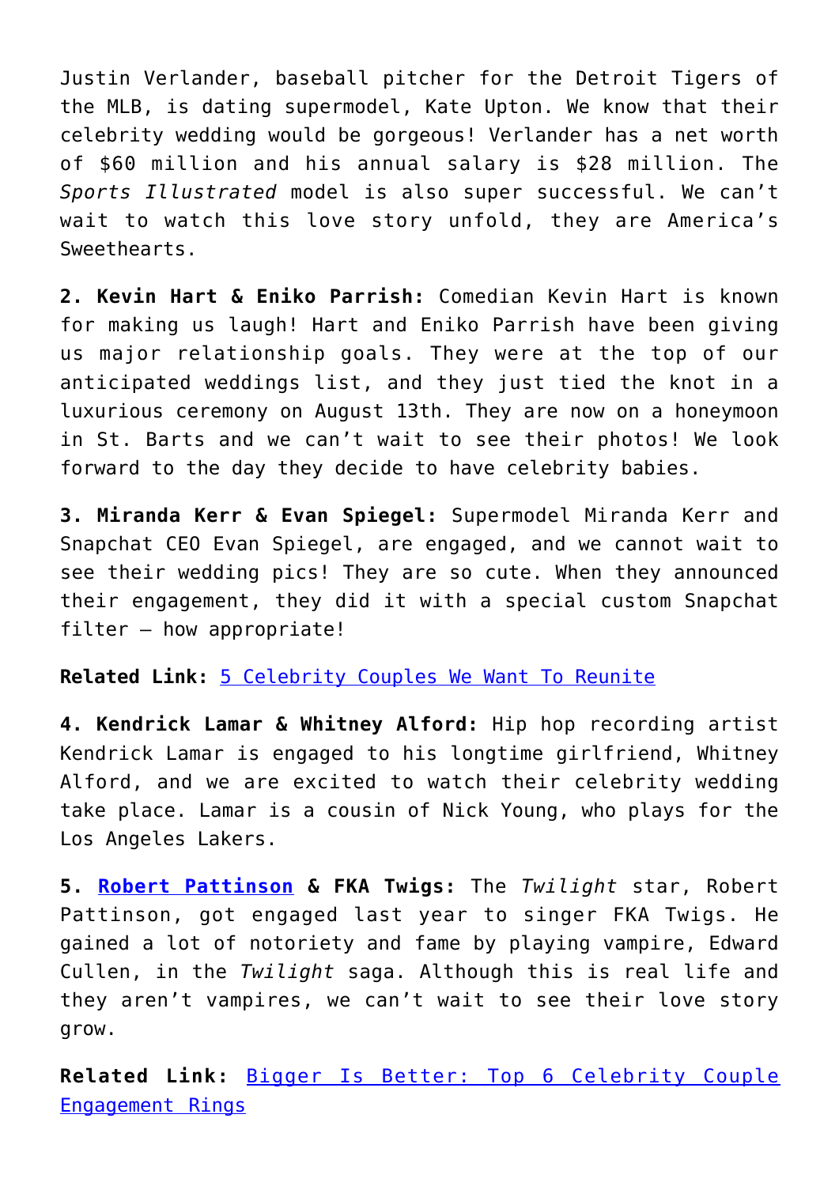Justin Verlander, baseball pitcher for the Detroit Tigers of the MLB, is dating supermodel, Kate Upton. We know that their celebrity wedding would be gorgeous! Verlander has a net worth of $60 million and his annual salary is $28 million. The *Sports Illustrated* model is also super successful. We can't wait to watch this love story unfold, they are America's Sweethearts.

**2. Kevin Hart & Eniko Parrish:** Comedian Kevin Hart is known for making us laugh! Hart and Eniko Parrish have been giving us major relationship goals. They were at the top of our anticipated weddings list, and they just tied the knot in a luxurious ceremony on August 13th. They are now on a honeymoon in St. Barts and we can't wait to see their photos! We look forward to the day they decide to have celebrity babies.

**3. Miranda Kerr & Evan Spiegel:** Supermodel Miranda Kerr and Snapchat CEO Evan Spiegel, are engaged, and we cannot wait to see their wedding pics! They are so cute. When they announced their engagement, they did it with a special custom Snapchat filter – how appropriate!

**Related Link:** [5 Celebrity Couples We Want To Reunite]()

**4. Kendrick Lamar & Whitney Alford:** Hip hop recording artist Kendrick Lamar is engaged to his longtime girlfriend, Whitney Alford, and we are excited to watch their celebrity wedding take place. Lamar is a cousin of Nick Young, who plays for the Los Angeles Lakers.

**5. [Robert Pattinson]() & FKA Twigs:** The *Twilight* star, Robert Pattinson, got engaged last year to singer FKA Twigs. He gained a lot of notoriety and fame by playing vampire, Edward Cullen, in the *Twilight* saga. Although this is real life and they aren't vampires, we can't wait to see their love story grow.

**Related Link:** [Bigger Is Better: Top 6 Celebrity Couple Engagement Rings]()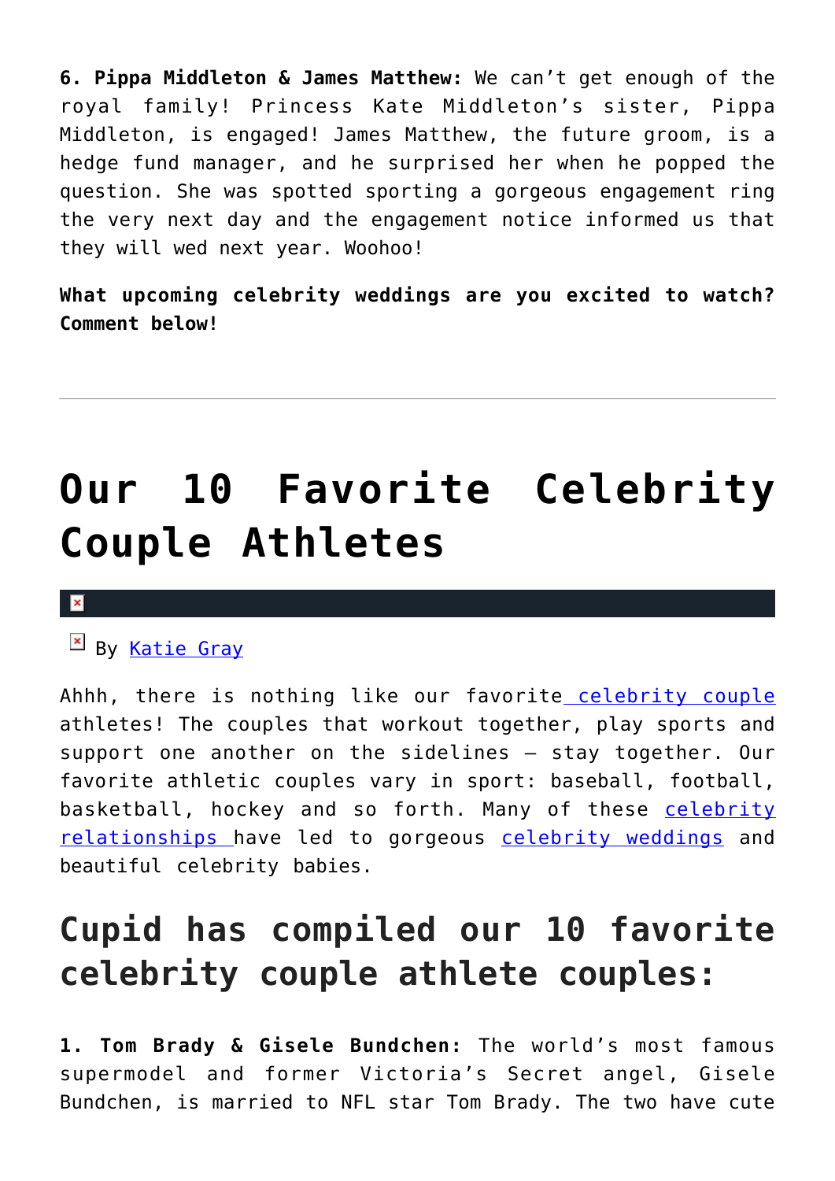**6. Pippa Middleton & James Matthew:** We can't get enough of the royal family! Princess Kate Middleton's sister, Pippa Middleton, is engaged! James Matthew, the future groom, is a hedge fund manager, and he surprised her when he popped the question. She was spotted sporting a gorgeous engagement ring the very next day and the engagement notice informed us that they will wed next year. Woohoo!

**What upcoming celebrity weddings are you excited to watch? Comment below!**

---

# Our 10 Favorite Celebrity Couple Athletes

By Katie Gray

Ahhh, there is nothing like our favorite celebrity couple athletes! The couples that workout together, play sports and support one another on the sidelines – stay together. Our favorite athletic couples vary in sport: baseball, football, basketball, hockey and so forth. Many of these celebrity relationships have led to gorgeous celebrity weddings and beautiful celebrity babies.

## Cupid has compiled our 10 favorite celebrity couple athlete couples:

**1. Tom Brady & Gisele Bundchen:** The world's most famous supermodel and former Victoria's Secret angel, Gisele Bundchen, is married to NFL star Tom Brady. The two have cute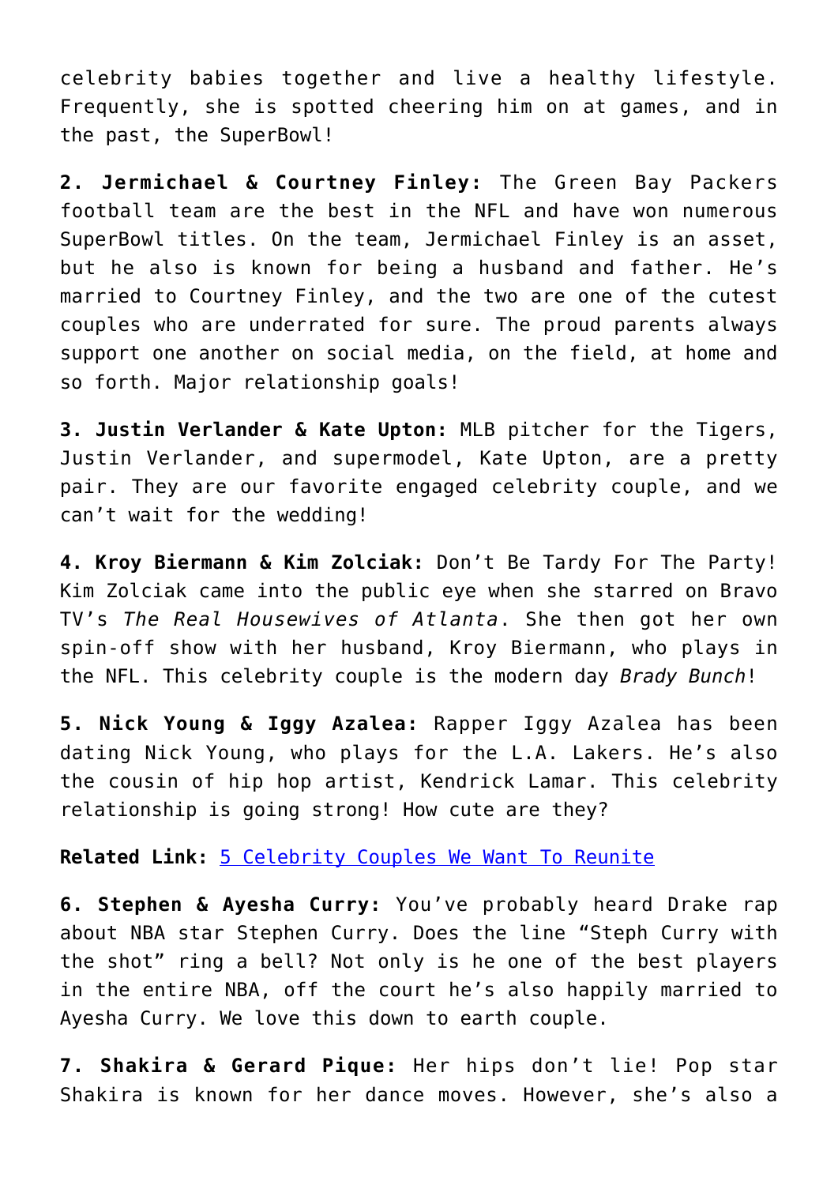celebrity babies together and live a healthy lifestyle. Frequently, she is spotted cheering him on at games, and in the past, the SuperBowl!

**2. Jermichael & Courtney Finley:** The Green Bay Packers football team are the best in the NFL and have won numerous SuperBowl titles. On the team, Jermichael Finley is an asset, but he also is known for being a husband and father. He's married to Courtney Finley, and the two are one of the cutest couples who are underrated for sure. The proud parents always support one another on social media, on the field, at home and so forth. Major relationship goals!

**3. Justin Verlander & Kate Upton:** MLB pitcher for the Tigers, Justin Verlander, and supermodel, Kate Upton, are a pretty pair. They are our favorite engaged celebrity couple, and we can't wait for the wedding!

**4. Kroy Biermann & Kim Zolciak:** Don't Be Tardy For The Party! Kim Zolciak came into the public eye when she starred on Bravo TV's *The Real Housewives of Atlanta*. She then got her own spin-off show with her husband, Kroy Biermann, who plays in the NFL. This celebrity couple is the modern day *Brady Bunch*!

**5. Nick Young & Iggy Azalea:** Rapper Iggy Azalea has been dating Nick Young, who plays for the L.A. Lakers. He's also the cousin of hip hop artist, Kendrick Lamar. This celebrity relationship is going strong! How cute are they?

**Related Link:** [5 Celebrity Couples We Want To Reunite]()

**6. Stephen & Ayesha Curry:** You've probably heard Drake rap about NBA star Stephen Curry. Does the line "Steph Curry with the shot" ring a bell? Not only is he one of the best players in the entire NBA, off the court he's also happily married to Ayesha Curry. We love this down to earth couple.

**7. Shakira & Gerard Pique:** Her hips don't lie! Pop star Shakira is known for her dance moves. However, she's also a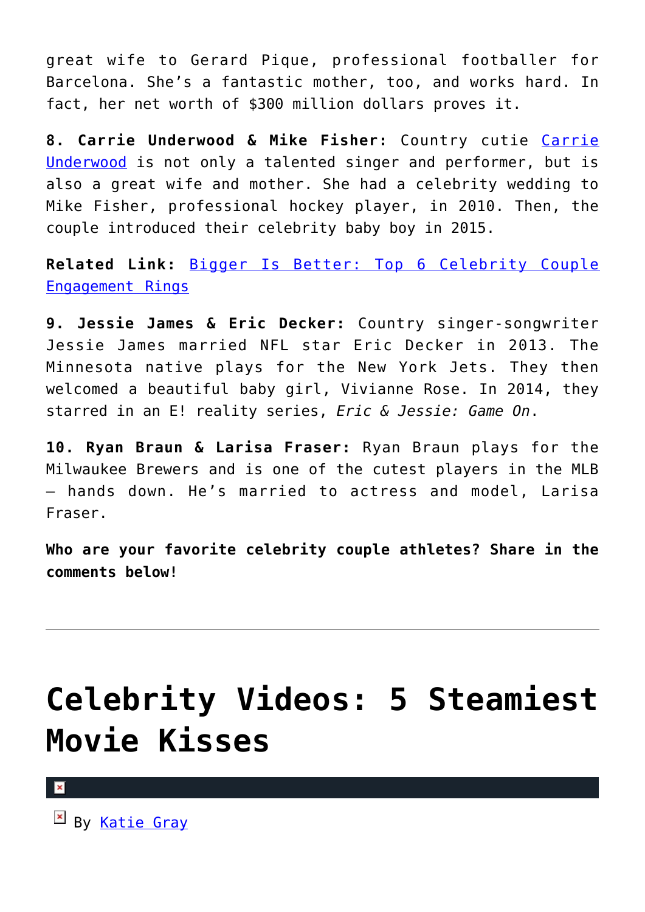great wife to Gerard Pique, professional footballer for Barcelona. She's a fantastic mother, too, and works hard. In fact, her net worth of $300 million dollars proves it.

**8. Carrie Underwood & Mike Fisher:** Country cutie Carrie Underwood is not only a talented singer and performer, but is also a great wife and mother. She had a celebrity wedding to Mike Fisher, professional hockey player, in 2010. Then, the couple introduced their celebrity baby boy in 2015.

**Related Link:** Bigger Is Better: Top 6 Celebrity Couple Engagement Rings

**9. Jessie James & Eric Decker:** Country singer-songwriter Jessie James married NFL star Eric Decker in 2013. The Minnesota native plays for the New York Jets. They then welcomed a beautiful baby girl, Vivianne Rose. In 2014, they starred in an E! reality series, *Eric & Jessie: Game On*.

**10. Ryan Braun & Larisa Fraser:** Ryan Braun plays for the Milwaukee Brewers and is one of the cutest players in the MLB – hands down. He's married to actress and model, Larisa Fraser.

**Who are your favorite celebrity couple athletes? Share in the comments below!**

---

# Celebrity Videos: 5 Steamiest Movie Kisses

By Katie Gray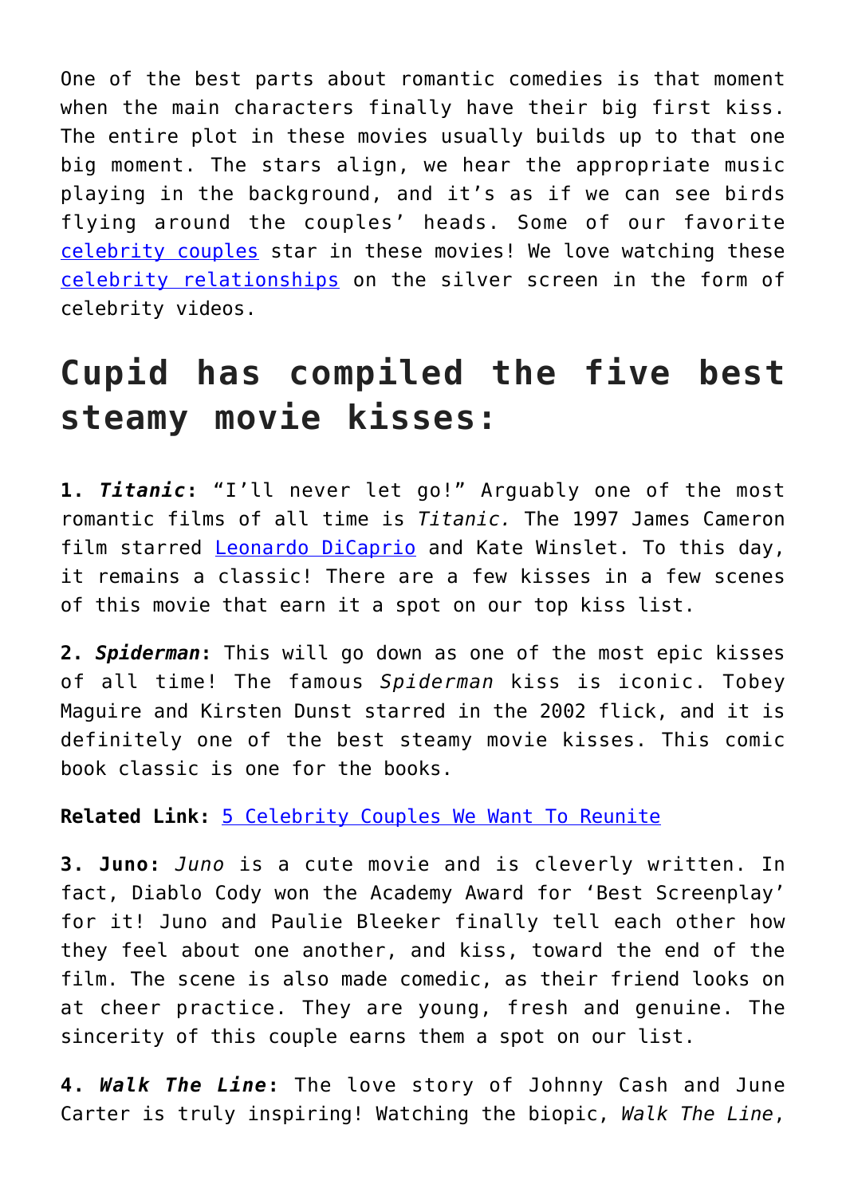One of the best parts about romantic comedies is that moment when the main characters finally have their big first kiss. The entire plot in these movies usually builds up to that one big moment. The stars align, we hear the appropriate music playing in the background, and it's as if we can see birds flying around the couples' heads. Some of our favorite celebrity couples star in these movies! We love watching these celebrity relationships on the silver screen in the form of celebrity videos.

## Cupid has compiled the five best steamy movie kisses:

**1. *Titanic*:** "I'll never let go!" Arguably one of the most romantic films of all time is *Titanic.* The 1997 James Cameron film starred Leonardo DiCaprio and Kate Winslet. To this day, it remains a classic! There are a few kisses in a few scenes of this movie that earn it a spot on our top kiss list.

**2. *Spiderman*:** This will go down as one of the most epic kisses of all time! The famous *Spiderman* kiss is iconic. Tobey Maguire and Kirsten Dunst starred in the 2002 flick, and it is definitely one of the best steamy movie kisses. This comic book classic is one for the books.

**Related Link:** 5 Celebrity Couples We Want To Reunite

**3. Juno:** *Juno* is a cute movie and is cleverly written. In fact, Diablo Cody won the Academy Award for 'Best Screenplay' for it! Juno and Paulie Bleeker finally tell each other how they feel about one another, and kiss, toward the end of the film. The scene is also made comedic, as their friend looks on at cheer practice. They are young, fresh and genuine. The sincerity of this couple earns them a spot on our list.

**4. *Walk The Line*:** The love story of Johnny Cash and June Carter is truly inspiring! Watching the biopic, *Walk The Line*,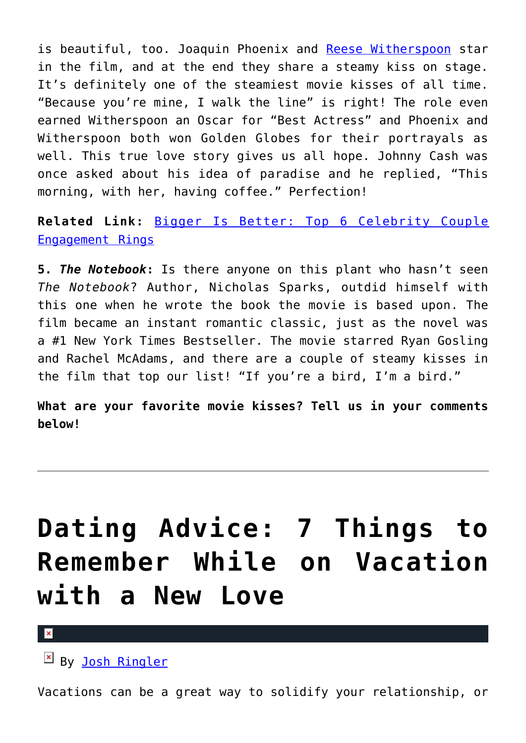is beautiful, too. Joaquin Phoenix and Reese Witherspoon star in the film, and at the end they share a steamy kiss on stage. It's definitely one of the steamiest movie kisses of all time. "Because you're mine, I walk the line" is right! The role even earned Witherspoon an Oscar for "Best Actress" and Phoenix and Witherspoon both won Golden Globes for their portrayals as well. This true love story gives us all hope. Johnny Cash was once asked about his idea of paradise and he replied, "This morning, with her, having coffee." Perfection!

**Related Link:** Bigger Is Better: Top 6 Celebrity Couple Engagement Rings

**5. *The Notebook*:** Is there anyone on this plant who hasn't seen *The Notebook*? Author, Nicholas Sparks, outdid himself with this one when he wrote the book the movie is based upon. The film became an instant romantic classic, just as the novel was a #1 New York Times Bestseller. The movie starred Ryan Gosling and Rachel McAdams, and there are a couple of steamy kisses in the film that top our list! "If you're a bird, I'm a bird."

**What are your favorite movie kisses? Tell us in your comments below!**

---

# Dating Advice: 7 Things to Remember While on Vacation with a New Love

By Josh Ringler

Vacations can be a great way to solidify your relationship, or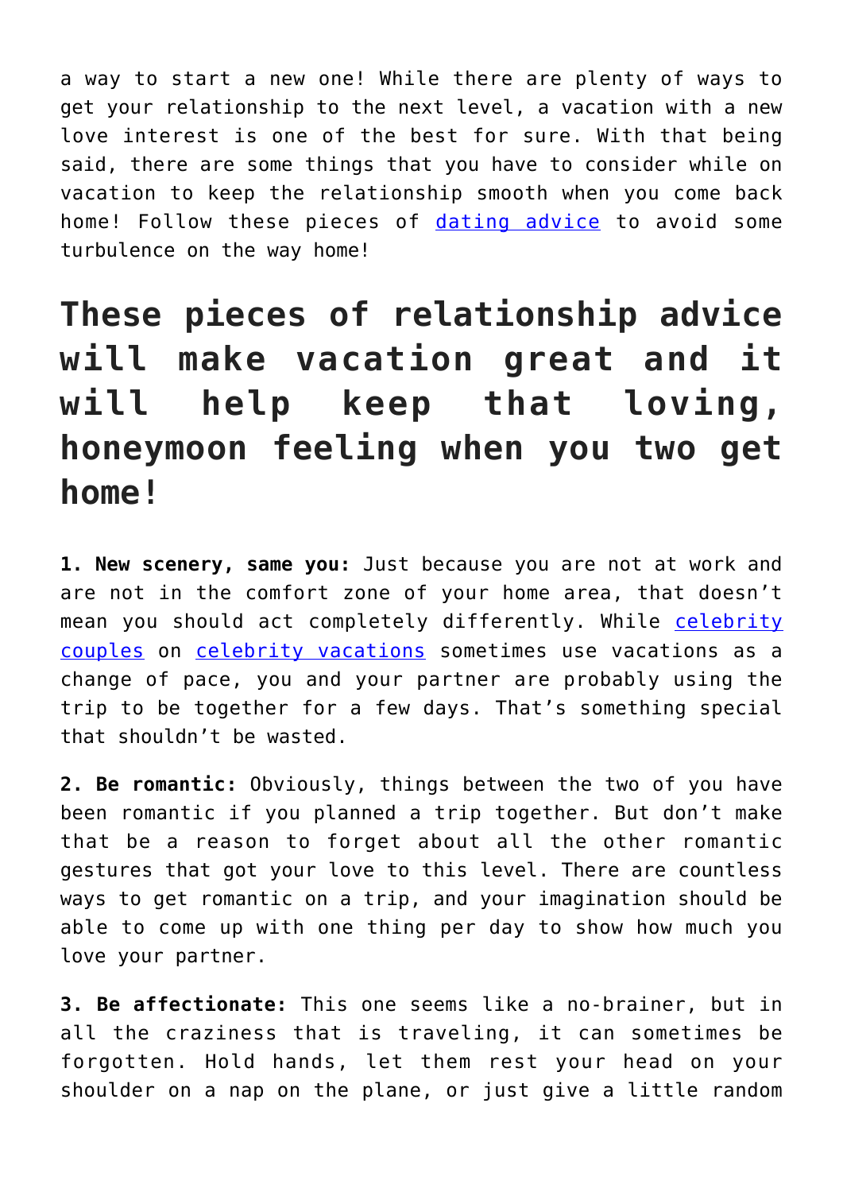a way to start a new one! While there are plenty of ways to get your relationship to the next level, a vacation with a new love interest is one of the best for sure. With that being said, there are some things that you have to consider while on vacation to keep the relationship smooth when you come back home! Follow these pieces of dating advice to avoid some turbulence on the way home!

## These pieces of relationship advice will make vacation great and it will help keep that loving, honeymoon feeling when you two get home!

**1. New scenery, same you:** Just because you are not at work and are not in the comfort zone of your home area, that doesn't mean you should act completely differently. While celebrity couples on celebrity vacations sometimes use vacations as a change of pace, you and your partner are probably using the trip to be together for a few days. That's something special that shouldn't be wasted.

**2. Be romantic:** Obviously, things between the two of you have been romantic if you planned a trip together. But don't make that be a reason to forget about all the other romantic gestures that got your love to this level. There are countless ways to get romantic on a trip, and your imagination should be able to come up with one thing per day to show how much you love your partner.

**3. Be affectionate:** This one seems like a no-brainer, but in all the craziness that is traveling, it can sometimes be forgotten. Hold hands, let them rest your head on your shoulder on a nap on the plane, or just give a little random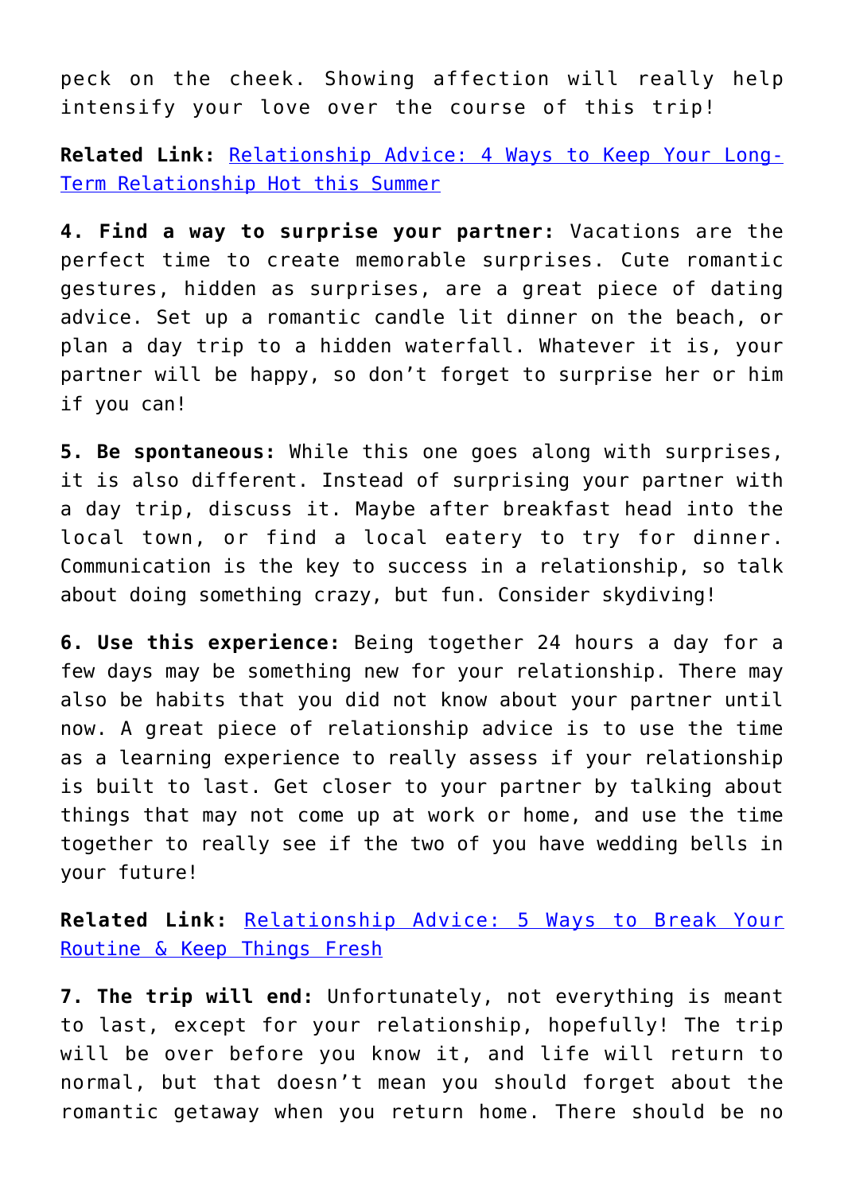peck on the cheek. Showing affection will really help intensify your love over the course of this trip!

**Related Link:** [Relationship Advice: 4 Ways to Keep Your Long-Term Relationship Hot this Summer]()

**4. Find a way to surprise your partner:** Vacations are the perfect time to create memorable surprises. Cute romantic gestures, hidden as surprises, are a great piece of dating advice. Set up a romantic candle lit dinner on the beach, or plan a day trip to a hidden waterfall. Whatever it is, your partner will be happy, so don't forget to surprise her or him if you can!

**5. Be spontaneous:** While this one goes along with surprises, it is also different. Instead of surprising your partner with a day trip, discuss it. Maybe after breakfast head into the local town, or find a local eatery to try for dinner. Communication is the key to success in a relationship, so talk about doing something crazy, but fun. Consider skydiving!

**6. Use this experience:** Being together 24 hours a day for a few days may be something new for your relationship. There may also be habits that you did not know about your partner until now. A great piece of relationship advice is to use the time as a learning experience to really assess if your relationship is built to last. Get closer to your partner by talking about things that may not come up at work or home, and use the time together to really see if the two of you have wedding bells in your future!

**Related Link:** [Relationship Advice: 5 Ways to Break Your Routine & Keep Things Fresh]()

**7. The trip will end:** Unfortunately, not everything is meant to last, except for your relationship, hopefully! The trip will be over before you know it, and life will return to normal, but that doesn't mean you should forget about the romantic getaway when you return home. There should be no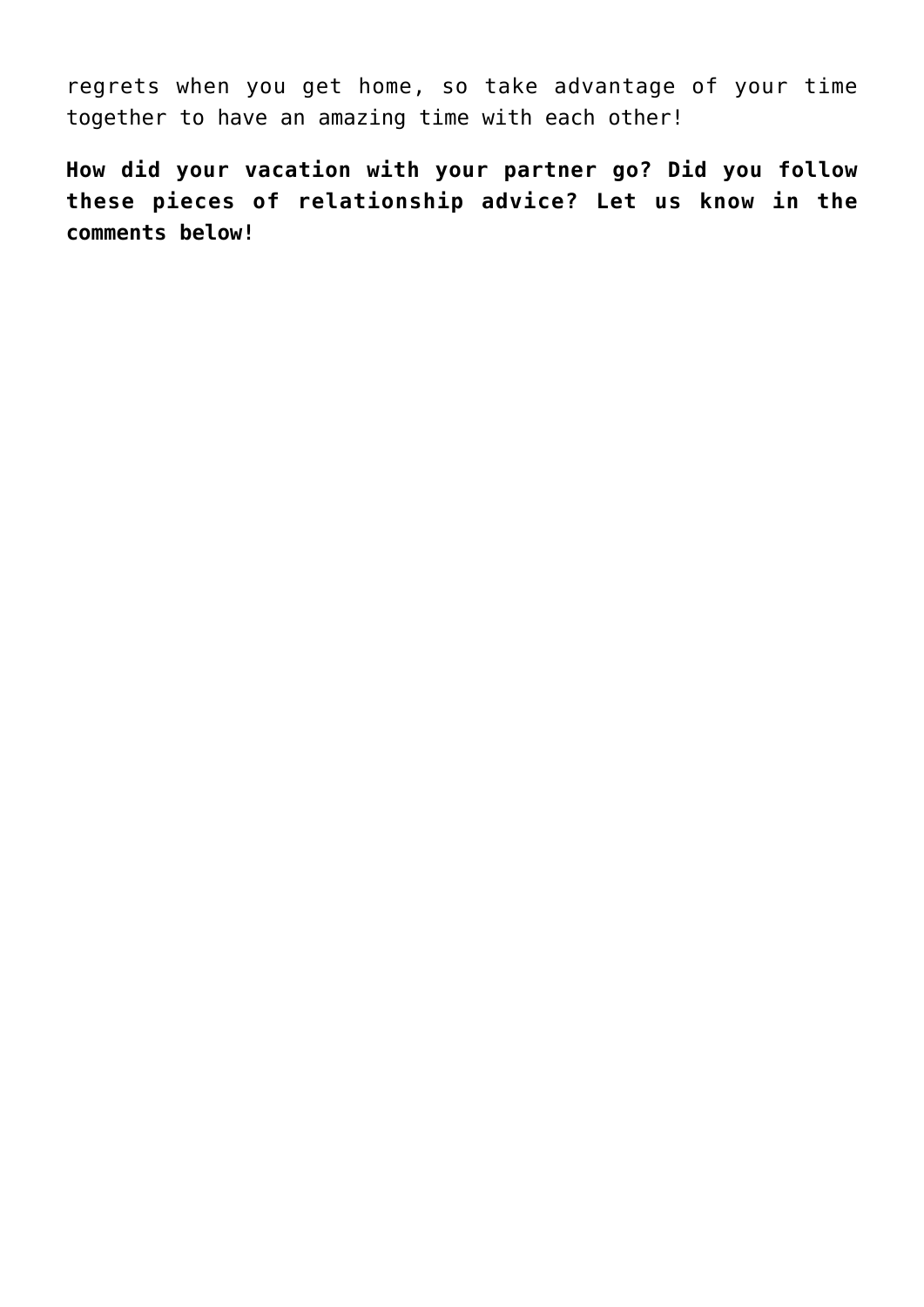regrets when you get home, so take advantage of your time together to have an amazing time with each other!

**How did your vacation with your partner go? Did you follow these pieces of relationship advice? Let us know in the comments below!**